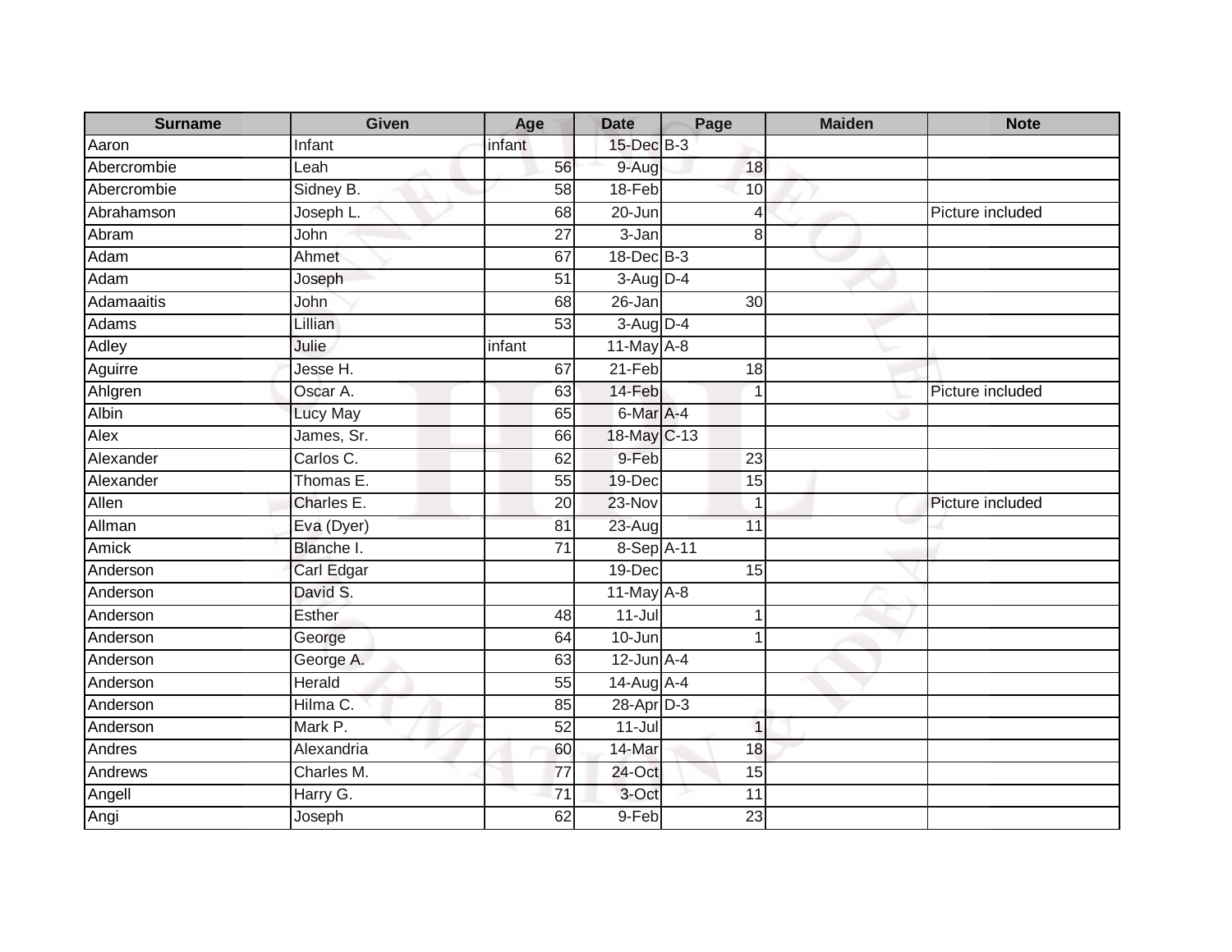| Surname | Given | Age | Date | Page | Maiden | Note |
| --- | --- | --- | --- | --- | --- | --- |
| Aaron | Infant | infant | 15-Dec | B-3 | | |
| Abercrombie | Leah | 56 | 9-Aug | 18 | | |
| Abercrombie | Sidney B. | 58 | 18-Feb | 10 | | |
| Abrahamson | Joseph L. | 68 | 20-Jun | 4 | | Picture included |
| Abram | John | 27 | 3-Jan | 8 | | |
| Adam | Ahmet | 67 | 18-Dec | B-3 | | |
| Adam | Joseph | 51 | 3-Aug | D-4 | | |
| Adamaaitis | John | 68 | 26-Jan | 30 | | |
| Adams | Lillian | 53 | 3-Aug | D-4 | | |
| Adley | Julie | infant | 11-May | A-8 | | |
| Aguirre | Jesse H. | 67 | 21-Feb | 18 | | |
| Ahlgren | Oscar A. | 63 | 14-Feb | 1 | | Picture included |
| Albin | Lucy May | 65 | 6-Mar | A-4 | | |
| Alex | James, Sr. | 66 | 18-May | C-13 | | |
| Alexander | Carlos C. | 62 | 9-Feb | 23 | | |
| Alexander | Thomas E. | 55 | 19-Dec | 15 | | |
| Allen | Charles E. | 20 | 23-Nov | 1 | | Picture included |
| Allman | Eva (Dyer) | 81 | 23-Aug | 11 | | |
| Amick | Blanche I. | 71 | 8-Sep | A-11 | | |
| Anderson | Carl Edgar | | 19-Dec | 15 | | |
| Anderson | David S. | | 11-May | A-8 | | |
| Anderson | Esther | 48 | 11-Jul | 1 | | |
| Anderson | George | 64 | 10-Jun | 1 | | |
| Anderson | George A. | 63 | 12-Jun | A-4 | | |
| Anderson | Herald | 55 | 14-Aug | A-4 | | |
| Anderson | Hilma C. | 85 | 28-Apr | D-3 | | |
| Anderson | Mark P. | 52 | 11-Jul | 1 | | |
| Andres | Alexandria | 60 | 14-Mar | 18 | | |
| Andrews | Charles M. | 77 | 24-Oct | 15 | | |
| Angell | Harry G. | 71 | 3-Oct | 11 | | |
| Angi | Joseph | 62 | 9-Feb | 23 | | |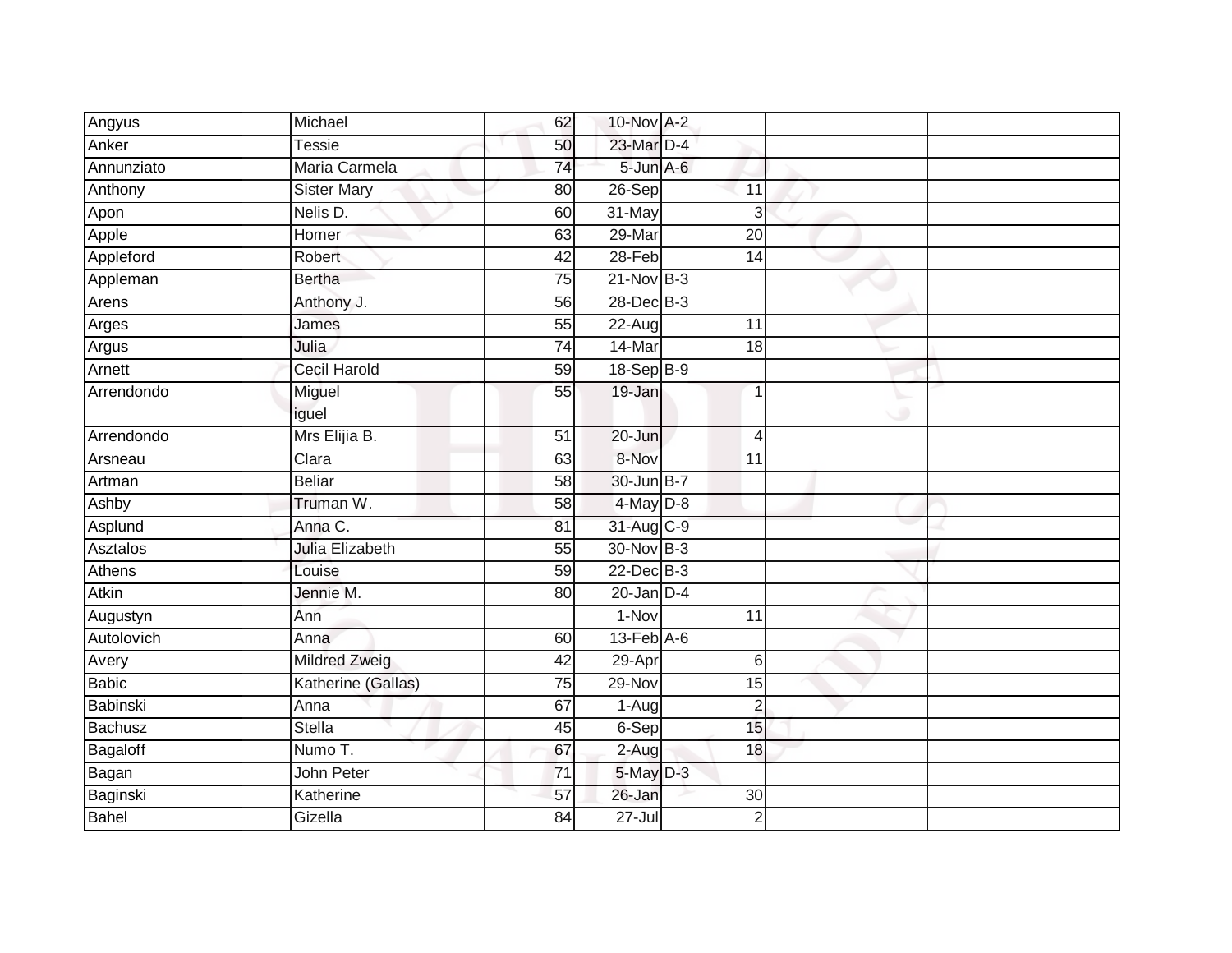| Angyus | Michael | 62 | 10-Nov | A-2 | | |
|---|---|---|---|---|---|---|
| Anker | Tessie | 50 | 23-Mar | D-4 | | |
| Annunziato | Maria Carmela | 74 | 5-Jun | A-6 | | |
| Anthony | Sister Mary | 80 | 26-Sep | 11 | | |
| Apon | Nelis D. | 60 | 31-May | 3 | | |
| Apple | Homer | 63 | 29-Mar | 20 | | |
| Appleford | Robert | 42 | 28-Feb | 14 | | |
| Appleman | Bertha | 75 | 21-Nov | B-3 | | |
| Arens | Anthony J. | 56 | 28-Dec | B-3 | | |
| Arges | James | 55 | 22-Aug | 11 | | |
| Argus | Julia | 74 | 14-Mar | 18 | | |
| Arnett | Cecil Harold | 59 | 18-Sep | B-9 | | |
| Arrendondo | Miguel iguel | 55 | 19-Jan | 1 | | |
| Arrendondo | Mrs Elijia B. | 51 | 20-Jun | 4 | | |
| Arsneau | Clara | 63 | 8-Nov | 11 | | |
| Artman | Beliar | 58 | 30-Jun | B-7 | | |
| Ashby | Truman W. | 58 | 4-May | D-8 | | |
| Asplund | Anna C. | 81 | 31-Aug | C-9 | | |
| Asztalos | Julia Elizabeth | 55 | 30-Nov | B-3 | | |
| Athens | Louise | 59 | 22-Dec | B-3 | | |
| Atkin | Jennie M. | 80 | 20-Jan | D-4 | | |
| Augustyn | Ann | | 1-Nov | 11 | | |
| Autolovich | Anna | 60 | 13-Feb | A-6 | | |
| Avery | Mildred Zweig | 42 | 29-Apr | 6 | | |
| Babic | Katherine (Gallas) | 75 | 29-Nov | 15 | | |
| Babinski | Anna | 67 | 1-Aug | 2 | | |
| Bachusz | Stella | 45 | 6-Sep | 15 | | |
| Bagaloff | Numo T. | 67 | 2-Aug | 18 | | |
| Bagan | John Peter | 71 | 5-May | D-3 | | |
| Baginski | Katherine | 57 | 26-Jan | 30 | | |
| Bahel | Gizella | 84 | 27-Jul | 2 | | |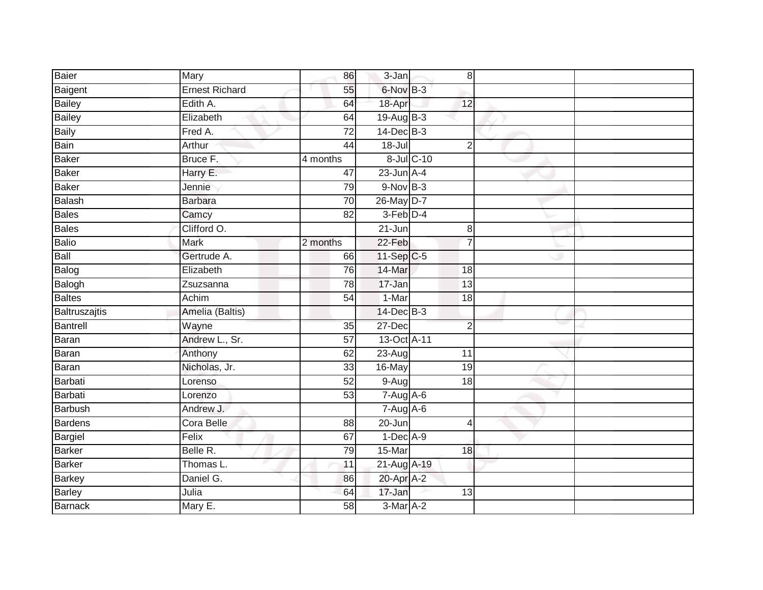| Baier | Mary | 86 | 3-Jan | 8 | | |
|---|---|---|---|---|---|---|
| Baigent | Ernest Richard | 55 | 6-Nov | B-3 | | |
| Bailey | Edith A. | 64 | 18-Apr | 12 | | |
| Bailey | Elizabeth | 64 | 19-Aug | B-3 | | |
| Baily | Fred A. | 72 | 14-Dec | B-3 | | |
| Bain | Arthur | 44 | 18-Jul | 2 | | |
| Baker | Bruce F. | 4 months | 8-Jul | C-10 | | |
| Baker | Harry E. | 47 | 23-Jun | A-4 | | |
| Baker | Jennie | 79 | 9-Nov | B-3 | | |
| Balash | Barbara | 70 | 26-May | D-7 | | |
| Bales | Camcy | 82 | 3-Feb | D-4 | | |
| Bales | Clifford O. | | 21-Jun | 8 | | |
| Balio | Mark | 2 months | 22-Feb | 7 | | |
| Ball | Gertrude A. | 66 | 11-Sep | C-5 | | |
| Balog | Elizabeth | 76 | 14-Mar | 18 | | |
| Balogh | Zsuzsanna | 78 | 17-Jan | 13 | | |
| Baltes | Achim | 54 | 1-Mar | 18 | | |
| Baltruszajtis | Amelia (Baltis) | | 14-Dec | B-3 | | |
| Bantrell | Wayne | 35 | 27-Dec | 2 | | |
| Baran | Andrew L., Sr. | 57 | 13-Oct | A-11 | | |
| Baran | Anthony | 62 | 23-Aug | 11 | | |
| Baran | Nicholas, Jr. | 33 | 16-May | 19 | | |
| Barbati | Lorenso | 52 | 9-Aug | 18 | | |
| Barbati | Lorenzo | 53 | 7-Aug | A-6 | | |
| Barbush | Andrew J. | | 7-Aug | A-6 | | |
| Bardens | Cora Belle | 88 | 20-Jun | 4 | | |
| Bargiel | Felix | 67 | 1-Dec | A-9 | | |
| Barker | Belle R. | 79 | 15-Mar | 18 | | |
| Barker | Thomas L. | 11 | 21-Aug | A-19 | | |
| Barkey | Daniel G. | 86 | 20-Apr | A-2 | | |
| Barley | Julia | 64 | 17-Jan | 13 | | |
| Barnack | Mary E. | 58 | 3-Mar | A-2 | | |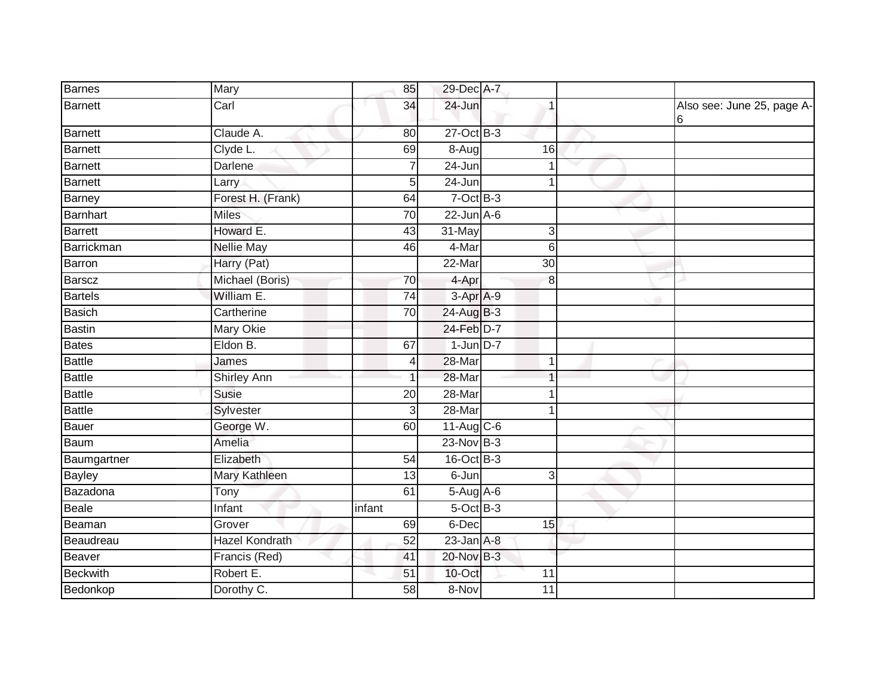| | | | | | | |
|---|---|---|---|---|---|---|
| Barnes | Mary | 85 | 29-Dec | A-7 | | |
| Barnett | Carl | 34 | 24-Jun | 1 | | Also see: June 25, page A-6 |
| Barnett | Claude A. | 80 | 27-Oct | B-3 | | |
| Barnett | Clyde L. | 69 | 8-Aug | 16 | | |
| Barnett | Darlene | 7 | 24-Jun | 1 | | |
| Barnett | Larry | 5 | 24-Jun | 1 | | |
| Barney | Forest H. (Frank) | 64 | 7-Oct | B-3 | | |
| Barnhart | Miles | 70 | 22-Jun | A-6 | | |
| Barrett | Howard E. | 43 | 31-May | 3 | | |
| Barrickman | Nellie May | 46 | 4-Mar | 6 | | |
| Barron | Harry (Pat) | | 22-Mar | 30 | | |
| Barscz | Michael (Boris) | 70 | 4-Apr | 8 | | |
| Bartels | William E. | 74 | 3-Apr | A-9 | | |
| Basich | Cartherine | 70 | 24-Aug | B-3 | | |
| Bastin | Mary Okie | | 24-Feb | D-7 | | |
| Bates | Eldon B. | 67 | 1-Jun | D-7 | | |
| Battle | James | 4 | 28-Mar | 1 | | |
| Battle | Shirley Ann | 1 | 28-Mar | 1 | | |
| Battle | Susie | 20 | 28-Mar | 1 | | |
| Battle | Sylvester | 3 | 28-Mar | 1 | | |
| Bauer | George W. | 60 | 11-Aug | C-6 | | |
| Baum | Amelia | | 23-Nov | B-3 | | |
| Baumgartner | Elizabeth | 54 | 16-Oct | B-3 | | |
| Bayley | Mary Kathleen | 13 | 6-Jun | 3 | | |
| Bazadona | Tony | 61 | 5-Aug | A-6 | | |
| Beale | Infant | infant | 5-Oct | B-3 | | |
| Beaman | Grover | 69 | 6-Dec | 15 | | |
| Beaudreau | Hazel Kondrath | 52 | 23-Jan | A-8 | | |
| Beaver | Francis (Red) | 41 | 20-Nov | B-3 | | |
| Beckwith | Robert E. | 51 | 10-Oct | 11 | | |
| Bedonkop | Dorothy C. | 58 | 8-Nov | 11 | | |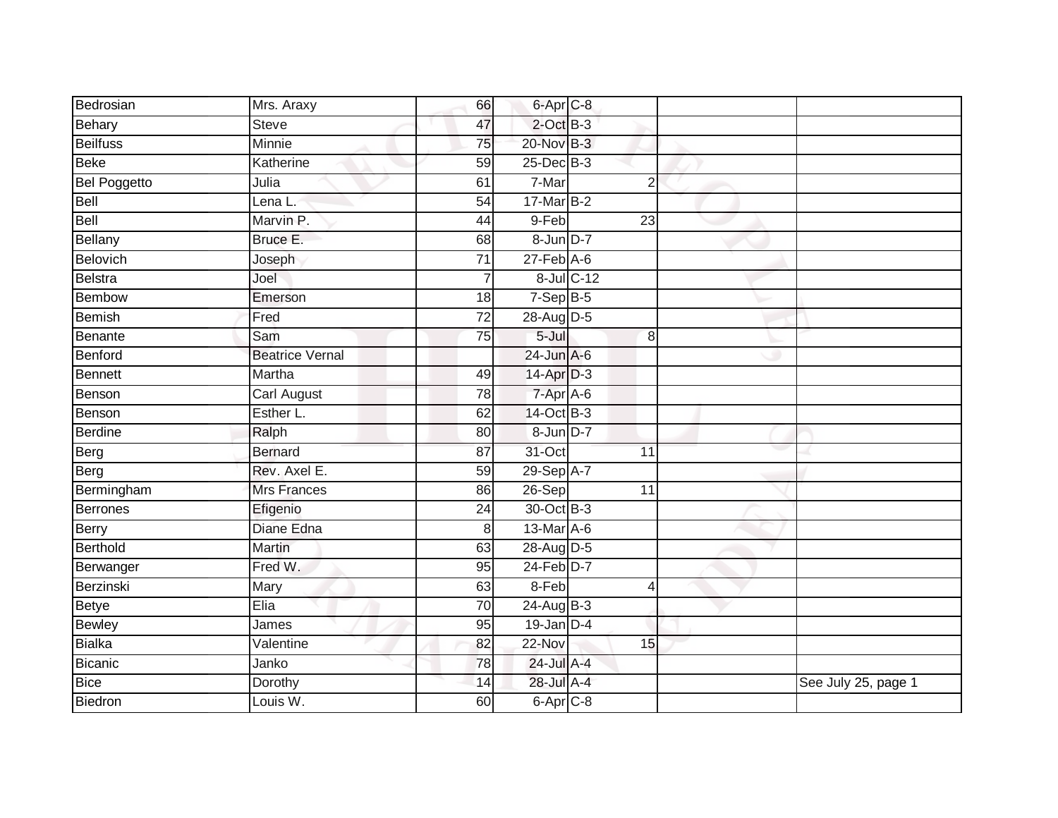| | | | | | | |
|---|---|---|---|---|---|---|
| Bedrosian | Mrs. Araxy | 66 | 6-Apr | C-8 | | |
| Behary | Steve | 47 | 2-Oct | B-3 | | |
| Beilfuss | Minnie | 75 | 20-Nov | B-3 | | |
| Beke | Katherine | 59 | 25-Dec | B-3 | | |
| Bel Poggetto | Julia | 61 | 7-Mar | 2 | | |
| Bell | Lena L. | 54 | 17-Mar | B-2 | | |
| Bell | Marvin P. | 44 | 9-Feb | 23 | | |
| Bellany | Bruce E. | 68 | 8-Jun | D-7 | | |
| Belovich | Joseph | 71 | 27-Feb | A-6 | | |
| Belstra | Joel | 7 | 8-Jul | C-12 | | |
| Bembow | Emerson | 18 | 7-Sep | B-5 | | |
| Bemish | Fred | 72 | 28-Aug | D-5 | | |
| Benante | Sam | 75 | 5-Jul | 8 | | |
| Benford | Beatrice Vernal | | 24-Jun | A-6 | | |
| Bennett | Martha | 49 | 14-Apr | D-3 | | |
| Benson | Carl August | 78 | 7-Apr | A-6 | | |
| Benson | Esther L. | 62 | 14-Oct | B-3 | | |
| Berdine | Ralph | 80 | 8-Jun | D-7 | | |
| Berg | Bernard | 87 | 31-Oct | 11 | | |
| Berg | Rev. Axel E. | 59 | 29-Sep | A-7 | | |
| Bermingham | Mrs Frances | 86 | 26-Sep | 11 | | |
| Berrones | Efigenio | 24 | 30-Oct | B-3 | | |
| Berry | Diane Edna | 8 | 13-Mar | A-6 | | |
| Berthold | Martin | 63 | 28-Aug | D-5 | | |
| Berwanger | Fred W. | 95 | 24-Feb | D-7 | | |
| Berzinski | Mary | 63 | 8-Feb | 4 | | |
| Betye | Elia | 70 | 24-Aug | B-3 | | |
| Bewley | James | 95 | 19-Jan | D-4 | | |
| Bialka | Valentine | 82 | 22-Nov | 15 | | |
| Bicanic | Janko | 78 | 24-Jul | A-4 | | |
| Bice | Dorothy | 14 | 28-Jul | A-4 | | See July 25, page 1 |
| Biedron | Louis W. | 60 | 6-Apr | C-8 | | |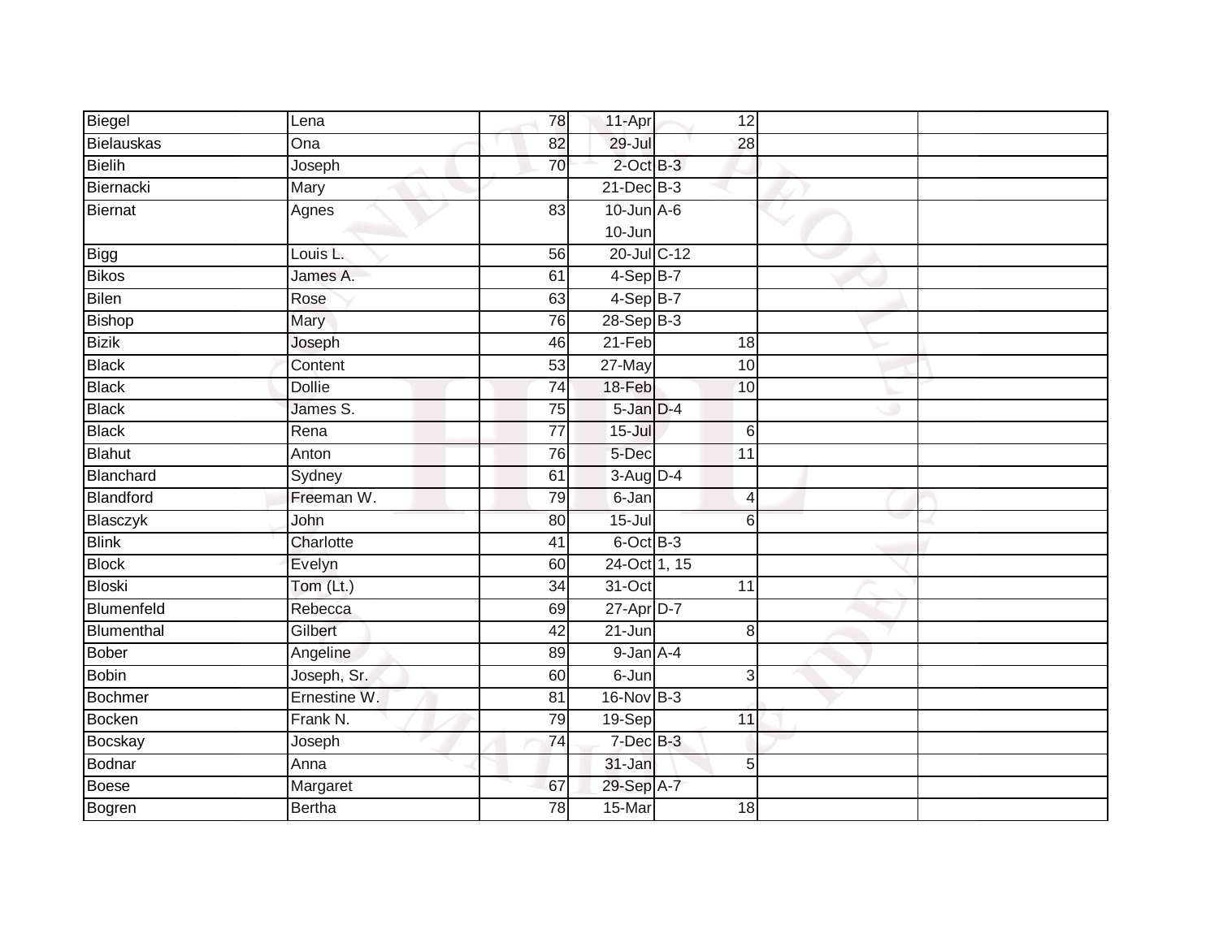| | | | | | | |
|---|---|---|---|---|---|---|
| Biegel | Lena | 78 | 11-Apr | 12 | | |
| Bielauskas | Ona | 82 | 29-Jul | 28 | | |
| Bielih | Joseph | 70 | 2-Oct | B-3 | | |
| Biernacki | Mary | | 21-Dec | B-3 | | |
| Biernat | Agnes | 83 | 10-Jun<br>10-Jun | A-6 | | |
| Bigg | Louis L. | 56 | 20-Jul | C-12 | | |
| Bikos | James A. | 61 | 4-Sep | B-7 | | |
| Bilen | Rose | 63 | 4-Sep | B-7 | | |
| Bishop | Mary | 76 | 28-Sep | B-3 | | |
| Bizik | Joseph | 46 | 21-Feb | 18 | | |
| Black | Content | 53 | 27-May | 10 | | |
| Black | Dollie | 74 | 18-Feb | 10 | | |
| Black | James S. | 75 | 5-Jan | D-4 | | |
| Black | Rena | 77 | 15-Jul | 6 | | |
| Blahut | Anton | 76 | 5-Dec | 11 | | |
| Blanchard | Sydney | 61 | 3-Aug | D-4 | | |
| Blandford | Freeman W. | 79 | 6-Jan | 4 | | |
| Blasczyk | John | 80 | 15-Jul | 6 | | |
| Blink | Charlotte | 41 | 6-Oct | B-3 | | |
| Block | Evelyn | 60 | 24-Oct | 1, 15 | | |
| Bloski | Tom (Lt.) | 34 | 31-Oct | 11 | | |
| Blumenfeld | Rebecca | 69 | 27-Apr | D-7 | | |
| Blumenthal | Gilbert | 42 | 21-Jun | 8 | | |
| Bober | Angeline | 89 | 9-Jan | A-4 | | |
| Bobin | Joseph, Sr. | 60 | 6-Jun | 3 | | |
| Bochmer | Ernestine W. | 81 | 16-Nov | B-3 | | |
| Bocken | Frank N. | 79 | 19-Sep | 11 | | |
| Bocskay | Joseph | 74 | 7-Dec | B-3 | | |
| Bodnar | Anna | | 31-Jan | 5 | | |
| Boese | Margaret | 67 | 29-Sep | A-7 | | |
| Bogren | Bertha | 78 | 15-Mar | 18 | | |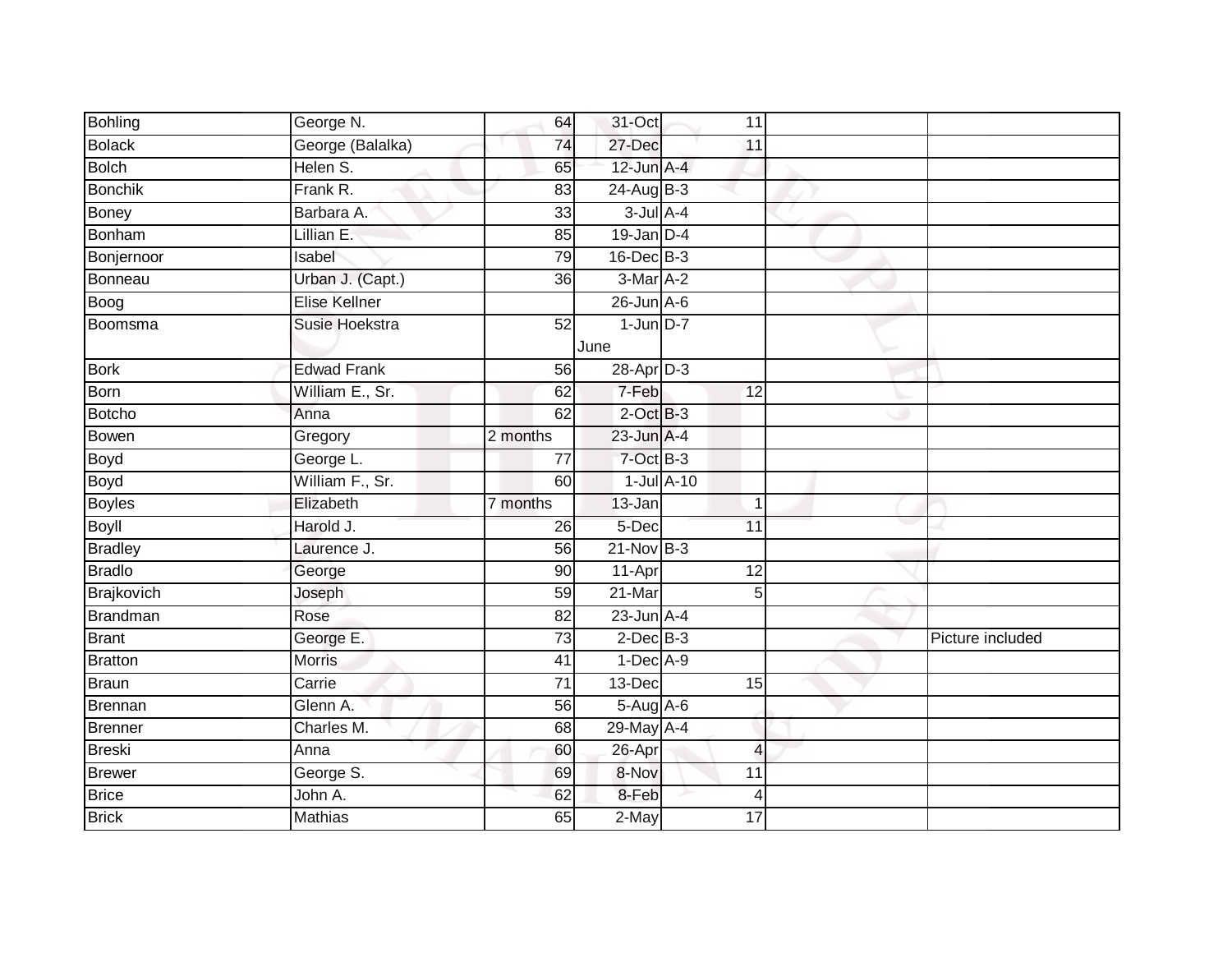| Bohling | George N. | 64 | 31-Oct | 11 | | |
|---|---|---|---|---|---|---|
| Bolack | George (Balalka) | 74 | 27-Dec | 11 | | |
| Bolch | Helen S. | 65 | 12-Jun | A-4 | | |
| Bonchik | Frank R. | 83 | 24-Aug | B-3 | | |
| Boney | Barbara A. | 33 | 3-Jul | A-4 | | |
| Bonham | Lillian E. | 85 | 19-Jan | D-4 | | |
| Bonjernoor | Isabel | 79 | 16-Dec | B-3 | | |
| Bonneau | Urban J. (Capt.) | 36 | 3-Mar | A-2 | | |
| Boog | Elise Kellner | | 26-Jun | A-6 | | |
| Boomsma | Susie Hoekstra | 52 | 1-Jun June | D-7 | | |
| Bork | Edwad Frank | 56 | 28-Apr | D-3 | | |
| Born | William E., Sr. | 62 | 7-Feb | 12 | | |
| Botcho | Anna | 62 | 2-Oct | B-3 | | |
| Bowen | Gregory | 2 months | 23-Jun | A-4 | | |
| Boyd | George L. | 77 | 7-Oct | B-3 | | |
| Boyd | William F., Sr. | 60 | 1-Jul | A-10 | | |
| Boyles | Elizabeth | 7 months | 13-Jan | 1 | | |
| Boyll | Harold J. | 26 | 5-Dec | 11 | | |
| Bradley | Laurence J. | 56 | 21-Nov | B-3 | | |
| Bradlo | George | 90 | 11-Apr | 12 | | |
| Brajkovich | Joseph | 59 | 21-Mar | 5 | | |
| Brandman | Rose | 82 | 23-Jun | A-4 | | |
| Brant | George E. | 73 | 2-Dec | B-3 | | Picture included |
| Bratton | Morris | 41 | 1-Dec | A-9 | | |
| Braun | Carrie | 71 | 13-Dec | 15 | | |
| Brennan | Glenn A. | 56 | 5-Aug | A-6 | | |
| Brenner | Charles M. | 68 | 29-May | A-4 | | |
| Breski | Anna | 60 | 26-Apr | 4 | | |
| Brewer | George S. | 69 | 8-Nov | 11 | | |
| Brice | John A. | 62 | 8-Feb | 4 | | |
| Brick | Mathias | 65 | 2-May | 17 | | |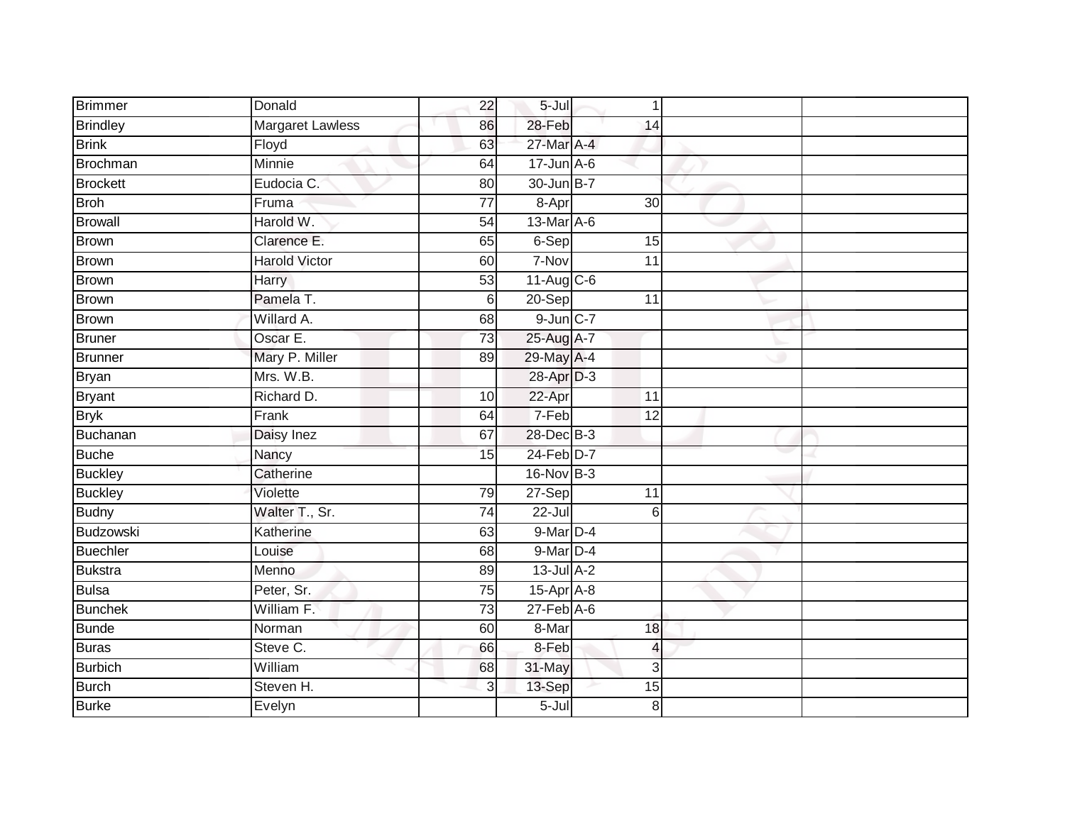| | | | | | | | |
|---|---|---|---|---|---|---|---|
| Brimmer | Donald | 22 | 5-Jul | | 1 | | |
| Brindley | Margaret Lawless | 86 | 28-Feb | | 14 | | |
| Brink | Floyd | 63 | 27-Mar | A-4 | | | |
| Brochman | Minnie | 64 | 17-Jun | A-6 | | | |
| Brockett | Eudocia C. | 80 | 30-Jun | B-7 | | | |
| Broh | Fruma | 77 | 8-Apr | | 30 | | |
| Browall | Harold W. | 54 | 13-Mar | A-6 | | | |
| Brown | Clarence E. | 65 | 6-Sep | | 15 | | |
| Brown | Harold Victor | 60 | 7-Nov | | 11 | | |
| Brown | Harry | 53 | 11-Aug | C-6 | | | |
| Brown | Pamela T. | 6 | 20-Sep | | 11 | | |
| Brown | Willard A. | 68 | 9-Jun | C-7 | | | |
| Bruner | Oscar E. | 73 | 25-Aug | A-7 | | | |
| Brunner | Mary P. Miller | 89 | 29-May | A-4 | | | |
| Bryan | Mrs. W.B. | | 28-Apr | D-3 | | | |
| Bryant | Richard D. | 10 | 22-Apr | | 11 | | |
| Bryk | Frank | 64 | 7-Feb | | 12 | | |
| Buchanan | Daisy Inez | 67 | 28-Dec | B-3 | | | |
| Buche | Nancy | 15 | 24-Feb | D-7 | | | |
| Buckley | Catherine | | 16-Nov | B-3 | | | |
| Buckley | Violette | 79 | 27-Sep | | 11 | | |
| Budny | Walter T., Sr. | 74 | 22-Jul | | 6 | | |
| Budzowski | Katherine | 63 | 9-Mar | D-4 | | | |
| Buechler | Louise | 68 | 9-Mar | D-4 | | | |
| Bukstra | Menno | 89 | 13-Jul | A-2 | | | |
| Bulsa | Peter, Sr. | 75 | 15-Apr | A-8 | | | |
| Bunchek | William F. | 73 | 27-Feb | A-6 | | | |
| Bunde | Norman | 60 | 8-Mar | | 18 | | |
| Buras | Steve C. | 66 | 8-Feb | | 4 | | |
| Burbich | William | 68 | 31-May | | 3 | | |
| Burch | Steven H. | 3 | 13-Sep | | 15 | | |
| Burke | Evelyn | | 5-Jul | | 8 | | |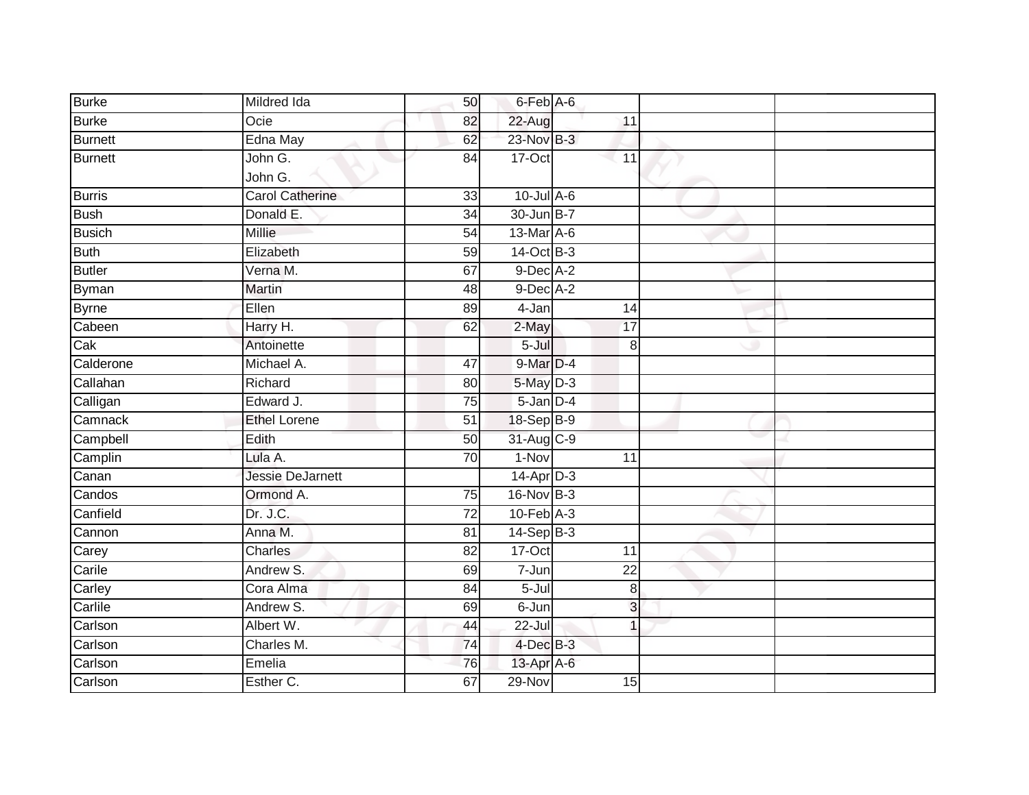| Burke | Mildred Ida | 50 | 6-Feb | A-6 | | |
|---|---|---|---|---|---|---|
| Burke | Ocie | 82 | 22-Aug | 11 | | |
| Burnett | Edna May | 62 | 23-Nov | B-3 | | |
| Burnett | John G.<br>John G. | 84 | 17-Oct | 11 | | |
| Burris | Carol Catherine | 33 | 10-Jul | A-6 | | |
| Bush | Donald E. | 34 | 30-Jun | B-7 | | |
| Busich | Millie | 54 | 13-Mar | A-6 | | |
| Buth | Elizabeth | 59 | 14-Oct | B-3 | | |
| Butler | Verna M. | 67 | 9-Dec | A-2 | | |
| Byman | Martin | 48 | 9-Dec | A-2 | | |
| Byrne | Ellen | 89 | 4-Jan | 14 | | |
| Cabeen | Harry H. | 62 | 2-May | 17 | | |
| Cak | Antoinette | | 5-Jul | 8 | | |
| Calderone | Michael A. | 47 | 9-Mar | D-4 | | |
| Callahan | Richard | 80 | 5-May | D-3 | | |
| Calligan | Edward J. | 75 | 5-Jan | D-4 | | |
| Camnack | Ethel Lorene | 51 | 18-Sep | B-9 | | |
| Campbell | Edith | 50 | 31-Aug | C-9 | | |
| Camplin | Lula A. | 70 | 1-Nov | 11 | | |
| Canan | Jessie DeJarnett | | 14-Apr | D-3 | | |
| Candos | Ormond A. | 75 | 16-Nov | B-3 | | |
| Canfield | Dr. J.C. | 72 | 10-Feb | A-3 | | |
| Cannon | Anna M. | 81 | 14-Sep | B-3 | | |
| Carey | Charles | 82 | 17-Oct | 11 | | |
| Carile | Andrew S. | 69 | 7-Jun | 22 | | |
| Carley | Cora Alma | 84 | 5-Jul | 8 | | |
| Carlile | Andrew S. | 69 | 6-Jun | 3 | | |
| Carlson | Albert W. | 44 | 22-Jul | 1 | | |
| Carlson | Charles M. | 74 | 4-Dec | B-3 | | |
| Carlson | Emelia | 76 | 13-Apr | A-6 | | |
| Carlson | Esther C. | 67 | 29-Nov | 15 | | |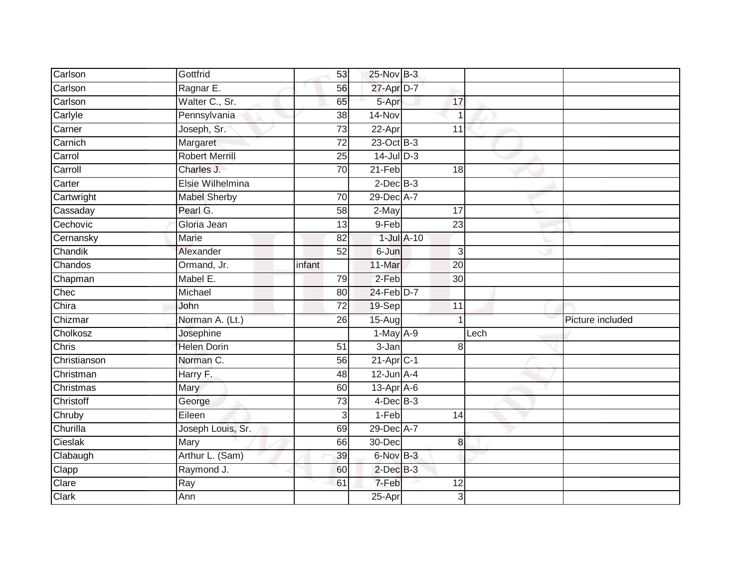| Carlson | Gottfrid | 53 | 25-Nov | B-3 | | | |
|---|---|---|---|---|---|---|---|
| Carlson | Ragnar E. | 56 | 27-Apr | D-7 | | | |
| Carlson | Walter C., Sr. | 65 | 5-Apr | | 17 | | |
| Carlyle | Pennsylvania | 38 | 14-Nov | | 1 | | |
| Carner | Joseph, Sr. | 73 | 22-Apr | | 11 | | |
| Carnich | Margaret | 72 | 23-Oct | B-3 | | | |
| Carrol | Robert Merrill | 25 | 14-Jul | D-3 | | | |
| Carroll | Charles J. | 70 | 21-Feb | | 18 | | |
| Carter | Elsie Wilhelmina | | 2-Dec | B-3 | | | |
| Cartwright | Mabel Sherby | 70 | 29-Dec | A-7 | | | |
| Cassaday | Pearl G. | 58 | 2-May | | 17 | | |
| Cechovic | Gloria Jean | 13 | 9-Feb | | 23 | | |
| Cernansky | Marie | 82 | 1-Jul | A-10 | | | |
| Chandik | Alexander | 52 | 6-Jun | | 3 | | |
| Chandos | Ormand, Jr. | infant | 11-Mar | | 20 | | |
| Chapman | Mabel E. | 79 | 2-Feb | | 30 | | |
| Chec | Michael | 80 | 24-Feb | D-7 | | | |
| Chira | John | 72 | 19-Sep | | 11 | | |
| Chizmar | Norman A. (Lt.) | 26 | 15-Aug | | 1 | | Picture included |
| Cholkosz | Josephine | | 1-May | A-9 | | Lech | |
| Chris | Helen Dorin | 51 | 3-Jan | | 8 | | |
| Christianson | Norman C. | 56 | 21-Apr | C-1 | | | |
| Christman | Harry F. | 48 | 12-Jun | A-4 | | | |
| Christmas | Mary | 60 | 13-Apr | A-6 | | | |
| Christoff | George | 73 | 4-Dec | B-3 | | | |
| Chruby | Eileen | 3 | 1-Feb | | 14 | | |
| Churilla | Joseph Louis, Sr. | 69 | 29-Dec | A-7 | | | |
| Cieslak | Mary | 66 | 30-Dec | | 8 | | |
| Clabaugh | Arthur L. (Sam) | 39 | 6-Nov | B-3 | | | |
| Clapp | Raymond J. | 60 | 2-Dec | B-3 | | | |
| Clare | Ray | 61 | 7-Feb | | 12 | | |
| Clark | Ann | | 25-Apr | | 3 | | |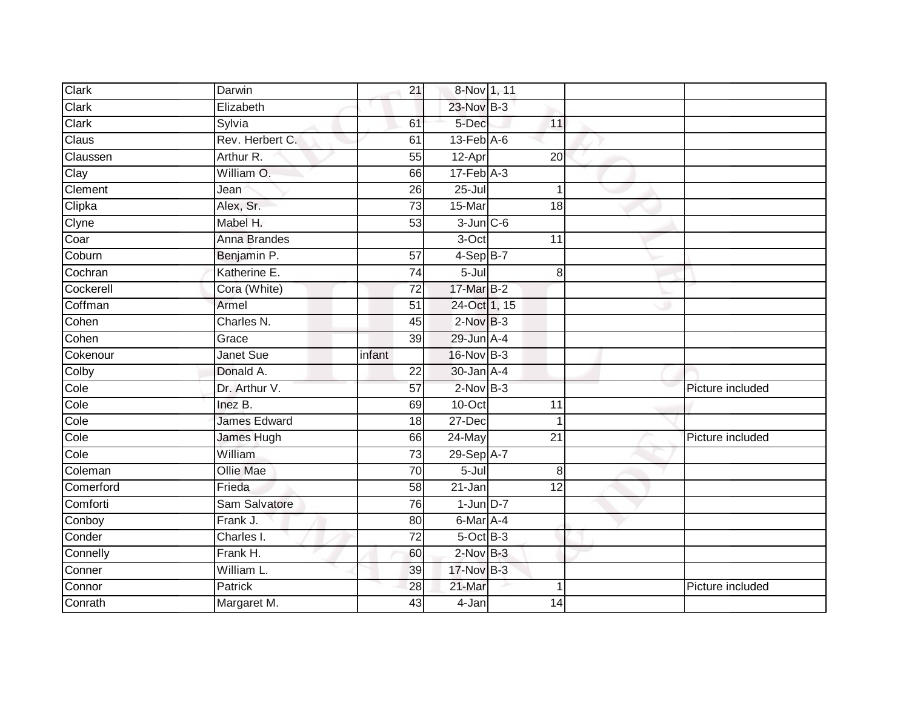| Clark | Darwin | 21 | 8-Nov | 1, 11 | | |
|---|---|---|---|---|---|---|
| Clark | Elizabeth | | 23-Nov | B-3 | | |
| Clark | Sylvia | 61 | 5-Dec | 11 | | |
| Claus | Rev. Herbert C. | 61 | 13-Feb | A-6 | | |
| Claussen | Arthur R. | 55 | 12-Apr | 20 | | |
| Clay | William O. | 66 | 17-Feb | A-3 | | |
| Clement | Jean | 26 | 25-Jul | 1 | | |
| Clipka | Alex, Sr. | 73 | 15-Mar | 18 | | |
| Clyne | Mabel H. | 53 | 3-Jun | C-6 | | |
| Coar | Anna Brandes | | 3-Oct | 11 | | |
| Coburn | Benjamin P. | 57 | 4-Sep | B-7 | | |
| Cochran | Katherine E. | 74 | 5-Jul | 8 | | |
| Cockerell | Cora (White) | 72 | 17-Mar | B-2 | | |
| Coffman | Armel | 51 | 24-Oct | 1, 15 | | |
| Cohen | Charles N. | 45 | 2-Nov | B-3 | | |
| Cohen | Grace | 39 | 29-Jun | A-4 | | |
| Cokenour | Janet Sue | infant | 16-Nov | B-3 | | |
| Colby | Donald A. | 22 | 30-Jan | A-4 | | |
| Cole | Dr. Arthur V. | 57 | 2-Nov | B-3 | | Picture included |
| Cole | Inez B. | 69 | 10-Oct | 11 | | |
| Cole | James Edward | 18 | 27-Dec | 1 | | |
| Cole | James Hugh | 66 | 24-May | 21 | | Picture included |
| Cole | William | 73 | 29-Sep | A-7 | | |
| Coleman | Ollie Mae | 70 | 5-Jul | 8 | | |
| Comerford | Frieda | 58 | 21-Jan | 12 | | |
| Comforti | Sam Salvatore | 76 | 1-Jun | D-7 | | |
| Conboy | Frank J. | 80 | 6-Mar | A-4 | | |
| Conder | Charles I. | 72 | 5-Oct | B-3 | | |
| Connelly | Frank H. | 60 | 2-Nov | B-3 | | |
| Conner | William L. | 39 | 17-Nov | B-3 | | |
| Connor | Patrick | 28 | 21-Mar | 1 | | Picture included |
| Conrath | Margaret M. | 43 | 4-Jan | 14 | | |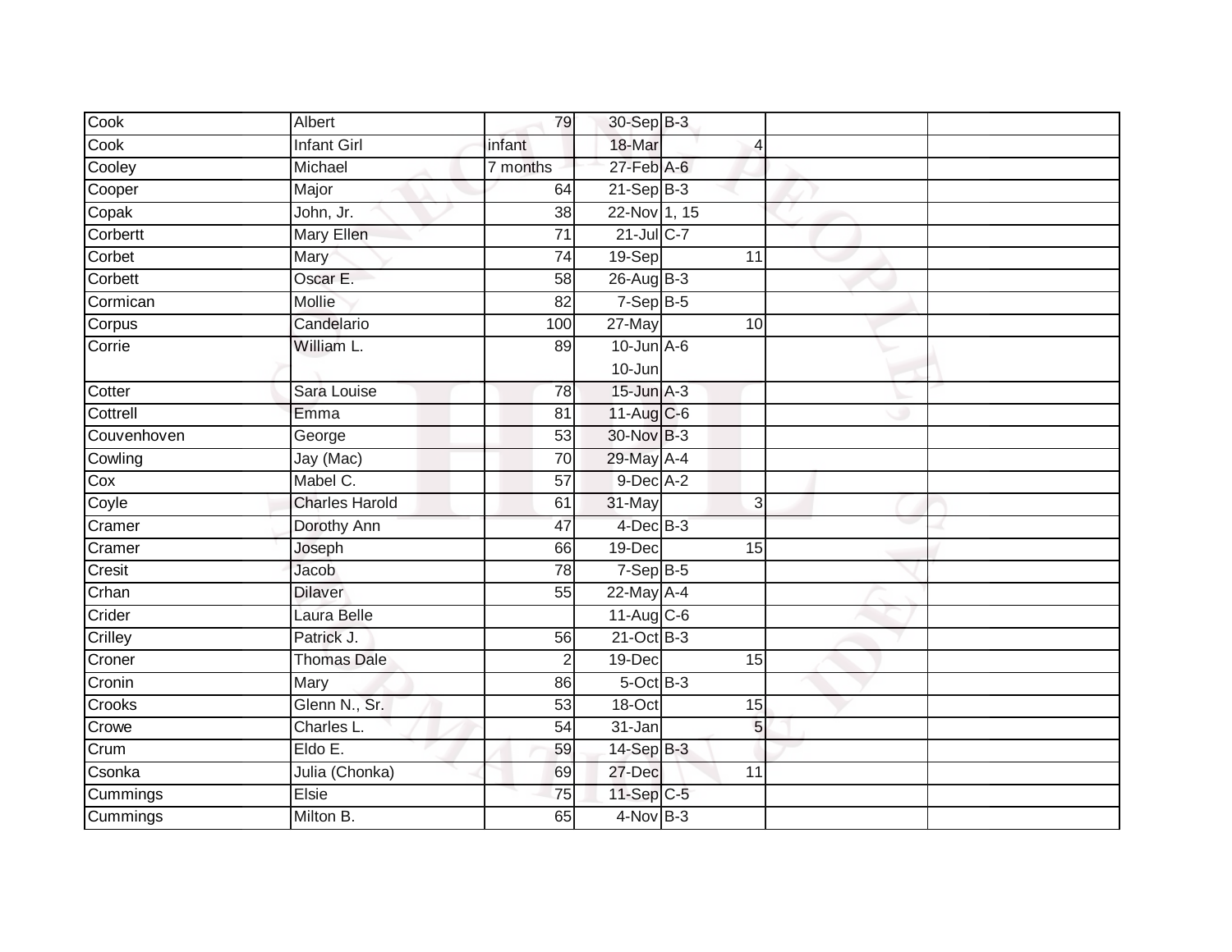| | | | | | | | |
|---|---|---|---|---|---|---|---|
| Cook | Albert | 79 | 30-Sep | B-3 | | | |
| Cook | Infant Girl | infant | 18-Mar | | 4 | | |
| Cooley | Michael | 7 months | 27-Feb | A-6 | | | |
| Cooper | Major | 64 | 21-Sep | B-3 | | | |
| Copak | John, Jr. | 38 | 22-Nov | 1, 15 | | | |
| Corbertt | Mary Ellen | 71 | 21-Jul | C-7 | | | |
| Corbet | Mary | 74 | 19-Sep | | 11 | | |
| Corbett | Oscar E. | 58 | 26-Aug | B-3 | | | |
| Cormican | Mollie | 82 | 7-Sep | B-5 | | | |
| Corpus | Candelario | 100 | 27-May | | 10 | | |
| Corrie | William L. | 89 | 10-Jun 10-Jun | A-6 | | | |
| Cotter | Sara Louise | 78 | 15-Jun | A-3 | | | |
| Cottrell | Emma | 81 | 11-Aug | C-6 | | | |
| Couvenhoven | George | 53 | 30-Nov | B-3 | | | |
| Cowling | Jay (Mac) | 70 | 29-May | A-4 | | | |
| Cox | Mabel C. | 57 | 9-Dec | A-2 | | | |
| Coyle | Charles Harold | 61 | 31-May | | 3 | | |
| Cramer | Dorothy Ann | 47 | 4-Dec | B-3 | | | |
| Cramer | Joseph | 66 | 19-Dec | | 15 | | |
| Cresit | Jacob | 78 | 7-Sep | B-5 | | | |
| Crhan | Dilaver | 55 | 22-May | A-4 | | | |
| Crider | Laura Belle | | 11-Aug | C-6 | | | |
| Crilley | Patrick J. | 56 | 21-Oct | B-3 | | | |
| Croner | Thomas Dale | 2 | 19-Dec | | 15 | | |
| Cronin | Mary | 86 | 5-Oct | B-3 | | | |
| Crooks | Glenn N., Sr. | 53 | 18-Oct | | 15 | | |
| Crowe | Charles L. | 54 | 31-Jan | | 5 | | |
| Crum | Eldo E. | 59 | 14-Sep | B-3 | | | |
| Csonka | Julia (Chonka) | 69 | 27-Dec | | 11 | | |
| Cummings | Elsie | 75 | 11-Sep | C-5 | | | |
| Cummings | Milton B. | 65 | 4-Nov | B-3 | | | |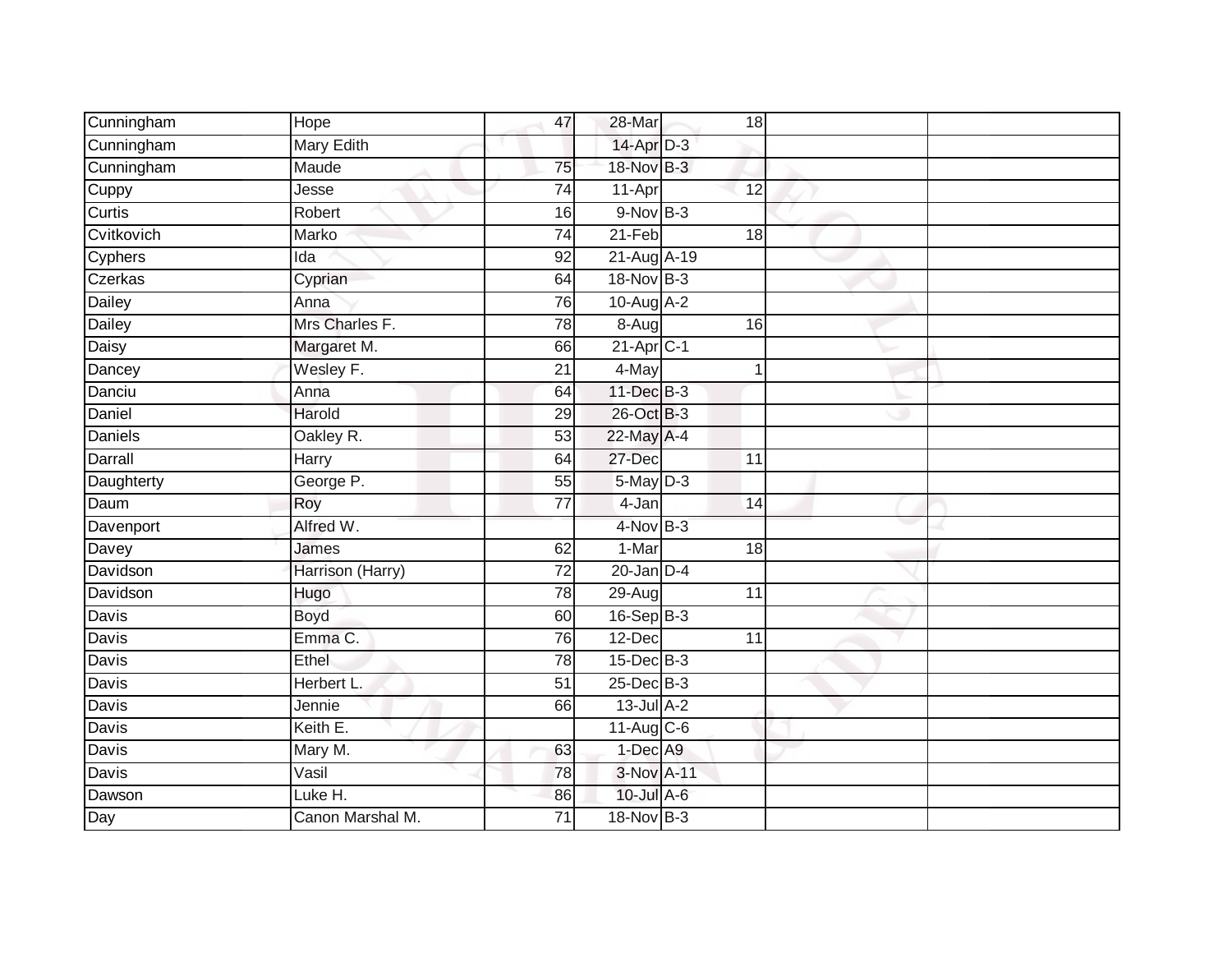| Cunningham | Hope | 47 | 28-Mar | 18 | | |
|---|---|---|---|---|---|---|
| Cunningham | Mary Edith | | 14-Apr | D-3 | | |
| Cunningham | Maude | 75 | 18-Nov | B-3 | | |
| Cuppy | Jesse | 74 | 11-Apr | 12 | | |
| Curtis | Robert | 16 | 9-Nov | B-3 | | |
| Cvitkovich | Marko | 74 | 21-Feb | 18 | | |
| Cyphers | Ida | 92 | 21-Aug | A-19 | | |
| Czerkas | Cyprian | 64 | 18-Nov | B-3 | | |
| Dailey | Anna | 76 | 10-Aug | A-2 | | |
| Dailey | Mrs Charles F. | 78 | 8-Aug | 16 | | |
| Daisy | Margaret M. | 66 | 21-Apr | C-1 | | |
| Dancey | Wesley F. | 21 | 4-May | 1 | | |
| Danciu | Anna | 64 | 11-Dec | B-3 | | |
| Daniel | Harold | 29 | 26-Oct | B-3 | | |
| Daniels | Oakley R. | 53 | 22-May | A-4 | | |
| Darrall | Harry | 64 | 27-Dec | 11 | | |
| Daughterty | George P. | 55 | 5-May | D-3 | | |
| Daum | Roy | 77 | 4-Jan | 14 | | |
| Davenport | Alfred W. | | 4-Nov | B-3 | | |
| Davey | James | 62 | 1-Mar | 18 | | |
| Davidson | Harrison (Harry) | 72 | 20-Jan | D-4 | | |
| Davidson | Hugo | 78 | 29-Aug | 11 | | |
| Davis | Boyd | 60 | 16-Sep | B-3 | | |
| Davis | Emma C. | 76 | 12-Dec | 11 | | |
| Davis | Ethel | 78 | 15-Dec | B-3 | | |
| Davis | Herbert L. | 51 | 25-Dec | B-3 | | |
| Davis | Jennie | 66 | 13-Jul | A-2 | | |
| Davis | Keith E. | | 11-Aug | C-6 | | |
| Davis | Mary M. | 63 | 1-Dec | A9 | | |
| Davis | Vasil | 78 | 3-Nov | A-11 | | |
| Dawson | Luke H. | 86 | 10-Jul | A-6 | | |
| Day | Canon Marshal M. | 71 | 18-Nov | B-3 | | |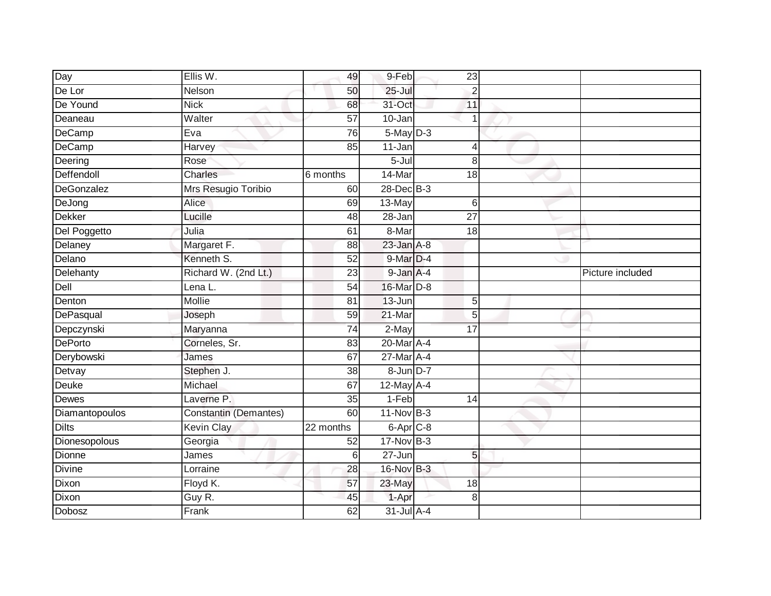| | | | | | | |
|---|---|---|---|---|---|---|
| Day | Ellis W. | 49 | 9-Feb | 23 | | |
| De Lor | Nelson | 50 | 25-Jul | 2 | | |
| De Yound | Nick | 68 | 31-Oct | 11 | | |
| Deaneau | Walter | 57 | 10-Jan | 1 | | |
| DeCamp | Eva | 76 | 5-May | D-3 | | |
| DeCamp | Harvey | 85 | 11-Jan | 4 | | |
| Deering | Rose | | 5-Jul | 8 | | |
| Deffendoll | Charles | 6 months | 14-Mar | 18 | | |
| DeGonzalez | Mrs Resugio Toribio | 60 | 28-Dec | B-3 | | |
| DeJong | Alice | 69 | 13-May | 6 | | |
| Dekker | Lucille | 48 | 28-Jan | 27 | | |
| Del Poggetto | Julia | 61 | 8-Mar | 18 | | |
| Delaney | Margaret F. | 88 | 23-Jan | A-8 | | |
| Delano | Kenneth S. | 52 | 9-Mar | D-4 | | |
| Delehanty | Richard W. (2nd Lt.) | 23 | 9-Jan | A-4 | | Picture included |
| Dell | Lena L. | 54 | 16-Mar | D-8 | | |
| Denton | Mollie | 81 | 13-Jun | 5 | | |
| DePasqual | Joseph | 59 | 21-Mar | 5 | | |
| Depczynski | Maryanna | 74 | 2-May | 17 | | |
| DePorto | Corneles, Sr. | 83 | 20-Mar | A-4 | | |
| Derybowski | James | 67 | 27-Mar | A-4 | | |
| Detvay | Stephen J. | 38 | 8-Jun | D-7 | | |
| Deuke | Michael | 67 | 12-May | A-4 | | |
| Dewes | Laverne P. | 35 | 1-Feb | 14 | | |
| Diamantopoulos | Constantin (Demantes) | 60 | 11-Nov | B-3 | | |
| Dilts | Kevin Clay | 22 months | 6-Apr | C-8 | | |
| Dionesopolous | Georgia | 52 | 17-Nov | B-3 | | |
| Dionne | James | 6 | 27-Jun | 5 | | |
| Divine | Lorraine | 28 | 16-Nov | B-3 | | |
| Dixon | Floyd K. | 57 | 23-May | 18 | | |
| Dixon | Guy R. | 45 | 1-Apr | 8 | | |
| Dobosz | Frank | 62 | 31-Jul | A-4 | | |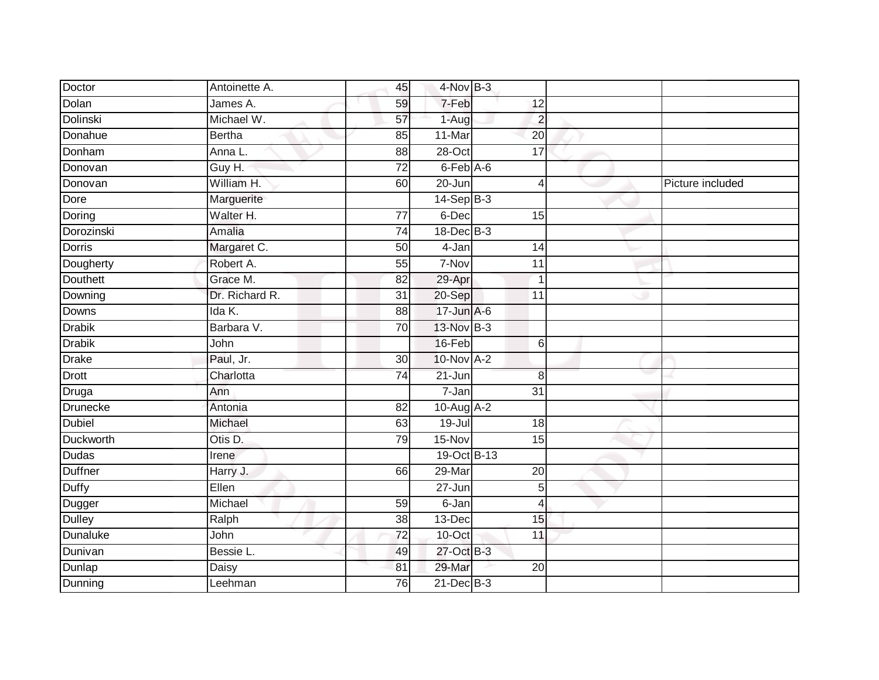| | | | | | | |
|---|---|---|---|---|---|---|
| Doctor | Antoinette A. | 45 | 4-Nov | B-3 | | |
| Dolan | James A. | 59 | 7-Feb | 12 | | |
| Dolinski | Michael W. | 57 | 1-Aug | 2 | | |
| Donahue | Bertha | 85 | 11-Mar | 20 | | |
| Donham | Anna L. | 88 | 28-Oct | 17 | | |
| Donovan | Guy H. | 72 | 6-Feb | A-6 | | |
| Donovan | William H. | 60 | 20-Jun | 4 | | Picture included |
| Dore | Marguerite | | 14-Sep | B-3 | | |
| Doring | Walter H. | 77 | 6-Dec | 15 | | |
| Dorozinski | Amalia | 74 | 18-Dec | B-3 | | |
| Dorris | Margaret C. | 50 | 4-Jan | 14 | | |
| Dougherty | Robert A. | 55 | 7-Nov | 11 | | |
| Douthett | Grace M. | 82 | 29-Apr | 1 | | |
| Downing | Dr. Richard R. | 31 | 20-Sep | 11 | | |
| Downs | Ida K. | 88 | 17-Jun | A-6 | | |
| Drabik | Barbara V. | 70 | 13-Nov | B-3 | | |
| Drabik | John | | 16-Feb | 6 | | |
| Drake | Paul, Jr. | 30 | 10-Nov | A-2 | | |
| Drott | Charlotta | 74 | 21-Jun | 8 | | |
| Druga | Ann | | 7-Jan | 31 | | |
| Drunecke | Antonia | 82 | 10-Aug | A-2 | | |
| Dubiel | Michael | 63 | 19-Jul | 18 | | |
| Duckworth | Otis D. | 79 | 15-Nov | 15 | | |
| Dudas | Irene | | 19-Oct | B-13 | | |
| Duffner | Harry J. | 66 | 29-Mar | 20 | | |
| Duffy | Ellen | | 27-Jun | 5 | | |
| Dugger | Michael | 59 | 6-Jan | 4 | | |
| Dulley | Ralph | 38 | 13-Dec | 15 | | |
| Dunaluke | John | 72 | 10-Oct | 11 | | |
| Dunivan | Bessie L. | 49 | 27-Oct | B-3 | | |
| Dunlap | Daisy | 81 | 29-Mar | 20 | | |
| Dunning | Leehman | 76 | 21-Dec | B-3 | | |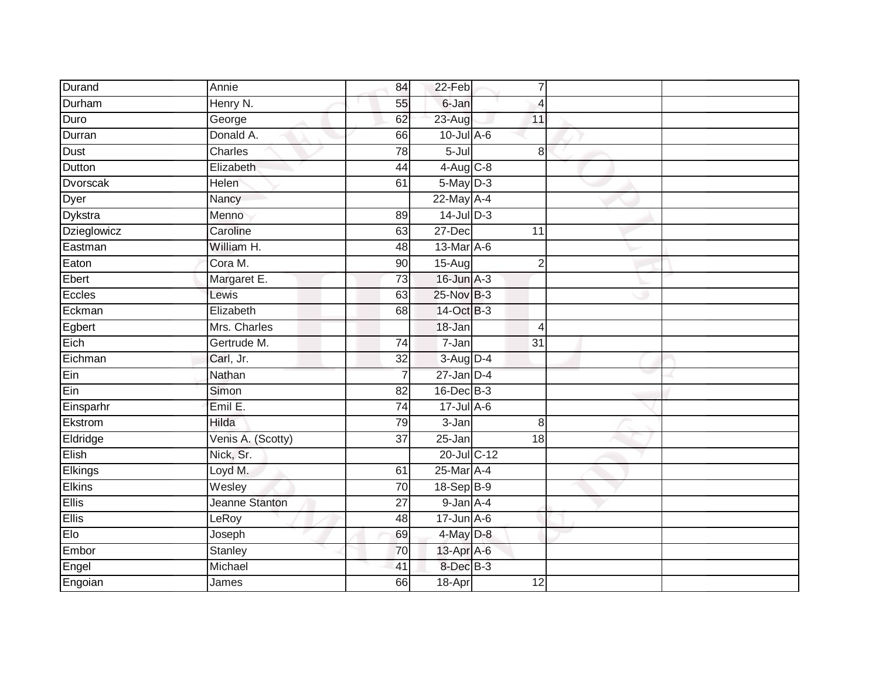| | | | | | | | |
|---|---|---|---|---|---|---|---|
| Durand | Annie | 84 | 22-Feb | | 7 | | |
| Durham | Henry N. | 55 | 6-Jan | | 4 | | |
| Duro | George | 62 | 23-Aug | | 11 | | |
| Durran | Donald A. | 66 | 10-Jul | A-6 | | | |
| Dust | Charles | 78 | 5-Jul | | 8 | | |
| Dutton | Elizabeth | 44 | 4-Aug | C-8 | | | |
| Dvorscak | Helen | 61 | 5-May | D-3 | | | |
| Dyer | Nancy | | 22-May | A-4 | | | |
| Dykstra | Menno | 89 | 14-Jul | D-3 | | | |
| Dzieglowicz | Caroline | 63 | 27-Dec | | 11 | | |
| Eastman | William H. | 48 | 13-Mar | A-6 | | | |
| Eaton | Cora M. | 90 | 15-Aug | | 2 | | |
| Ebert | Margaret E. | 73 | 16-Jun | A-3 | | | |
| Eccles | Lewis | 63 | 25-Nov | B-3 | | | |
| Eckman | Elizabeth | 68 | 14-Oct | B-3 | | | |
| Egbert | Mrs. Charles | | 18-Jan | | 4 | | |
| Eich | Gertrude M. | 74 | 7-Jan | | 31 | | |
| Eichman | Carl, Jr. | 32 | 3-Aug | D-4 | | | |
| Ein | Nathan | 7 | 27-Jan | D-4 | | | |
| Ein | Simon | 82 | 16-Dec | B-3 | | | |
| Einsparhr | Emil E. | 74 | 17-Jul | A-6 | | | |
| Ekstrom | Hilda | 79 | 3-Jan | | 8 | | |
| Eldridge | Venis A. (Scotty) | 37 | 25-Jan | | 18 | | |
| Elish | Nick, Sr. | | 20-Jul | C-12 | | | |
| Elkings | Loyd M. | 61 | 25-Mar | A-4 | | | |
| Elkins | Wesley | 70 | 18-Sep | B-9 | | | |
| Ellis | Jeanne Stanton | 27 | 9-Jan | A-4 | | | |
| Ellis | LeRoy | 48 | 17-Jun | A-6 | | | |
| Elo | Joseph | 69 | 4-May | D-8 | | | |
| Embor | Stanley | 70 | 13-Apr | A-6 | | | |
| Engel | Michael | 41 | 8-Dec | B-3 | | | |
| Engoian | James | 66 | 18-Apr | | 12 | | |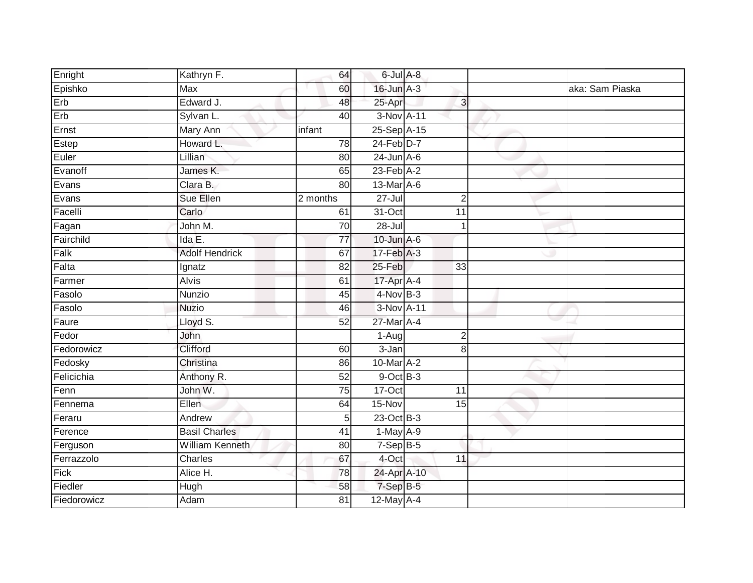| | | | | | | | |
|---|---|---|---|---|---|---|---|
| Enright | Kathryn F. | 64 | 6-Jul | A-8 | | | |
| Epishko | Max | 60 | 16-Jun | A-3 | | | aka: Sam Piaska |
| Erb | Edward J. | 48 | 25-Apr | | 3 | | |
| Erb | Sylvan L. | 40 | 3-Nov | A-11 | | | |
| Ernst | Mary Ann | infant | 25-Sep | A-15 | | | |
| Estep | Howard L. | 78 | 24-Feb | D-7 | | | |
| Euler | Lillian | 80 | 24-Jun | A-6 | | | |
| Evanoff | James K. | 65 | 23-Feb | A-2 | | | |
| Evans | Clara B. | 80 | 13-Mar | A-6 | | | |
| Evans | Sue Ellen | 2 months | 27-Jul | | 2 | | |
| Facelli | Carlo | 61 | 31-Oct | | 11 | | |
| Fagan | John M. | 70 | 28-Jul | | 1 | | |
| Fairchild | Ida E. | 77 | 10-Jun | A-6 | | | |
| Falk | Adolf Hendrick | 67 | 17-Feb | A-3 | | | |
| Falta | Ignatz | 82 | 25-Feb | | 33 | | |
| Farmer | Alvis | 61 | 17-Apr | A-4 | | | |
| Fasolo | Nunzio | 45 | 4-Nov | B-3 | | | |
| Fasolo | Nuzio | 46 | 3-Nov | A-11 | | | |
| Faure | Lloyd S. | 52 | 27-Mar | A-4 | | | |
| Fedor | John | | 1-Aug | | 2 | | |
| Fedorowicz | Clifford | 60 | 3-Jan | | 8 | | |
| Fedosky | Christina | 86 | 10-Mar | A-2 | | | |
| Felicichia | Anthony R. | 52 | 9-Oct | B-3 | | | |
| Fenn | John W. | 75 | 17-Oct | | 11 | | |
| Fennema | Ellen | 64 | 15-Nov | | 15 | | |
| Feraru | Andrew | 5 | 23-Oct | B-3 | | | |
| Ference | Basil Charles | 41 | 1-May | A-9 | | | |
| Ferguson | William Kenneth | 80 | 7-Sep | B-5 | | | |
| Ferrazzolo | Charles | 67 | 4-Oct | | 11 | | |
| Fick | Alice H. | 78 | 24-Apr | A-10 | | | |
| Fiedler | Hugh | 58 | 7-Sep | B-5 | | | |
| Fiedorowicz | Adam | 81 | 12-May | A-4 | | | |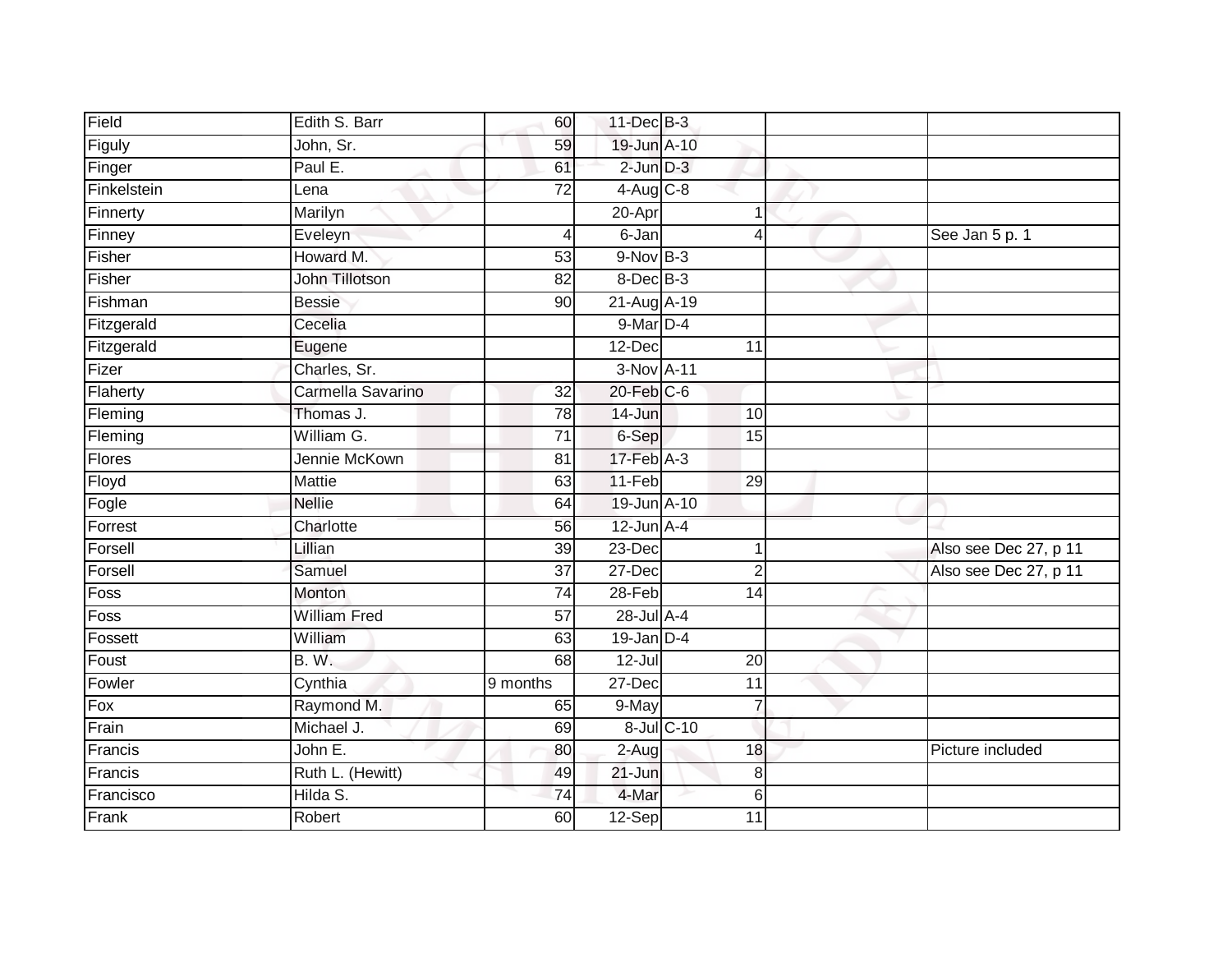| | | | | | | | |
|---|---|---|---|---|---|---|---|
| Field | Edith S. Barr | 60 | 11-Dec | B-3 | | | |
| Figuly | John, Sr. | 59 | 19-Jun | A-10 | | | |
| Finger | Paul E. | 61 | 2-Jun | D-3 | | | |
| Finkelstein | Lena | 72 | 4-Aug | C-8 | | | |
| Finnerty | Marilyn | | 20-Apr | | 1 | | |
| Finney | Eveleyn | 4 | 6-Jan | | 4 | | See Jan 5 p. 1 |
| Fisher | Howard M. | 53 | 9-Nov | B-3 | | | |
| Fisher | John Tillotson | 82 | 8-Dec | B-3 | | | |
| Fishman | Bessie | 90 | 21-Aug | A-19 | | | |
| Fitzgerald | Cecelia | | 9-Mar | D-4 | | | |
| Fitzgerald | Eugene | | 12-Dec | | 11 | | |
| Fizer | Charles, Sr. | | 3-Nov | A-11 | | | |
| Flaherty | Carmella Savarino | 32 | 20-Feb | C-6 | | | |
| Fleming | Thomas J. | 78 | 14-Jun | | 10 | | |
| Fleming | William G. | 71 | 6-Sep | | 15 | | |
| Flores | Jennie McKown | 81 | 17-Feb | A-3 | | | |
| Floyd | Mattie | 63 | 11-Feb | | 29 | | |
| Fogle | Nellie | 64 | 19-Jun | A-10 | | | |
| Forrest | Charlotte | 56 | 12-Jun | A-4 | | | |
| Forsell | Lillian | 39 | 23-Dec | | 1 | | Also see Dec 27, p 11 |
| Forsell | Samuel | 37 | 27-Dec | | 2 | | Also see Dec 27, p 11 |
| Foss | Monton | 74 | 28-Feb | | 14 | | |
| Foss | William Fred | 57 | 28-Jul | A-4 | | | |
| Fossett | William | 63 | 19-Jan | D-4 | | | |
| Foust | B. W. | 68 | 12-Jul | | 20 | | |
| Fowler | Cynthia | 9 months | 27-Dec | | 11 | | |
| Fox | Raymond M. | 65 | 9-May | | 7 | | |
| Frain | Michael J. | 69 | 8-Jul | C-10 | | | |
| Francis | John E. | 80 | 2-Aug | | 18 | | Picture included |
| Francis | Ruth L. (Hewitt) | 49 | 21-Jun | | 8 | | |
| Francisco | Hilda S. | 74 | 4-Mar | | 6 | | |
| Frank | Robert | 60 | 12-Sep | | 11 | | |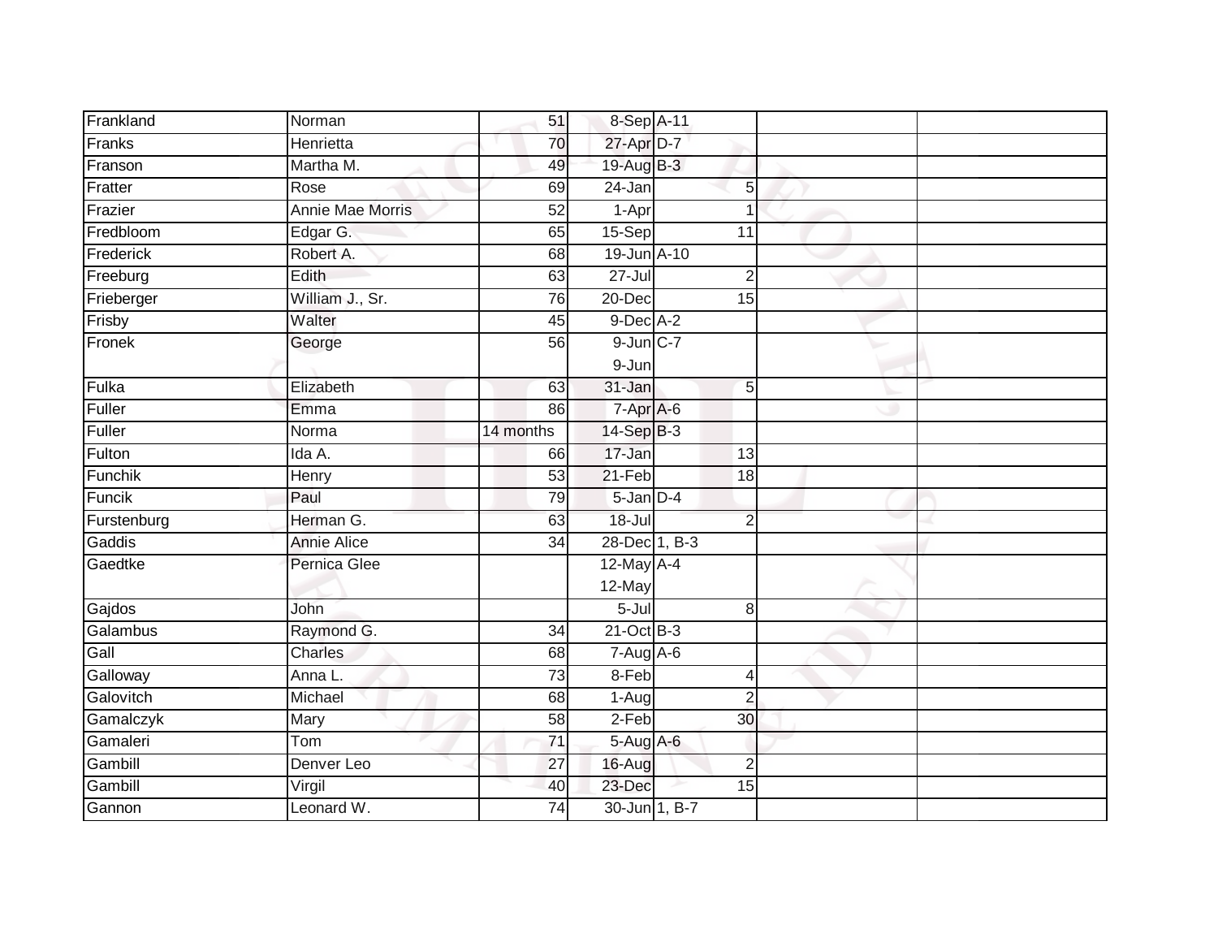| Frankland | Norman | 51 | 8-Sep | A-11 | | |
|---|---|---|---|---|---|---|
| Franks | Henrietta | 70 | 27-Apr | D-7 | | |
| Franson | Martha M. | 49 | 19-Aug | B-3 | | |
| Fratter | Rose | 69 | 24-Jan | 5 | | |
| Frazier | Annie Mae Morris | 52 | 1-Apr | 1 | | |
| Fredbloom | Edgar G. | 65 | 15-Sep | 11 | | |
| Frederick | Robert A. | 68 | 19-Jun | A-10 | | |
| Freeburg | Edith | 63 | 27-Jul | 2 | | |
| Frieberger | William J., Sr. | 76 | 20-Dec | 15 | | |
| Frisby | Walter | 45 | 9-Dec | A-2 | | |
| Fronek | George | 56 | 9-Jun<br>9-Jun | C-7 | | |
| Fulka | Elizabeth | 63 | 31-Jan | 5 | | |
| Fuller | Emma | 86 | 7-Apr | A-6 | | |
| Fuller | Norma | 14 months | 14-Sep | B-3 | | |
| Fulton | Ida A. | 66 | 17-Jan | 13 | | |
| Funchik | Henry | 53 | 21-Feb | 18 | | |
| Funcik | Paul | 79 | 5-Jan | D-4 | | |
| Furstenburg | Herman G. | 63 | 18-Jul | 2 | | |
| Gaddis | Annie Alice | 34 | 28-Dec | 1, B-3 | | |
| Gaedtke | Pernica Glee | | 12-May<br>12-May | A-4 | | |
| Gajdos | John | | 5-Jul | 8 | | |
| Galambus | Raymond G. | 34 | 21-Oct | B-3 | | |
| Gall | Charles | 68 | 7-Aug | A-6 | | |
| Galloway | Anna L. | 73 | 8-Feb | 4 | | |
| Galovitch | Michael | 68 | 1-Aug | 2 | | |
| Gamalczyk | Mary | 58 | 2-Feb | 30 | | |
| Gamaleri | Tom | 71 | 5-Aug | A-6 | | |
| Gambill | Denver Leo | 27 | 16-Aug | 2 | | |
| Gambill | Virgil | 40 | 23-Dec | 15 | | |
| Gannon | Leonard W. | 74 | 30-Jun | 1, B-7 | | |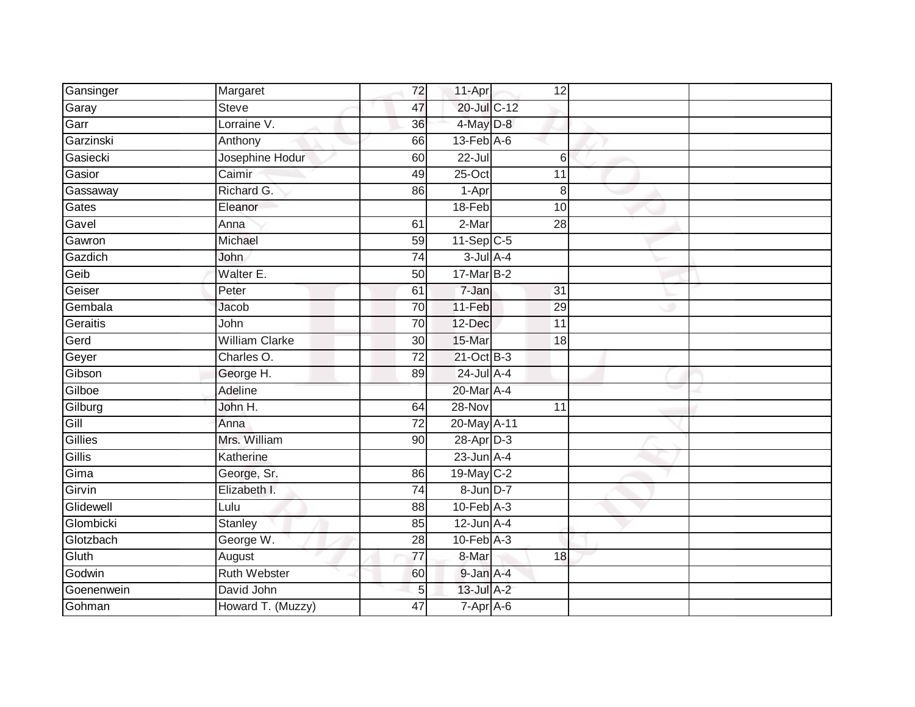| | | | | | | |
|---|---|---|---|---|---|---|
| Gansinger | Margaret | 72 | 11-Apr | 12 | | |
| Garay | Steve | 47 | 20-Jul | C-12 | | |
| Garr | Lorraine V. | 36 | 4-May | D-8 | | |
| Garzinski | Anthony | 66 | 13-Feb | A-6 | | |
| Gasiecki | Josephine Hodur | 60 | 22-Jul | 6 | | |
| Gasior | Caimir | 49 | 25-Oct | 11 | | |
| Gassaway | Richard G. | 86 | 1-Apr | 8 | | |
| Gates | Eleanor | | 18-Feb | 10 | | |
| Gavel | Anna | 61 | 2-Mar | 28 | | |
| Gawron | Michael | 59 | 11-Sep | C-5 | | |
| Gazdich | John | 74 | 3-Jul | A-4 | | |
| Geib | Walter E. | 50 | 17-Mar | B-2 | | |
| Geiser | Peter | 61 | 7-Jan | 31 | | |
| Gembala | Jacob | 70 | 11-Feb | 29 | | |
| Geraitis | John | 70 | 12-Dec | 11 | | |
| Gerd | William Clarke | 30 | 15-Mar | 18 | | |
| Geyer | Charles O. | 72 | 21-Oct | B-3 | | |
| Gibson | George H. | 89 | 24-Jul | A-4 | | |
| Gilboe | Adeline | | 20-Mar | A-4 | | |
| Gilburg | John H. | 64 | 28-Nov | 11 | | |
| Gill | Anna | 72 | 20-May | A-11 | | |
| Gillies | Mrs. William | 90 | 28-Apr | D-3 | | |
| Gillis | Katherine | | 23-Jun | A-4 | | |
| Gima | George, Sr. | 86 | 19-May | C-2 | | |
| Girvin | Elizabeth I. | 74 | 8-Jun | D-7 | | |
| Glidewell | Lulu | 88 | 10-Feb | A-3 | | |
| Glombicki | Stanley | 85 | 12-Jun | A-4 | | |
| Glotzbach | George W. | 28 | 10-Feb | A-3 | | |
| Gluth | August | 77 | 8-Mar | 18 | | |
| Godwin | Ruth Webster | 60 | 9-Jan | A-4 | | |
| Goenenwein | David John | 5 | 13-Jul | A-2 | | |
| Gohman | Howard T. (Muzzy) | 47 | 7-Apr | A-6 | | |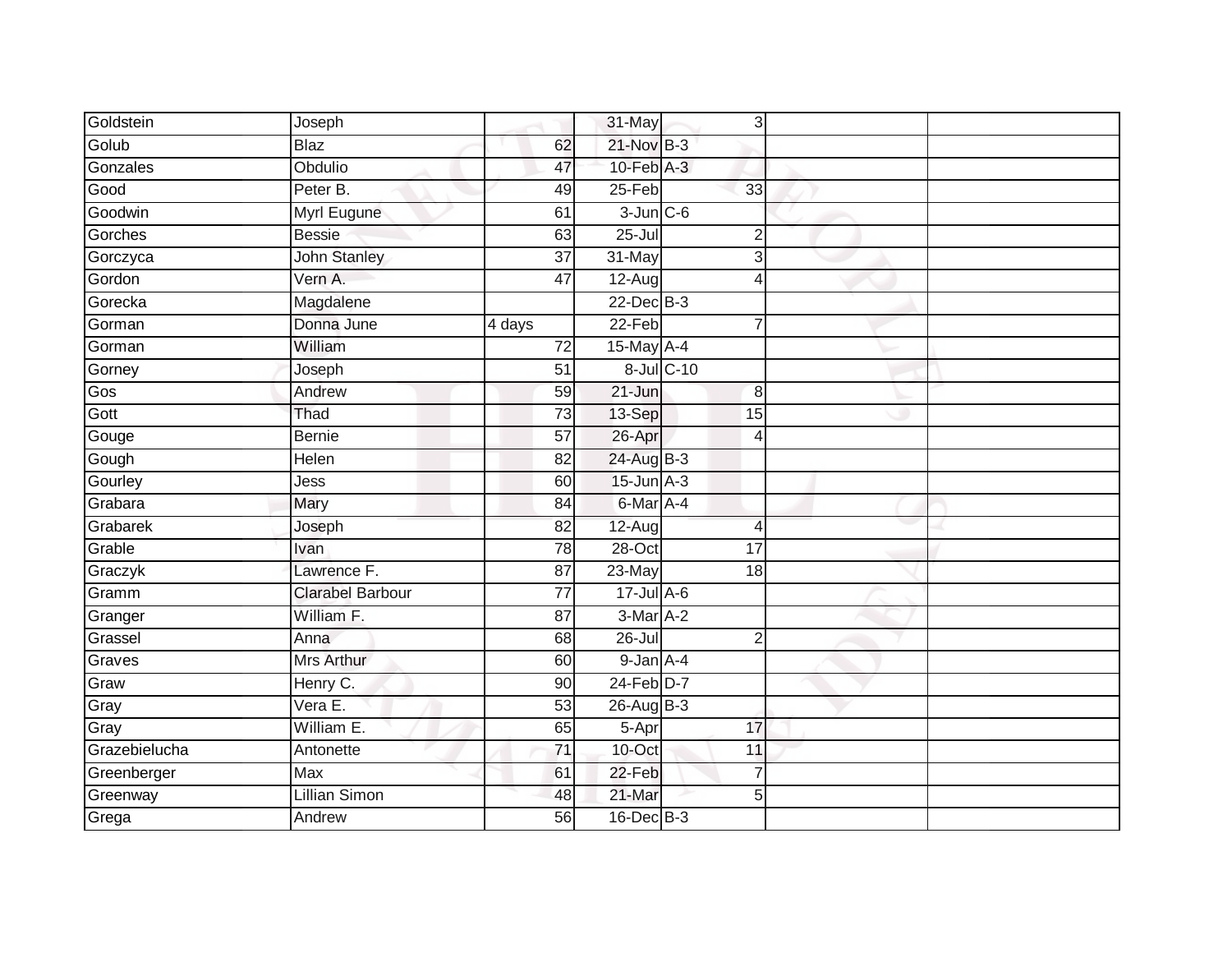| | | | | | | | |
|---|---|---|---|---|---|---|---|
| Goldstein | Joseph | | 31-May | | 3 | | |
| Golub | Blaz | 62 | 21-Nov | B-3 | | | |
| Gonzales | Obdulio | 47 | 10-Feb | A-3 | | | |
| Good | Peter B. | 49 | 25-Feb | | 33 | | |
| Goodwin | Myrl Eugune | 61 | 3-Jun | C-6 | | | |
| Gorches | Bessie | 63 | 25-Jul | | 2 | | |
| Gorczyca | John Stanley | 37 | 31-May | | 3 | | |
| Gordon | Vern A. | 47 | 12-Aug | | 4 | | |
| Gorecka | Magdalene | | 22-Dec | B-3 | | | |
| Gorman | Donna June | 4 days | 22-Feb | | 7 | | |
| Gorman | William | 72 | 15-May | A-4 | | | |
| Gorney | Joseph | 51 | 8-Jul | C-10 | | | |
| Gos | Andrew | 59 | 21-Jun | | 8 | | |
| Gott | Thad | 73 | 13-Sep | | 15 | | |
| Gouge | Bernie | 57 | 26-Apr | | 4 | | |
| Gough | Helen | 82 | 24-Aug | B-3 | | | |
| Gourley | Jess | 60 | 15-Jun | A-3 | | | |
| Grabara | Mary | 84 | 6-Mar | A-4 | | | |
| Grabarek | Joseph | 82 | 12-Aug | | 4 | | |
| Grable | Ivan | 78 | 28-Oct | | 17 | | |
| Graczyk | Lawrence F. | 87 | 23-May | | 18 | | |
| Gramm | Clarabel Barbour | 77 | 17-Jul | A-6 | | | |
| Granger | William F. | 87 | 3-Mar | A-2 | | | |
| Grassel | Anna | 68 | 26-Jul | | 2 | | |
| Graves | Mrs Arthur | 60 | 9-Jan | A-4 | | | |
| Graw | Henry C. | 90 | 24-Feb | D-7 | | | |
| Gray | Vera E. | 53 | 26-Aug | B-3 | | | |
| Gray | William E. | 65 | 5-Apr | | 17 | | |
| Grazebielucha | Antonette | 71 | 10-Oct | | 11 | | |
| Greenberger | Max | 61 | 22-Feb | | 7 | | |
| Greenway | Lillian Simon | 48 | 21-Mar | | 5 | | |
| Grega | Andrew | 56 | 16-Dec | B-3 | | | |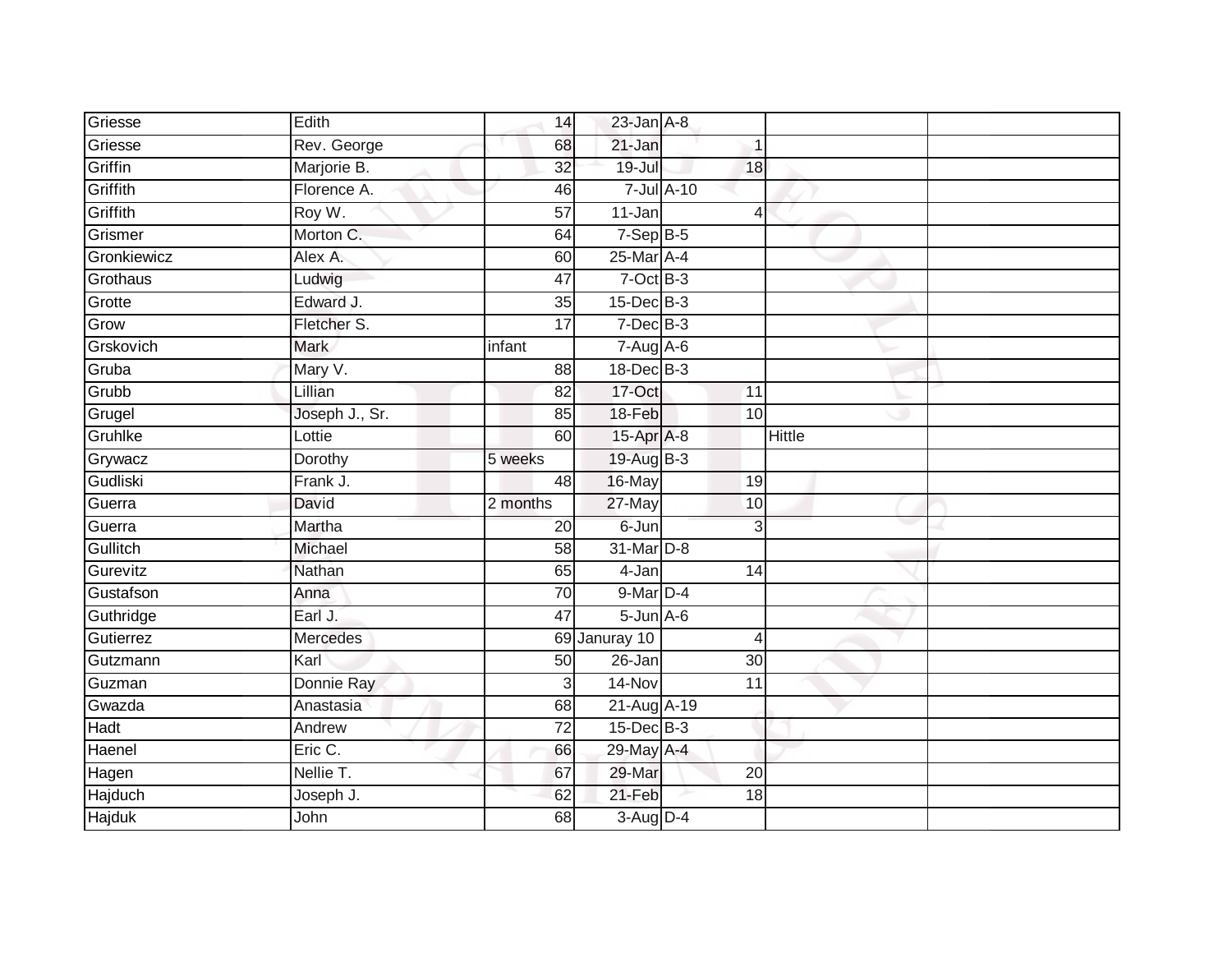| | | | | | | | |
|---|---|---|---|---|---|---|---|
| Griesse | Edith | 14 | 23-Jan | A-8 | | | |
| Griesse | Rev. George | 68 | 21-Jan | | 1 | | |
| Griffin | Marjorie B. | 32 | 19-Jul | | 18 | | |
| Griffith | Florence A. | 46 | 7-Jul | A-10 | | | |
| Griffith | Roy W. | 57 | 11-Jan | | 4 | | |
| Grismer | Morton C. | 64 | 7-Sep | B-5 | | | |
| Gronkiewicz | Alex A. | 60 | 25-Mar | A-4 | | | |
| Grothaus | Ludwig | 47 | 7-Oct | B-3 | | | |
| Grotte | Edward J. | 35 | 15-Dec | B-3 | | | |
| Grow | Fletcher S. | 17 | 7-Dec | B-3 | | | |
| Grskovich | Mark | infant | 7-Aug | A-6 | | | |
| Gruba | Mary V. | 88 | 18-Dec | B-3 | | | |
| Grubb | Lillian | 82 | 17-Oct | | 11 | | |
| Grugel | Joseph J., Sr. | 85 | 18-Feb | | 10 | | |
| Gruhlke | Lottie | 60 | 15-Apr | A-8 | | Hittle | |
| Grywacz | Dorothy | 5 weeks | 19-Aug | B-3 | | | |
| Gudliski | Frank J. | 48 | 16-May | | 19 | | |
| Guerra | David | 2 months | 27-May | | 10 | | |
| Guerra | Martha | 20 | 6-Jun | | 3 | | |
| Gullitch | Michael | 58 | 31-Mar | D-8 | | | |
| Gurevitz | Nathan | 65 | 4-Jan | | 14 | | |
| Gustafson | Anna | 70 | 9-Mar | D-4 | | | |
| Guthridge | Earl J. | 47 | 5-Jun | A-6 | | | |
| Gutierrez | Mercedes | 69 | Januray 10 | | 4 | | |
| Gutzmann | Karl | 50 | 26-Jan | | 30 | | |
| Guzman | Donnie Ray | 3 | 14-Nov | | 11 | | |
| Gwazda | Anastasia | 68 | 21-Aug | A-19 | | | |
| Hadt | Andrew | 72 | 15-Dec | B-3 | | | |
| Haenel | Eric C. | 66 | 29-May | A-4 | | | |
| Hagen | Nellie T. | 67 | 29-Mar | | 20 | | |
| Hajduch | Joseph J. | 62 | 21-Feb | | 18 | | |
| Hajduk | John | 68 | 3-Aug | D-4 | | | |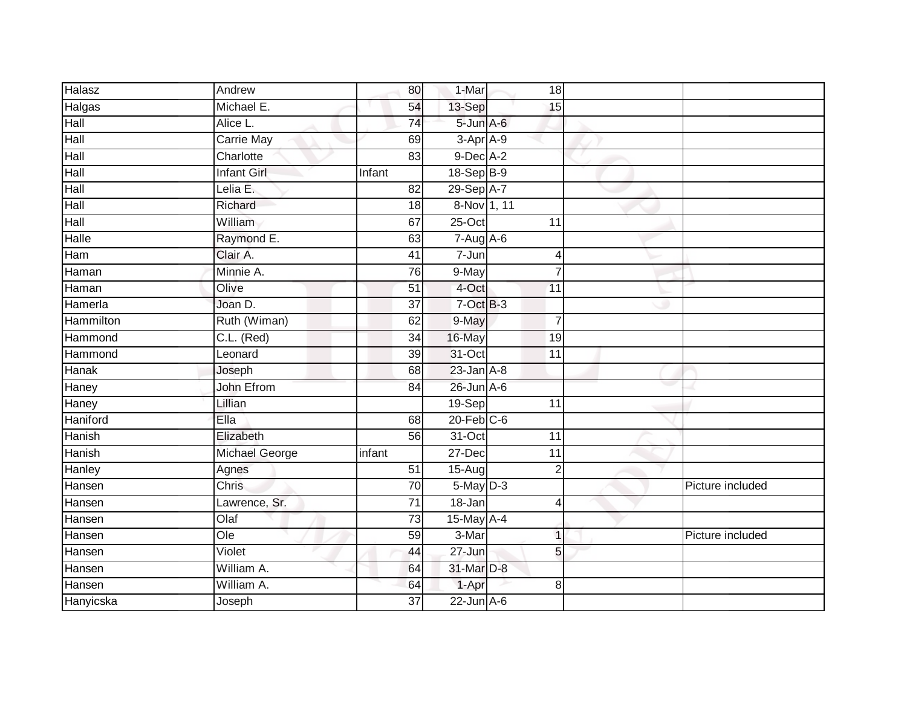| | | | | | | |
|---|---|---|---|---|---|---|
| Halasz | Andrew | 80 | 1-Mar | 18 | | |
| Halgas | Michael E. | 54 | 13-Sep | 15 | | |
| Hall | Alice L. | 74 | 5-Jun | A-6 | | |
| Hall | Carrie May | 69 | 3-Apr | A-9 | | |
| Hall | Charlotte | 83 | 9-Dec | A-2 | | |
| Hall | Infant Girl | Infant | 18-Sep | B-9 | | |
| Hall | Lelia E. | 82 | 29-Sep | A-7 | | |
| Hall | Richard | 18 | 8-Nov | 1, 11 | | |
| Hall | William | 67 | 25-Oct | 11 | | |
| Halle | Raymond E. | 63 | 7-Aug | A-6 | | |
| Ham | Clair A. | 41 | 7-Jun | 4 | | |
| Haman | Minnie A. | 76 | 9-May | 7 | | |
| Haman | Olive | 51 | 4-Oct | 11 | | |
| Hamerla | Joan D. | 37 | 7-Oct | B-3 | | |
| Hammilton | Ruth (Wiman) | 62 | 9-May | 7 | | |
| Hammond | C.L. (Red) | 34 | 16-May | 19 | | |
| Hammond | Leonard | 39 | 31-Oct | 11 | | |
| Hanak | Joseph | 68 | 23-Jan | A-8 | | |
| Haney | John Efrom | 84 | 26-Jun | A-6 | | |
| Haney | Lillian | | 19-Sep | 11 | | |
| Haniford | Ella | 68 | 20-Feb | C-6 | | |
| Hanish | Elizabeth | 56 | 31-Oct | 11 | | |
| Hanish | Michael George | infant | 27-Dec | 11 | | |
| Hanley | Agnes | 51 | 15-Aug | 2 | | |
| Hansen | Chris | 70 | 5-May | D-3 | | Picture included |
| Hansen | Lawrence, Sr. | 71 | 18-Jan | 4 | | |
| Hansen | Olaf | 73 | 15-May | A-4 | | |
| Hansen | Ole | 59 | 3-Mar | 1 | | Picture included |
| Hansen | Violet | 44 | 27-Jun | 5 | | |
| Hansen | William A. | 64 | 31-Mar | D-8 | | |
| Hansen | William A. | 64 | 1-Apr | 8 | | |
| Hanyicska | Joseph | 37 | 22-Jun | A-6 | | |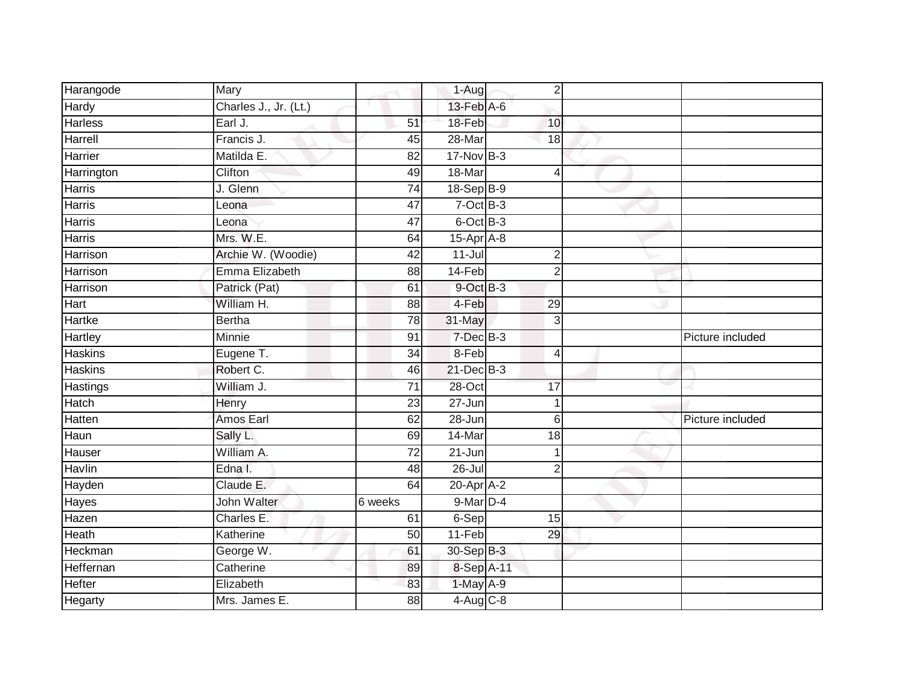| | | | | | | | |
|---|---|---|---|---|---|---|---|
| Harangode | Mary | | 1-Aug | | 2 | | |
| Hardy | Charles J., Jr. (Lt.) | | 13-Feb | A-6 | | | |
| Harless | Earl J. | 51 | 18-Feb | | 10 | | |
| Harrell | Francis J. | 45 | 28-Mar | | 18 | | |
| Harrier | Matilda E. | 82 | 17-Nov | B-3 | | | |
| Harrington | Clifton | 49 | 18-Mar | | 4 | | |
| Harris | J. Glenn | 74 | 18-Sep | B-9 | | | |
| Harris | Leona | 47 | 7-Oct | B-3 | | | |
| Harris | Leona | 47 | 6-Oct | B-3 | | | |
| Harris | Mrs. W.E. | 64 | 15-Apr | A-8 | | | |
| Harrison | Archie W. (Woodie) | 42 | 11-Jul | | 2 | | |
| Harrison | Emma Elizabeth | 88 | 14-Feb | | 2 | | |
| Harrison | Patrick (Pat) | 61 | 9-Oct | B-3 | | | |
| Hart | William H. | 88 | 4-Feb | | 29 | | |
| Hartke | Bertha | 78 | 31-May | | 3 | | |
| Hartley | Minnie | 91 | 7-Dec | B-3 | | | Picture included |
| Haskins | Eugene T. | 34 | 8-Feb | | 4 | | |
| Haskins | Robert C. | 46 | 21-Dec | B-3 | | | |
| Hastings | William J. | 71 | 28-Oct | | 17 | | |
| Hatch | Henry | 23 | 27-Jun | | 1 | | |
| Hatten | Amos Earl | 62 | 28-Jun | | 6 | | Picture included |
| Haun | Sally L. | 69 | 14-Mar | | 18 | | |
| Hauser | William A. | 72 | 21-Jun | | 1 | | |
| Havlin | Edna I. | 48 | 26-Jul | | 2 | | |
| Hayden | Claude E. | 64 | 20-Apr | A-2 | | | |
| Hayes | John Walter | 6 weeks | 9-Mar | D-4 | | | |
| Hazen | Charles E. | 61 | 6-Sep | | 15 | | |
| Heath | Katherine | 50 | 11-Feb | | 29 | | |
| Heckman | George W. | 61 | 30-Sep | B-3 | | | |
| Heffernan | Catherine | 89 | 8-Sep | A-11 | | | |
| Hefter | Elizabeth | 83 | 1-May | A-9 | | | |
| Hegarty | Mrs. James E. | 88 | 4-Aug | C-8 | | | |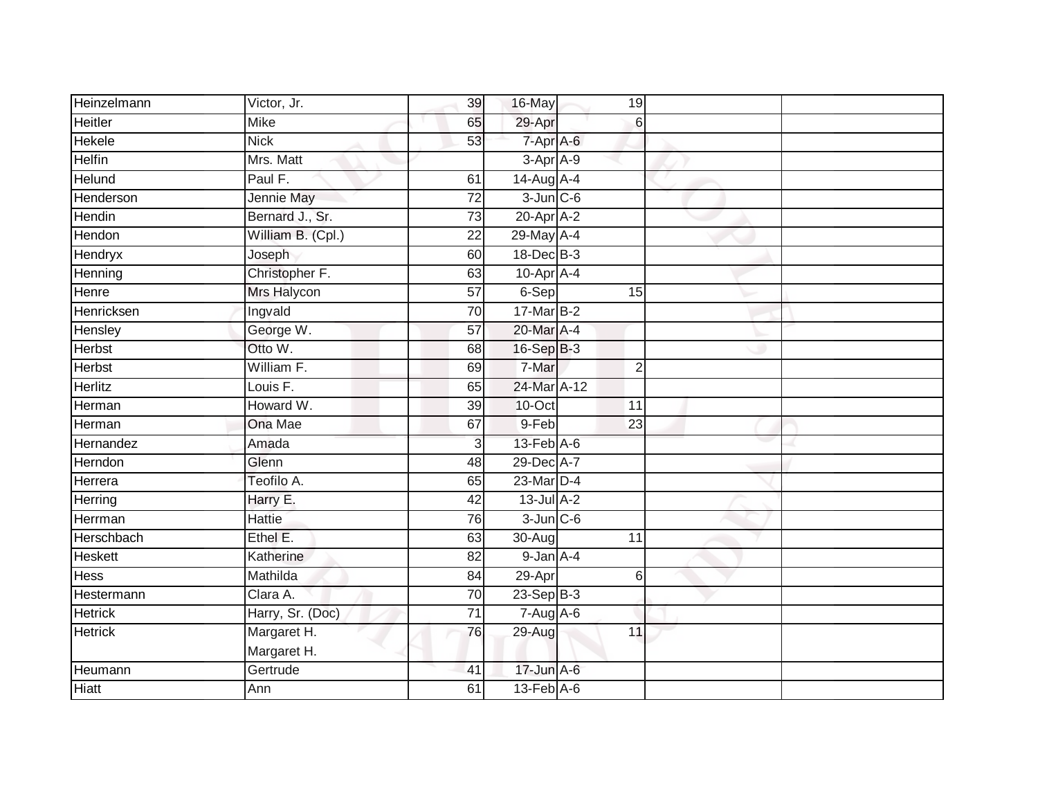| | | | | | | | |
|---|---|---|---|---|---|---|---|
| Heinzelmann | Victor, Jr. | 39 | 16-May | | 19 | | |
| Heitler | Mike | 65 | 29-Apr | | 6 | | |
| Hekele | Nick | 53 | 7-Apr | A-6 | | | |
| Helfin | Mrs. Matt | | 3-Apr | A-9 | | | |
| Helund | Paul F. | 61 | 14-Aug | A-4 | | | |
| Henderson | Jennie May | 72 | 3-Jun | C-6 | | | |
| Hendin | Bernard J., Sr. | 73 | 20-Apr | A-2 | | | |
| Hendon | William B. (Cpl.) | 22 | 29-May | A-4 | | | |
| Hendryx | Joseph | 60 | 18-Dec | B-3 | | | |
| Henning | Christopher F. | 63 | 10-Apr | A-4 | | | |
| Henre | Mrs Halycon | 57 | 6-Sep | | 15 | | |
| Henricksen | Ingvald | 70 | 17-Mar | B-2 | | | |
| Hensley | George W. | 57 | 20-Mar | A-4 | | | |
| Herbst | Otto W. | 68 | 16-Sep | B-3 | | | |
| Herbst | William F. | 69 | 7-Mar | | 2 | | |
| Herlitz | Louis F. | 65 | 24-Mar | A-12 | | | |
| Herman | Howard W. | 39 | 10-Oct | | 11 | | |
| Herman | Ona Mae | 67 | 9-Feb | | 23 | | |
| Hernandez | Amada | 3 | 13-Feb | A-6 | | | |
| Herndon | Glenn | 48 | 29-Dec | A-7 | | | |
| Herrera | Teofilo A. | 65 | 23-Mar | D-4 | | | |
| Herring | Harry E. | 42 | 13-Jul | A-2 | | | |
| Herrman | Hattie | 76 | 3-Jun | C-6 | | | |
| Herschbach | Ethel E. | 63 | 30-Aug | | 11 | | |
| Heskett | Katherine | 82 | 9-Jan | A-4 | | | |
| Hess | Mathilda | 84 | 29-Apr | | 6 | | |
| Hestermann | Clara A. | 70 | 23-Sep | B-3 | | | |
| Hetrick | Harry, Sr. (Doc) | 71 | 7-Aug | A-6 | | | |
| Hetrick | Margaret H. Margaret H. | 76 | 29-Aug | | 11 | | |
| Heumann | Gertrude | 41 | 17-Jun | A-6 | | | |
| Hiatt | Ann | 61 | 13-Feb | A-6 | | | |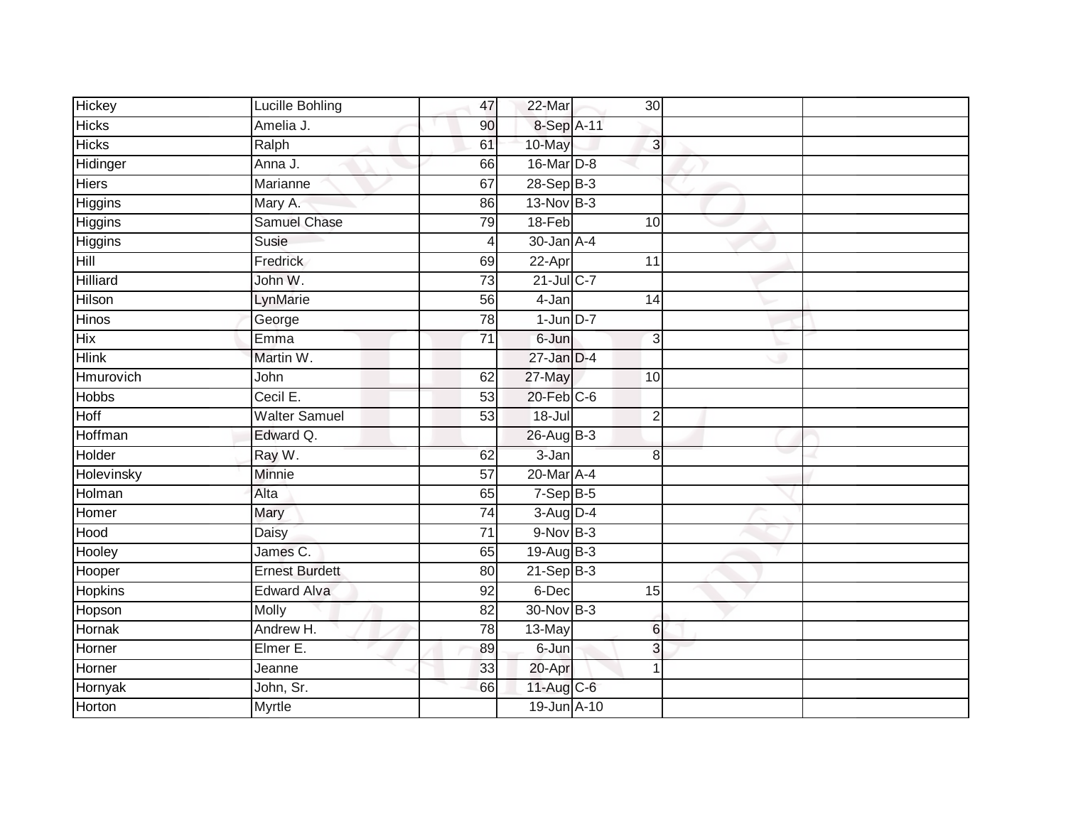| | | | | | | | |
|---|---|---|---|---|---|---|---|
| Hickey | Lucille Bohling | 47 | 22-Mar | | 30 | | |
| Hicks | Amelia J. | 90 | 8-Sep | A-11 | | | |
| Hicks | Ralph | 61 | 10-May | | 3 | | |
| Hidinger | Anna J. | 66 | 16-Mar | D-8 | | | |
| Hiers | Marianne | 67 | 28-Sep | B-3 | | | |
| Higgins | Mary A. | 86 | 13-Nov | B-3 | | | |
| Higgins | Samuel Chase | 79 | 18-Feb | | 10 | | |
| Higgins | Susie | 4 | 30-Jan | A-4 | | | |
| Hill | Fredrick | 69 | 22-Apr | | 11 | | |
| Hilliard | John W. | 73 | 21-Jul | C-7 | | | |
| Hilson | LynMarie | 56 | 4-Jan | | 14 | | |
| Hinos | George | 78 | 1-Jun | D-7 | | | |
| Hix | Emma | 71 | 6-Jun | | 3 | | |
| Hlink | Martin W. | | 27-Jan | D-4 | | | |
| Hmurovich | John | 62 | 27-May | | 10 | | |
| Hobbs | Cecil E. | 53 | 20-Feb | C-6 | | | |
| Hoff | Walter Samuel | 53 | 18-Jul | | 2 | | |
| Hoffman | Edward Q. | | 26-Aug | B-3 | | | |
| Holder | Ray W. | 62 | 3-Jan | | 8 | | |
| Holevinsky | Minnie | 57 | 20-Mar | A-4 | | | |
| Holman | Alta | 65 | 7-Sep | B-5 | | | |
| Homer | Mary | 74 | 3-Aug | D-4 | | | |
| Hood | Daisy | 71 | 9-Nov | B-3 | | | |
| Hooley | James C. | 65 | 19-Aug | B-3 | | | |
| Hooper | Ernest Burdett | 80 | 21-Sep | B-3 | | | |
| Hopkins | Edward Alva | 92 | 6-Dec | | 15 | | |
| Hopson | Molly | 82 | 30-Nov | B-3 | | | |
| Hornak | Andrew H. | 78 | 13-May | | 6 | | |
| Horner | Elmer E. | 89 | 6-Jun | | 3 | | |
| Horner | Jeanne | 33 | 20-Apr | | 1 | | |
| Hornyak | John, Sr. | 66 | 11-Aug | C-6 | | | |
| Horton | Myrtle | | 19-Jun | A-10 | | | |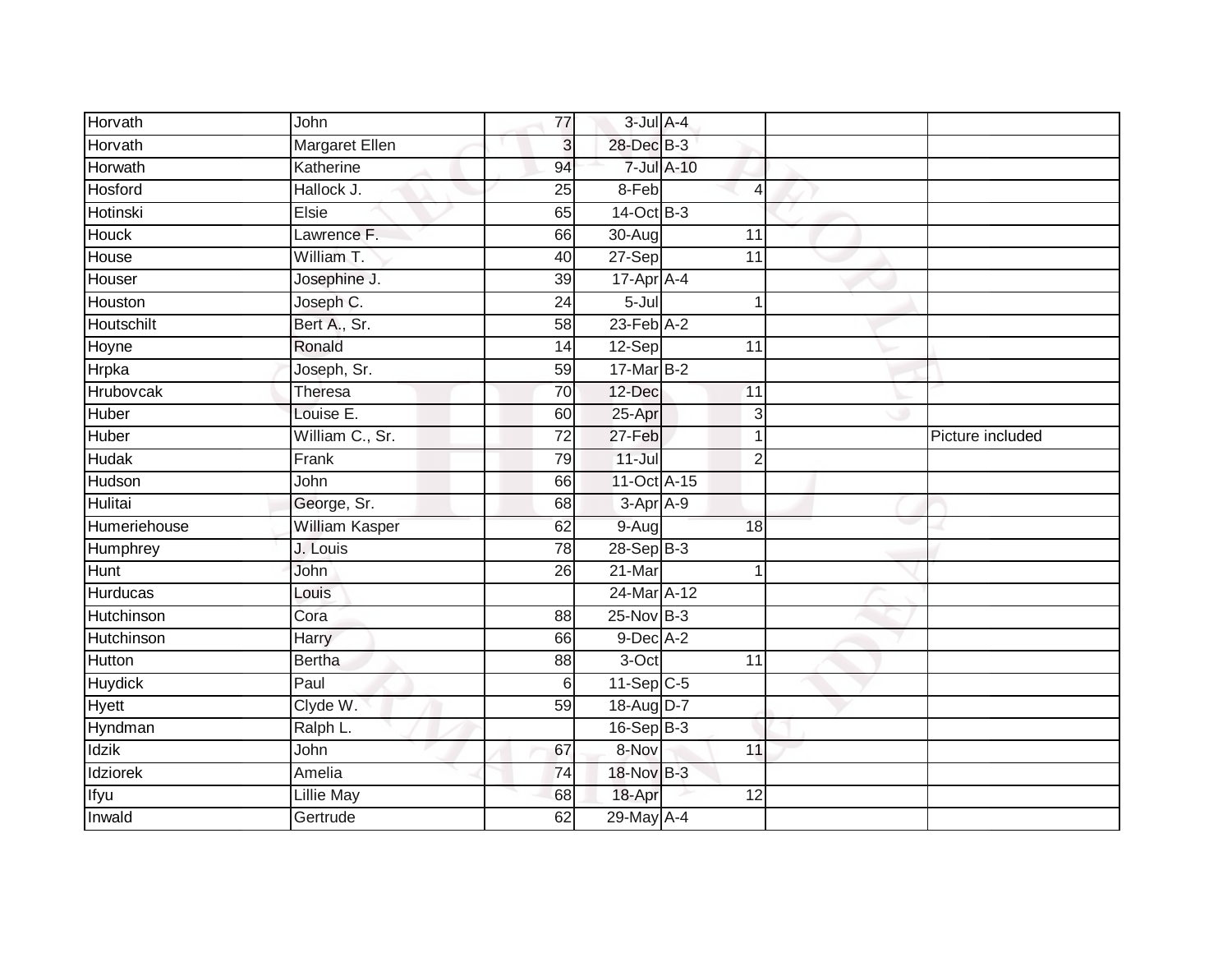| | | | | | | | |
|---|---|---|---|---|---|---|---|
| Horvath | John | 77 | 3-Jul | A-4 | | | |
| Horvath | Margaret Ellen | 3 | 28-Dec | B-3 | | | |
| Horwath | Katherine | 94 | 7-Jul | A-10 | | | |
| Hosford | Hallock J. | 25 | 8-Feb | | 4 | | |
| Hotinski | Elsie | 65 | 14-Oct | B-3 | | | |
| Houck | Lawrence F. | 66 | 30-Aug | | 11 | | |
| House | William T. | 40 | 27-Sep | | 11 | | |
| Houser | Josephine J. | 39 | 17-Apr | A-4 | | | |
| Houston | Joseph C. | 24 | 5-Jul | | 1 | | |
| Houtschilt | Bert A., Sr. | 58 | 23-Feb | A-2 | | | |
| Hoyne | Ronald | 14 | 12-Sep | | 11 | | |
| Hrpka | Joseph, Sr. | 59 | 17-Mar | B-2 | | | |
| Hrubovcak | Theresa | 70 | 12-Dec | | 11 | | |
| Huber | Louise E. | 60 | 25-Apr | | 3 | | |
| Huber | William C., Sr. | 72 | 27-Feb | | 1 | | Picture included |
| Hudak | Frank | 79 | 11-Jul | | 2 | | |
| Hudson | John | 66 | 11-Oct | A-15 | | | |
| Hulitai | George, Sr. | 68 | 3-Apr | A-9 | | | |
| Humeriehouse | William Kasper | 62 | 9-Aug | | 18 | | |
| Humphrey | J. Louis | 78 | 28-Sep | B-3 | | | |
| Hunt | John | 26 | 21-Mar | | 1 | | |
| Hurducas | Louis | | 24-Mar | A-12 | | | |
| Hutchinson | Cora | 88 | 25-Nov | B-3 | | | |
| Hutchinson | Harry | 66 | 9-Dec | A-2 | | | |
| Hutton | Bertha | 88 | 3-Oct | | 11 | | |
| Huydick | Paul | 6 | 11-Sep | C-5 | | | |
| Hyett | Clyde W. | 59 | 18-Aug | D-7 | | | |
| Hyndman | Ralph L. | | 16-Sep | B-3 | | | |
| Idzik | John | 67 | 8-Nov | | 11 | | |
| Idziorek | Amelia | 74 | 18-Nov | B-3 | | | |
| Ifyu | Lillie May | 68 | 18-Apr | | 12 | | |
| Inwald | Gertrude | 62 | 29-May | A-4 | | | |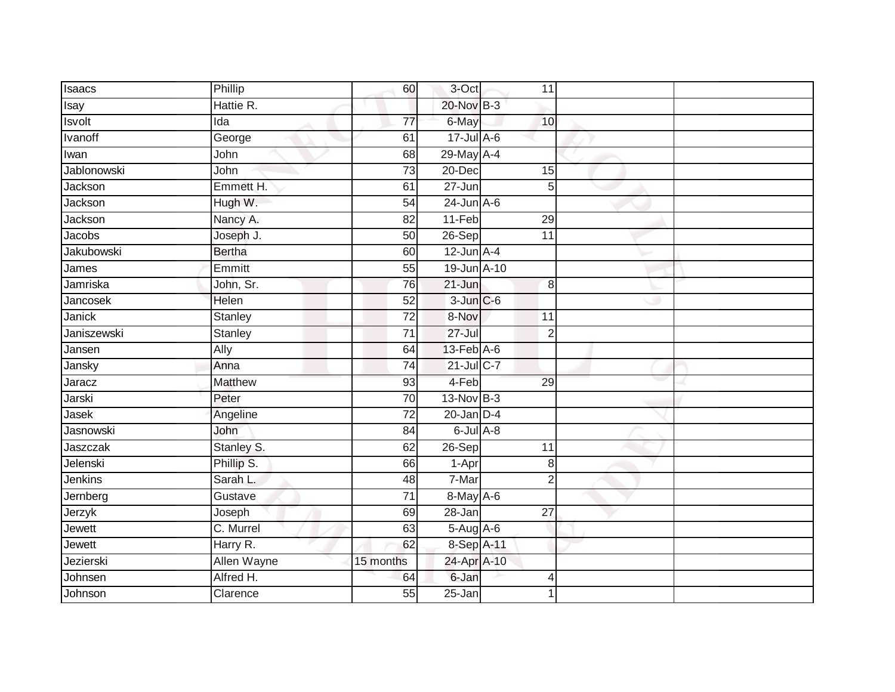| | | | | | | | |
|---|---|---|---|---|---|---|---|
| Isaacs | Phillip | 60 | 3-Oct | | 11 | | |
| Isay | Hattie R. | | 20-Nov | B-3 | | | |
| Isvolt | Ida | 77 | 6-May | | 10 | | |
| Ivanoff | George | 61 | 17-Jul | A-6 | | | |
| Iwan | John | 68 | 29-May | A-4 | | | |
| Jablonowski | John | 73 | 20-Dec | | 15 | | |
| Jackson | Emmett H. | 61 | 27-Jun | | 5 | | |
| Jackson | Hugh W. | 54 | 24-Jun | A-6 | | | |
| Jackson | Nancy A. | 82 | 11-Feb | | 29 | | |
| Jacobs | Joseph J. | 50 | 26-Sep | | 11 | | |
| Jakubowski | Bertha | 60 | 12-Jun | A-4 | | | |
| James | Emmitt | 55 | 19-Jun | A-10 | | | |
| Jamriska | John, Sr. | 76 | 21-Jun | | 8 | | |
| Jancosek | Helen | 52 | 3-Jun | C-6 | | | |
| Janick | Stanley | 72 | 8-Nov | | 11 | | |
| Janiszewski | Stanley | 71 | 27-Jul | | 2 | | |
| Jansen | Ally | 64 | 13-Feb | A-6 | | | |
| Jansky | Anna | 74 | 21-Jul | C-7 | | | |
| Jaracz | Matthew | 93 | 4-Feb | | 29 | | |
| Jarski | Peter | 70 | 13-Nov | B-3 | | | |
| Jasek | Angeline | 72 | 20-Jan | D-4 | | | |
| Jasnowski | John | 84 | 6-Jul | A-8 | | | |
| Jaszczak | Stanley S. | 62 | 26-Sep | | 11 | | |
| Jelenski | Phillip S. | 66 | 1-Apr | | 8 | | |
| Jenkins | Sarah L. | 48 | 7-Mar | | 2 | | |
| Jernberg | Gustave | 71 | 8-May | A-6 | | | |
| Jerzyk | Joseph | 69 | 28-Jan | | 27 | | |
| Jewett | C. Murrel | 63 | 5-Aug | A-6 | | | |
| Jewett | Harry R. | 62 | 8-Sep | A-11 | | | |
| Jezierski | Allen Wayne | 15 months | 24-Apr | A-10 | | | |
| Johnsen | Alfred H. | 64 | 6-Jan | | 4 | | |
| Johnson | Clarence | 55 | 25-Jan | | 1 | | |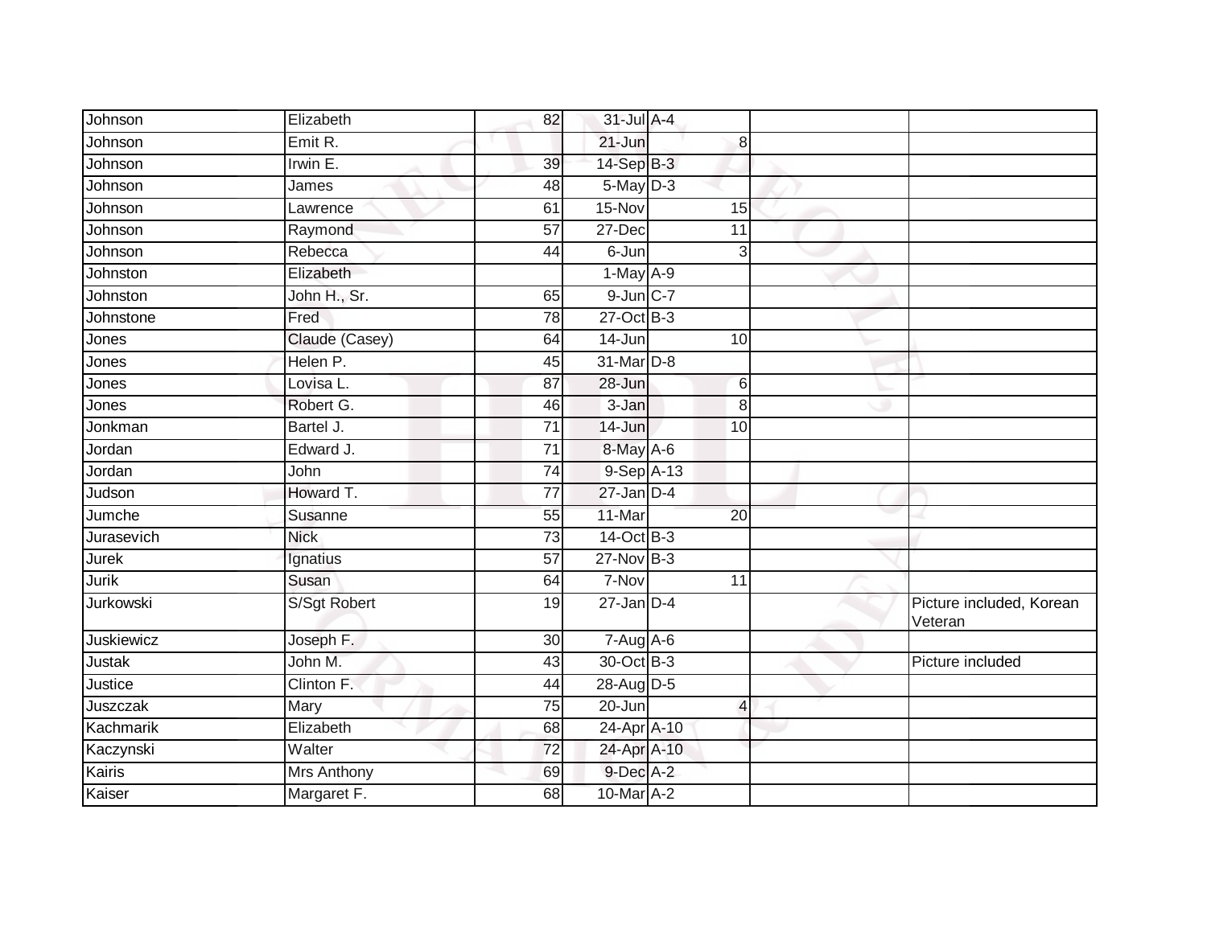| | | | | | | | |
|---|---|---|---|---|---|---|---|
| Johnson | Elizabeth | 82 | 31-Jul | A-4 | | | |
| Johnson | Emit R. | | 21-Jun | | 8 | | |
| Johnson | Irwin E. | 39 | 14-Sep | B-3 | | | |
| Johnson | James | 48 | 5-May | D-3 | | | |
| Johnson | Lawrence | 61 | 15-Nov | | 15 | | |
| Johnson | Raymond | 57 | 27-Dec | | 11 | | |
| Johnson | Rebecca | 44 | 6-Jun | | 3 | | |
| Johnston | Elizabeth | | 1-May | A-9 | | | |
| Johnston | John H., Sr. | 65 | 9-Jun | C-7 | | | |
| Johnstone | Fred | 78 | 27-Oct | B-3 | | | |
| Jones | Claude (Casey) | 64 | 14-Jun | | 10 | | |
| Jones | Helen P. | 45 | 31-Mar | D-8 | | | |
| Jones | Lovisa L. | 87 | 28-Jun | | 6 | | |
| Jones | Robert G. | 46 | 3-Jan | | 8 | | |
| Jonkman | Bartel J. | 71 | 14-Jun | | 10 | | |
| Jordan | Edward J. | 71 | 8-May | A-6 | | | |
| Jordan | John | 74 | 9-Sep | A-13 | | | |
| Judson | Howard T. | 77 | 27-Jan | D-4 | | | |
| Jumche | Susanne | 55 | 11-Mar | | 20 | | |
| Jurasevich | Nick | 73 | 14-Oct | B-3 | | | |
| Jurek | Ignatius | 57 | 27-Nov | B-3 | | | |
| Jurik | Susan | 64 | 7-Nov | | 11 | | |
| Jurkowski | S/Sgt Robert | 19 | 27-Jan | D-4 | | | Picture included, Korean Veteran |
| Juskiewicz | Joseph F. | 30 | 7-Aug | A-6 | | | |
| Justak | John M. | 43 | 30-Oct | B-3 | | | Picture included |
| Justice | Clinton F. | 44 | 28-Aug | D-5 | | | |
| Juszczak | Mary | 75 | 20-Jun | | 4 | | |
| Kachmarik | Elizabeth | 68 | 24-Apr | A-10 | | | |
| Kaczynski | Walter | 72 | 24-Apr | A-10 | | | |
| Kairis | Mrs Anthony | 69 | 9-Dec | A-2 | | | |
| Kaiser | Margaret F. | 68 | 10-Mar | A-2 | | | |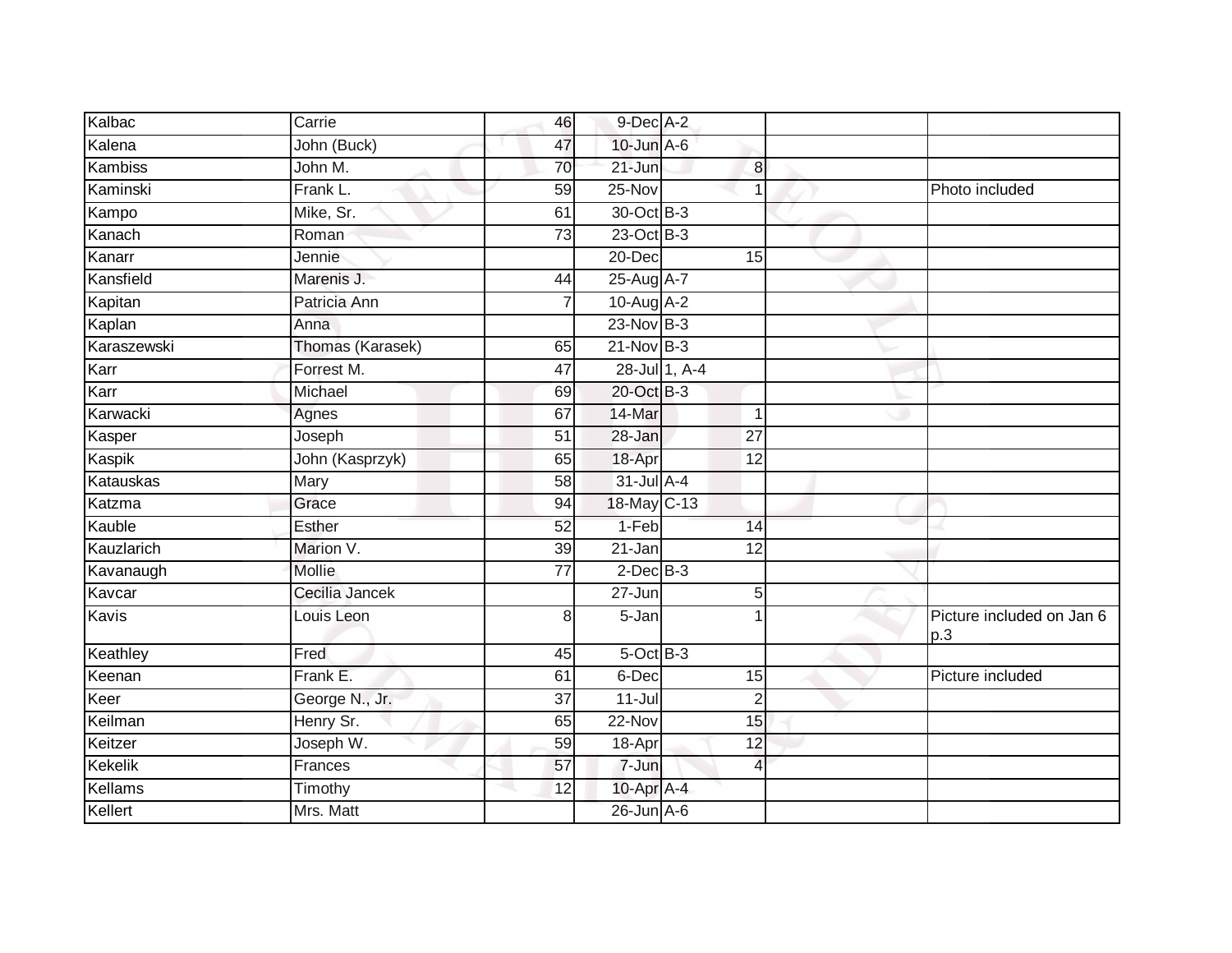| | | | | | | |
|---|---|---|---|---|---|---|
| Kalbac | Carrie | 46 | 9-Dec | A-2 | | |
| Kalena | John (Buck) | 47 | 10-Jun | A-6 | | |
| Kambiss | John M. | 70 | 21-Jun | 8 | | |
| Kaminski | Frank L. | 59 | 25-Nov | 1 | | Photo included |
| Kampo | Mike, Sr. | 61 | 30-Oct | B-3 | | |
| Kanach | Roman | 73 | 23-Oct | B-3 | | |
| Kanarr | Jennie | | 20-Dec | 15 | | |
| Kansfield | Marenis J. | 44 | 25-Aug | A-7 | | |
| Kapitan | Patricia Ann | 7 | 10-Aug | A-2 | | |
| Kaplan | Anna | | 23-Nov | B-3 | | |
| Karaszewski | Thomas (Karasek) | 65 | 21-Nov | B-3 | | |
| Karr | Forrest M. | 47 | 28-Jul | 1, A-4 | | |
| Karr | Michael | 69 | 20-Oct | B-3 | | |
| Karwacki | Agnes | 67 | 14-Mar | 1 | | |
| Kasper | Joseph | 51 | 28-Jan | 27 | | |
| Kaspik | John (Kasprzyk) | 65 | 18-Apr | 12 | | |
| Katauskas | Mary | 58 | 31-Jul | A-4 | | |
| Katzma | Grace | 94 | 18-May | C-13 | | |
| Kauble | Esther | 52 | 1-Feb | 14 | | |
| Kauzlarich | Marion V. | 39 | 21-Jan | 12 | | |
| Kavanaugh | Mollie | 77 | 2-Dec | B-3 | | |
| Kavcar | Cecilia Jancek | | 27-Jun | 5 | | |
| Kavis | Louis Leon | 8 | 5-Jan | 1 | | Picture included on Jan 6 p.3 |
| Keathley | Fred | 45 | 5-Oct | B-3 | | |
| Keenan | Frank E. | 61 | 6-Dec | 15 | | Picture included |
| Keer | George N., Jr. | 37 | 11-Jul | 2 | | |
| Keilman | Henry Sr. | 65 | 22-Nov | 15 | | |
| Keitzer | Joseph W. | 59 | 18-Apr | 12 | | |
| Kekelik | Frances | 57 | 7-Jun | 4 | | |
| Kellams | Timothy | 12 | 10-Apr | A-4 | | |
| Kellert | Mrs. Matt | | 26-Jun | A-6 | | |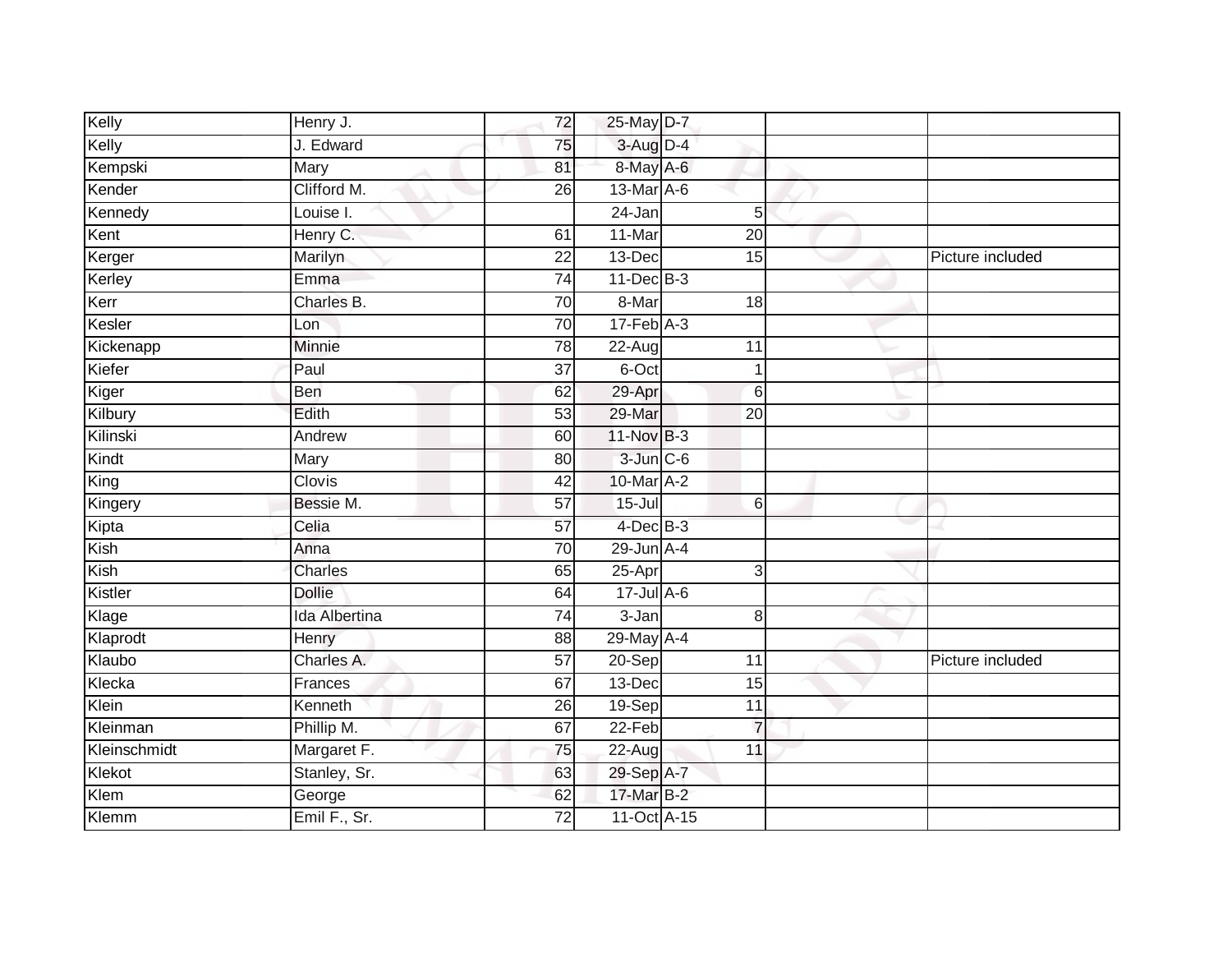| Kelly | Henry J. | 72 | 25-May | D-7 | | |
|---|---|---|---|---|---|---|
| Kelly | J. Edward | 75 | 3-Aug | D-4 | | |
| Kempski | Mary | 81 | 8-May | A-6 | | |
| Kender | Clifford M. | 26 | 13-Mar | A-6 | | |
| Kennedy | Louise I. | | 24-Jan | 5 | | |
| Kent | Henry C. | 61 | 11-Mar | 20 | | |
| Kerger | Marilyn | 22 | 13-Dec | 15 | | Picture included |
| Kerley | Emma | 74 | 11-Dec | B-3 | | |
| Kerr | Charles B. | 70 | 8-Mar | 18 | | |
| Kesler | Lon | 70 | 17-Feb | A-3 | | |
| Kickenapp | Minnie | 78 | 22-Aug | 11 | | |
| Kiefer | Paul | 37 | 6-Oct | 1 | | |
| Kiger | Ben | 62 | 29-Apr | 6 | | |
| Kilbury | Edith | 53 | 29-Mar | 20 | | |
| Kilinski | Andrew | 60 | 11-Nov | B-3 | | |
| Kindt | Mary | 80 | 3-Jun | C-6 | | |
| King | Clovis | 42 | 10-Mar | A-2 | | |
| Kingery | Bessie M. | 57 | 15-Jul | 6 | | |
| Kipta | Celia | 57 | 4-Dec | B-3 | | |
| Kish | Anna | 70 | 29-Jun | A-4 | | |
| Kish | Charles | 65 | 25-Apr | 3 | | |
| Kistler | Dollie | 64 | 17-Jul | A-6 | | |
| Klage | Ida Albertina | 74 | 3-Jan | 8 | | |
| Klaprodt | Henry | 88 | 29-May | A-4 | | |
| Klaubo | Charles A. | 57 | 20-Sep | 11 | | Picture included |
| Klecka | Frances | 67 | 13-Dec | 15 | | |
| Klein | Kenneth | 26 | 19-Sep | 11 | | |
| Kleinman | Phillip M. | 67 | 22-Feb | 7 | | |
| Kleinschmidt | Margaret F. | 75 | 22-Aug | 11 | | |
| Klekot | Stanley, Sr. | 63 | 29-Sep | A-7 | | |
| Klem | George | 62 | 17-Mar | B-2 | | |
| Klemm | Emil F., Sr. | 72 | 11-Oct | A-15 | | |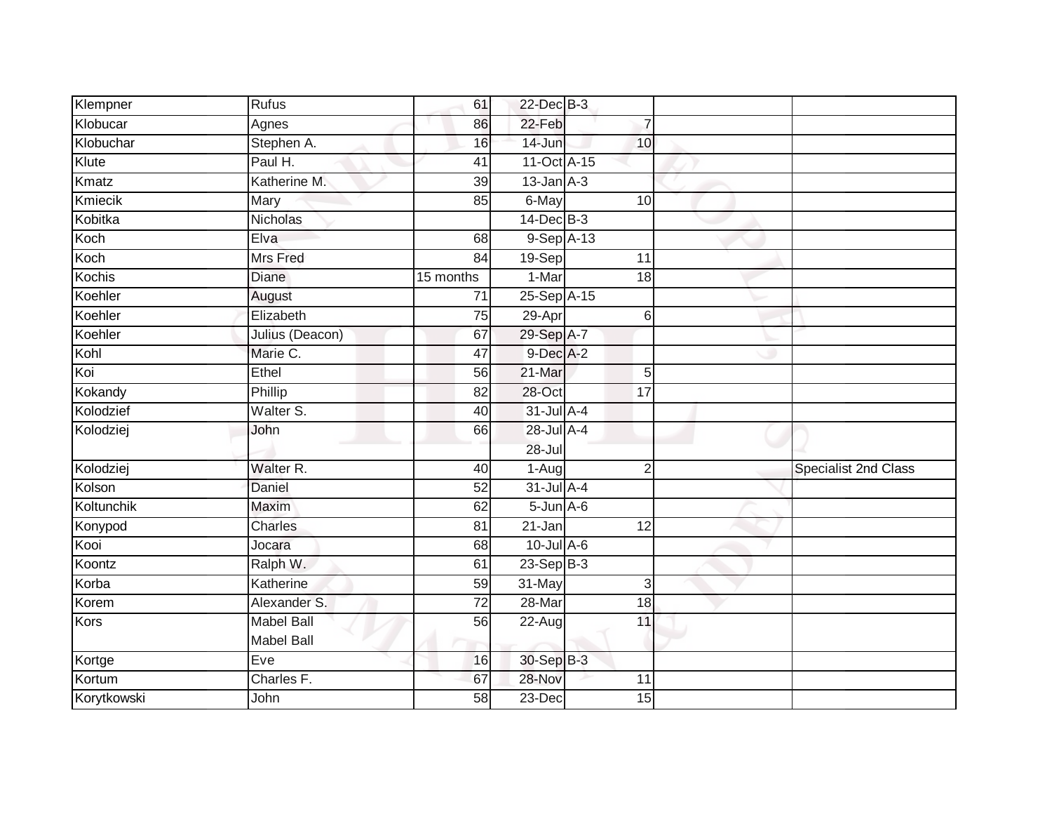| | | | | | | | |
|---|---|---|---|---|---|---|---|
| Klempner | Rufus | 61 | 22-Dec | B-3 | | | |
| Klobucar | Agnes | 86 | 22-Feb | | 7 | | |
| Klobuchar | Stephen A. | 16 | 14-Jun | | 10 | | |
| Klute | Paul H. | 41 | 11-Oct | A-15 | | | |
| Kmatz | Katherine M. | 39 | 13-Jan | A-3 | | | |
| Kmiecik | Mary | 85 | 6-May | | 10 | | |
| Kobitka | Nicholas | | 14-Dec | B-3 | | | |
| Koch | Elva | 68 | 9-Sep | A-13 | | | |
| Koch | Mrs Fred | 84 | 19-Sep | | 11 | | |
| Kochis | Diane | 15 months | 1-Mar | | 18 | | |
| Koehler | August | 71 | 25-Sep | A-15 | | | |
| Koehler | Elizabeth | 75 | 29-Apr | | 6 | | |
| Koehler | Julius (Deacon) | 67 | 29-Sep | A-7 | | | |
| Kohl | Marie C. | 47 | 9-Dec | A-2 | | | |
| Koi | Ethel | 56 | 21-Mar | | 5 | | |
| Kokandy | Phillip | 82 | 28-Oct | | 17 | | |
| Kolodzief | Walter S. | 40 | 31-Jul | A-4 | | | |
| Kolodziej | John | 66 | 28-Jul<br>28-Jul | A-4 | | | |
| Kolodziej | Walter R. | 40 | 1-Aug | | 2 | | Specialist 2nd Class |
| Kolson | Daniel | 52 | 31-Jul | A-4 | | | |
| Koltunchik | Maxim | 62 | 5-Jun | A-6 | | | |
| Konypod | Charles | 81 | 21-Jan | | 12 | | |
| Kooi | Jocara | 68 | 10-Jul | A-6 | | | |
| Koontz | Ralph W. | 61 | 23-Sep | B-3 | | | |
| Korba | Katherine | 59 | 31-May | | 3 | | |
| Korem | Alexander S. | 72 | 28-Mar | | 18 | | |
| Kors | Mabel Ball<br>Mabel Ball | 56 | 22-Aug | | 11 | | |
| Kortge | Eve | 16 | 30-Sep | B-3 | | | |
| Kortum | Charles F. | 67 | 28-Nov | | 11 | | |
| Korytkowski | John | 58 | 23-Dec | | 15 | | |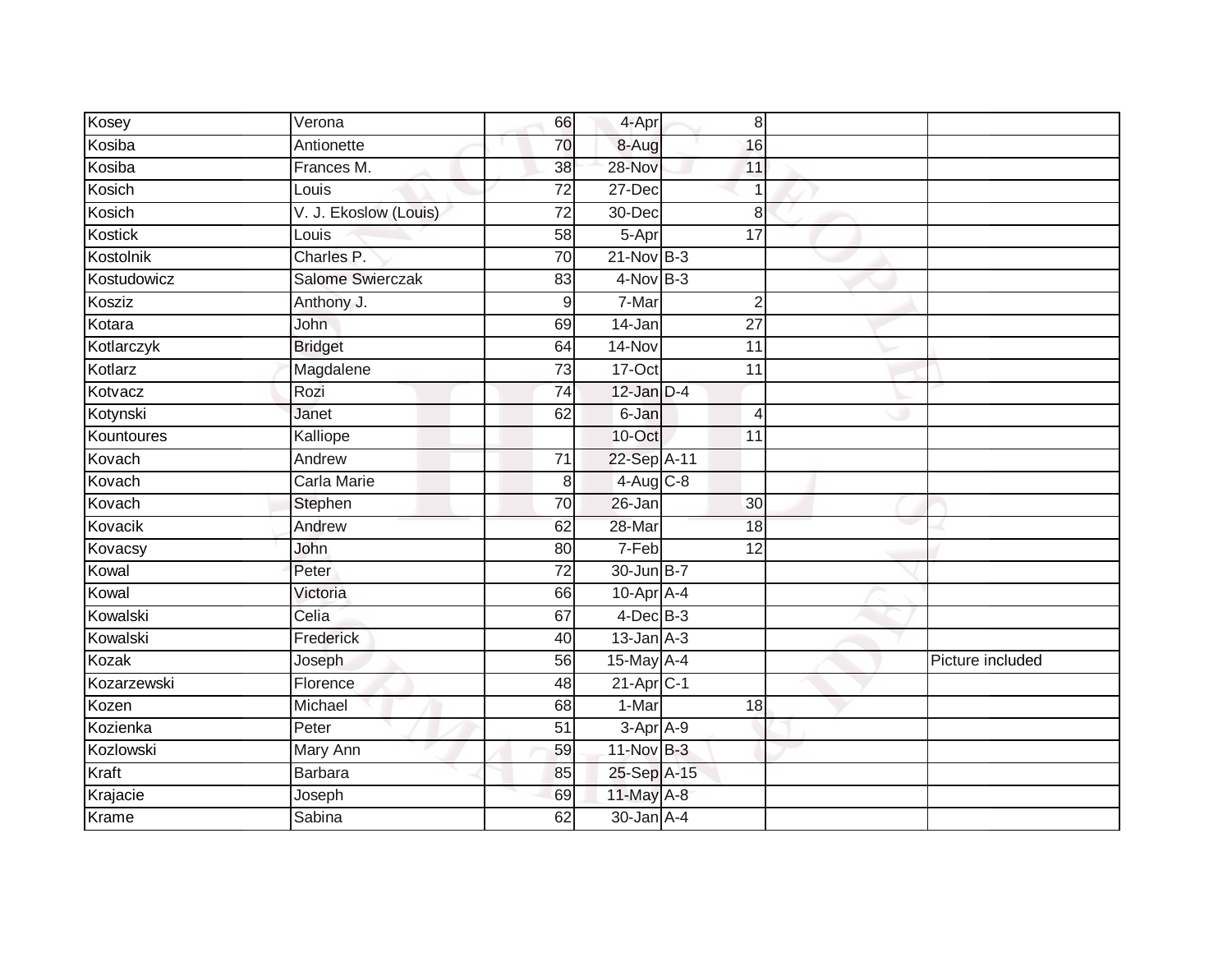| | | | | | | |
|---|---|---|---|---|---|---|
| Kosey | Verona | 66 | 4-Apr | 8 | | |
| Kosiba | Antionette | 70 | 8-Aug | 16 | | |
| Kosiba | Frances M. | 38 | 28-Nov | 11 | | |
| Kosich | Louis | 72 | 27-Dec | 1 | | |
| Kosich | V. J. Ekoslow (Louis) | 72 | 30-Dec | 8 | | |
| Kostick | Louis | 58 | 5-Apr | 17 | | |
| Kostolnik | Charles P. | 70 | 21-Nov | B-3 | | |
| Kostudowicz | Salome Swierczak | 83 | 4-Nov | B-3 | | |
| Kosziz | Anthony J. | 9 | 7-Mar | 2 | | |
| Kotara | John | 69 | 14-Jan | 27 | | |
| Kotlarczyk | Bridget | 64 | 14-Nov | 11 | | |
| Kotlarz | Magdalene | 73 | 17-Oct | 11 | | |
| Kotvacz | Rozi | 74 | 12-Jan | D-4 | | |
| Kotynski | Janet | 62 | 6-Jan | 4 | | |
| Kountoures | Kalliope | | 10-Oct | 11 | | |
| Kovach | Andrew | 71 | 22-Sep | A-11 | | |
| Kovach | Carla Marie | 8 | 4-Aug | C-8 | | |
| Kovach | Stephen | 70 | 26-Jan | 30 | | |
| Kovacik | Andrew | 62 | 28-Mar | 18 | | |
| Kovacsy | John | 80 | 7-Feb | 12 | | |
| Kowal | Peter | 72 | 30-Jun | B-7 | | |
| Kowal | Victoria | 66 | 10-Apr | A-4 | | |
| Kowalski | Celia | 67 | 4-Dec | B-3 | | |
| Kowalski | Frederick | 40 | 13-Jan | A-3 | | |
| Kozak | Joseph | 56 | 15-May | A-4 | | Picture included |
| Kozarzewski | Florence | 48 | 21-Apr | C-1 | | |
| Kozen | Michael | 68 | 1-Mar | 18 | | |
| Kozienka | Peter | 51 | 3-Apr | A-9 | | |
| Kozlowski | Mary Ann | 59 | 11-Nov | B-3 | | |
| Kraft | Barbara | 85 | 25-Sep | A-15 | | |
| Krajacie | Joseph | 69 | 11-May | A-8 | | |
| Krame | Sabina | 62 | 30-Jan | A-4 | | |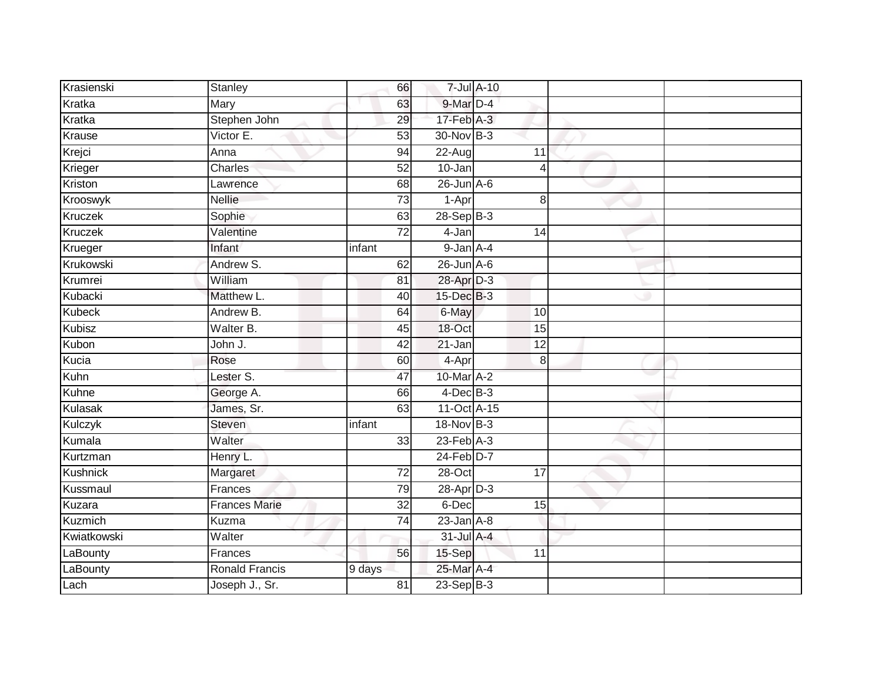| Krasienski | Stanley | 66 | 7-Jul | A-10 | | | |
|---|---|---|---|---|---|---|---|
| Kratka | Mary | 63 | 9-Mar | D-4 | | | |
| Kratka | Stephen John | 29 | 17-Feb | A-3 | | | |
| Krause | Victor E. | 53 | 30-Nov | B-3 | | | |
| Krejci | Anna | 94 | 22-Aug | | 11 | | |
| Krieger | Charles | 52 | 10-Jan | | 4 | | |
| Kriston | Lawrence | 68 | 26-Jun | A-6 | | | |
| Krooswyk | Nellie | 73 | 1-Apr | | 8 | | |
| Kruczek | Sophie | 63 | 28-Sep | B-3 | | | |
| Kruczek | Valentine | 72 | 4-Jan | | 14 | | |
| Krueger | Infant | infant | 9-Jan | A-4 | | | |
| Krukowski | Andrew S. | 62 | 26-Jun | A-6 | | | |
| Krumrei | William | 81 | 28-Apr | D-3 | | | |
| Kubacki | Matthew L. | 40 | 15-Dec | B-3 | | | |
| Kubeck | Andrew B. | 64 | 6-May | | 10 | | |
| Kubisz | Walter B. | 45 | 18-Oct | | 15 | | |
| Kubon | John J. | 42 | 21-Jan | | 12 | | |
| Kucia | Rose | 60 | 4-Apr | | 8 | | |
| Kuhn | Lester S. | 47 | 10-Mar | A-2 | | | |
| Kuhne | George A. | 66 | 4-Dec | B-3 | | | |
| Kulasak | James, Sr. | 63 | 11-Oct | A-15 | | | |
| Kulczyk | Steven | infant | 18-Nov | B-3 | | | |
| Kumala | Walter | 33 | 23-Feb | A-3 | | | |
| Kurtzman | Henry L. | | 24-Feb | D-7 | | | |
| Kushnick | Margaret | 72 | 28-Oct | | 17 | | |
| Kussmaul | Frances | 79 | 28-Apr | D-3 | | | |
| Kuzara | Frances Marie | 32 | 6-Dec | | 15 | | |
| Kuzmich | Kuzma | 74 | 23-Jan | A-8 | | | |
| Kwiatkowski | Walter | | 31-Jul | A-4 | | | |
| LaBounty | Frances | 56 | 15-Sep | | 11 | | |
| LaBounty | Ronald Francis | 9 days | 25-Mar | A-4 | | | |
| Lach | Joseph J., Sr. | 81 | 23-Sep | B-3 | | | |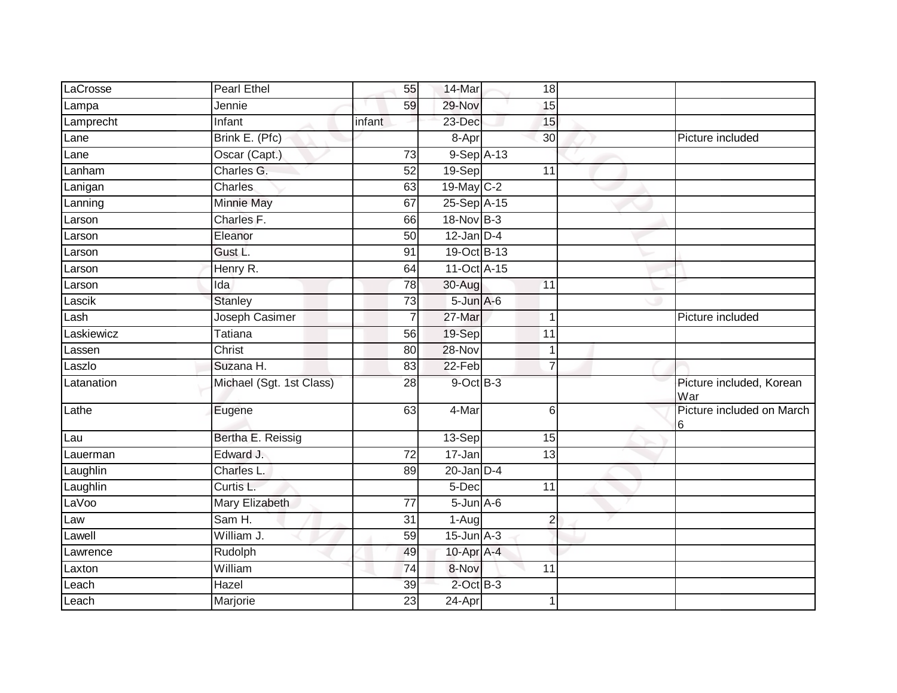| LaCrosse | Pearl Ethel | 55 | 14-Mar | 18 | | |
|---|---|---|---|---|---|---|
| Lampa | Jennie | 59 | 29-Nov | 15 | | |
| Lamprecht | Infant | infant | 23-Dec | 15 | | |
| Lane | Brink E. (Pfc) | | 8-Apr | 30 | | Picture included |
| Lane | Oscar (Capt.) | 73 | 9-Sep | A-13 | | |
| Lanham | Charles G. | 52 | 19-Sep | 11 | | |
| Lanigan | Charles | 63 | 19-May | C-2 | | |
| Lanning | Minnie May | 67 | 25-Sep | A-15 | | |
| Larson | Charles F. | 66 | 18-Nov | B-3 | | |
| Larson | Eleanor | 50 | 12-Jan | D-4 | | |
| Larson | Gust L. | 91 | 19-Oct | B-13 | | |
| Larson | Henry R. | 64 | 11-Oct | A-15 | | |
| Larson | Ida | 78 | 30-Aug | 11 | | |
| Lascik | Stanley | 73 | 5-Jun | A-6 | | |
| Lash | Joseph Casimer | 7 | 27-Mar | 1 | | Picture included |
| Laskiewicz | Tatiana | 56 | 19-Sep | 11 | | |
| Lassen | Christ | 80 | 28-Nov | 1 | | |
| Laszlo | Suzana H. | 83 | 22-Feb | 7 | | |
| Latanation | Michael (Sgt. 1st Class) | 28 | 9-Oct | B-3 | | Picture included, Korean War |
| Lathe | Eugene | 63 | 4-Mar | 6 | | Picture included on March 6 |
| Lau | Bertha E. Reissig | | 13-Sep | 15 | | |
| Lauerman | Edward J. | 72 | 17-Jan | 13 | | |
| Laughlin | Charles L. | 89 | 20-Jan | D-4 | | |
| Laughlin | Curtis L. | | 5-Dec | 11 | | |
| LaVoo | Mary Elizabeth | 77 | 5-Jun | A-6 | | |
| Law | Sam H. | 31 | 1-Aug | 2 | | |
| Lawell | William J. | 59 | 15-Jun | A-3 | | |
| Lawrence | Rudolph | 49 | 10-Apr | A-4 | | |
| Laxton | William | 74 | 8-Nov | 11 | | |
| Leach | Hazel | 39 | 2-Oct | B-3 | | |
| Leach | Marjorie | 23 | 24-Apr | 1 | | |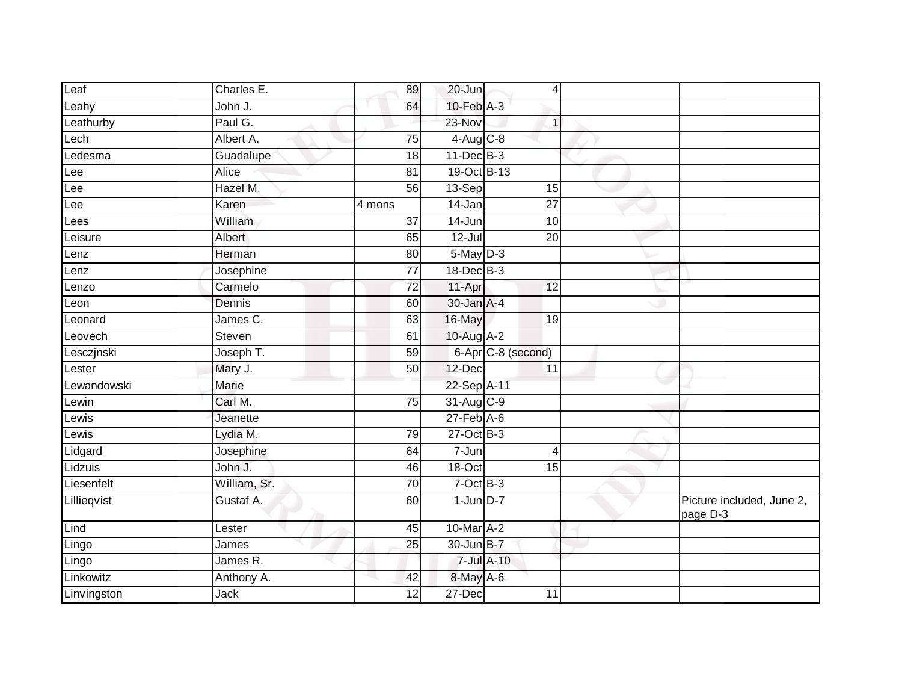| | | | | | | |
|---|---|---|---|---|---|---|
| Leaf | Charles E. | 89 | 20-Jun | 4 | | |
| Leahy | John J. | 64 | 10-Feb | A-3 | | |
| Leathurby | Paul G. | | 23-Nov | 1 | | |
| Lech | Albert A. | 75 | 4-Aug | C-8 | | |
| Ledesma | Guadalupe | 18 | 11-Dec | B-3 | | |
| Lee | Alice | 81 | 19-Oct | B-13 | | |
| Lee | Hazel M. | 56 | 13-Sep | 15 | | |
| Lee | Karen | 4 mons | 14-Jan | 27 | | |
| Lees | William | 37 | 14-Jun | 10 | | |
| Leisure | Albert | 65 | 12-Jul | 20 | | |
| Lenz | Herman | 80 | 5-May | D-3 | | |
| Lenz | Josephine | 77 | 18-Dec | B-3 | | |
| Lenzo | Carmelo | 72 | 11-Apr | 12 | | |
| Leon | Dennis | 60 | 30-Jan | A-4 | | |
| Leonard | James C. | 63 | 16-May | 19 | | |
| Leovech | Steven | 61 | 10-Aug | A-2 | | |
| Lescziński | Joseph T. | 59 | 6-Apr | C-8 (second) | | |
| Lester | Mary J. | 50 | 12-Dec | 11 | | |
| Lewandowski | Marie | | 22-Sep | A-11 | | |
| Lewin | Carl M. | 75 | 31-Aug | C-9 | | |
| Lewis | Jeanette | | 27-Feb | A-6 | | |
| Lewis | Lydia M. | 79 | 27-Oct | B-3 | | |
| Lidgard | Josephine | 64 | 7-Jun | 4 | | |
| Lidzuis | John J. | 46 | 18-Oct | 15 | | |
| Liesenfelt | William, Sr. | 70 | 7-Oct | B-3 | | |
| Lillieqvist | Gustaf A. | 60 | 1-Jun | D-7 | | Picture included, June 2, page D-3 |
| Lind | Lester | 45 | 10-Mar | A-2 | | |
| Lingo | James | 25 | 30-Jun | B-7 | | |
| Lingo | James R. | | 7-Jul | A-10 | | |
| Linkowitz | Anthony A. | 42 | 8-May | A-6 | | |
| Linvingston | Jack | 12 | 27-Dec | 11 | | |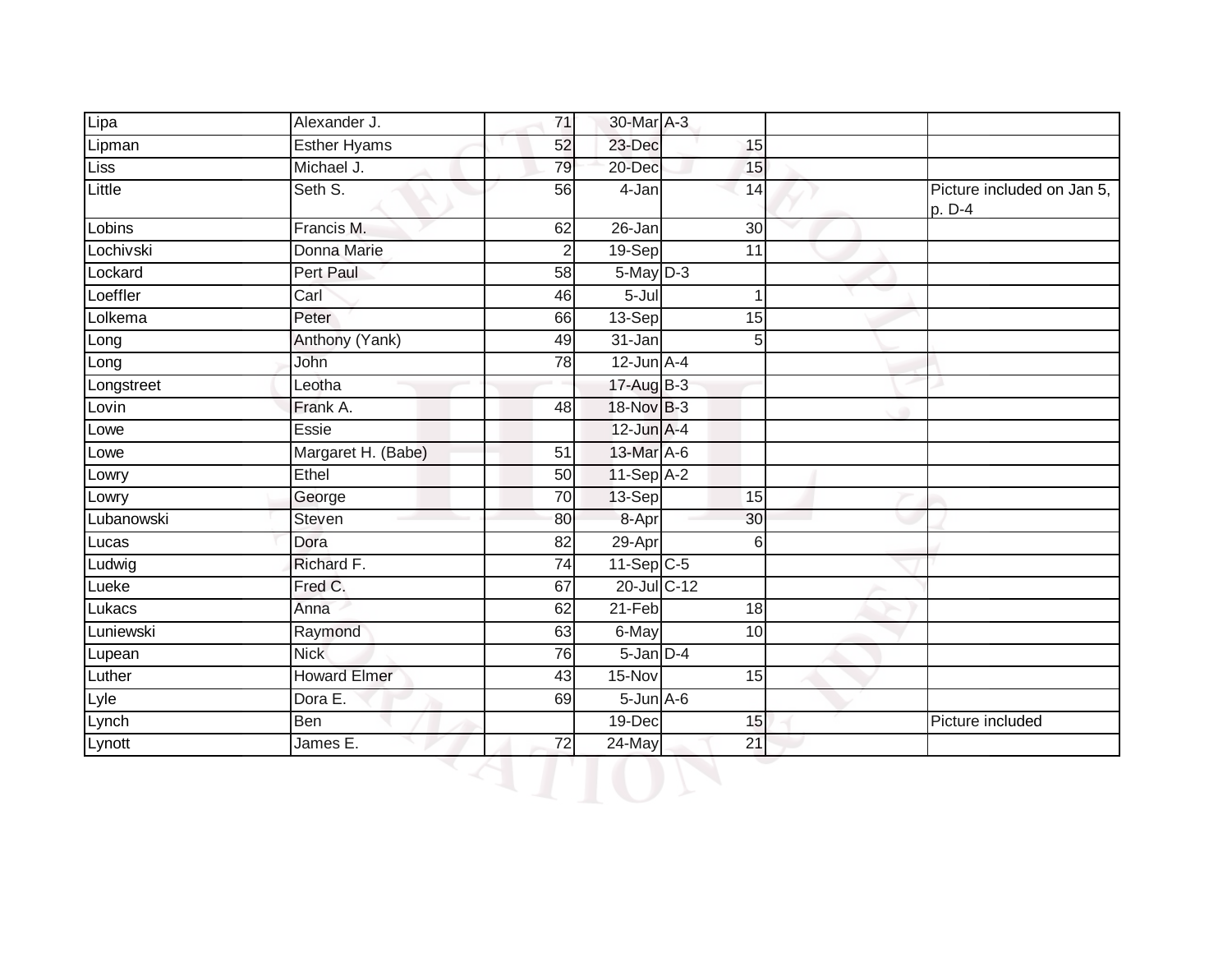| | | | | | | |
|---|---|---|---|---|---|---|
| Lipa | Alexander J. | 71 | 30-Mar | A-3 | | |
| Lipman | Esther Hyams | 52 | 23-Dec | 15 | | |
| Liss | Michael J. | 79 | 20-Dec | 15 | | |
| Little | Seth S. | 56 | 4-Jan | 14 | | Picture included on Jan 5, p. D-4 |
| Lobins | Francis M. | 62 | 26-Jan | 30 | | |
| Lochivski | Donna Marie | 2 | 19-Sep | 11 | | |
| Lockard | Pert Paul | 58 | 5-May | D-3 | | |
| Loeffler | Carl | 46 | 5-Jul | 1 | | |
| Lolkema | Peter | 66 | 13-Sep | 15 | | |
| Long | Anthony (Yank) | 49 | 31-Jan | 5 | | |
| Long | John | 78 | 12-Jun | A-4 | | |
| Longstreet | Leotha | | 17-Aug | B-3 | | |
| Lovin | Frank A. | 48 | 18-Nov | B-3 | | |
| Lowe | Essie | | 12-Jun | A-4 | | |
| Lowe | Margaret H. (Babe) | 51 | 13-Mar | A-6 | | |
| Lowry | Ethel | 50 | 11-Sep | A-2 | | |
| Lowry | George | 70 | 13-Sep | 15 | | |
| Lubanowski | Steven | 80 | 8-Apr | 30 | | |
| Lucas | Dora | 82 | 29-Apr | 6 | | |
| Ludwig | Richard F. | 74 | 11-Sep | C-5 | | |
| Lueke | Fred C. | 67 | 20-Jul | C-12 | | |
| Lukacs | Anna | 62 | 21-Feb | 18 | | |
| Luniewski | Raymond | 63 | 6-May | 10 | | |
| Lupean | Nick | 76 | 5-Jan | D-4 | | |
| Luther | Howard Elmer | 43 | 15-Nov | 15 | | |
| Lyle | Dora E. | 69 | 5-Jun | A-6 | | |
| Lynch | Ben | | 19-Dec | 15 | | Picture included |
| Lynott | James E. | 72 | 24-May | 21 | | |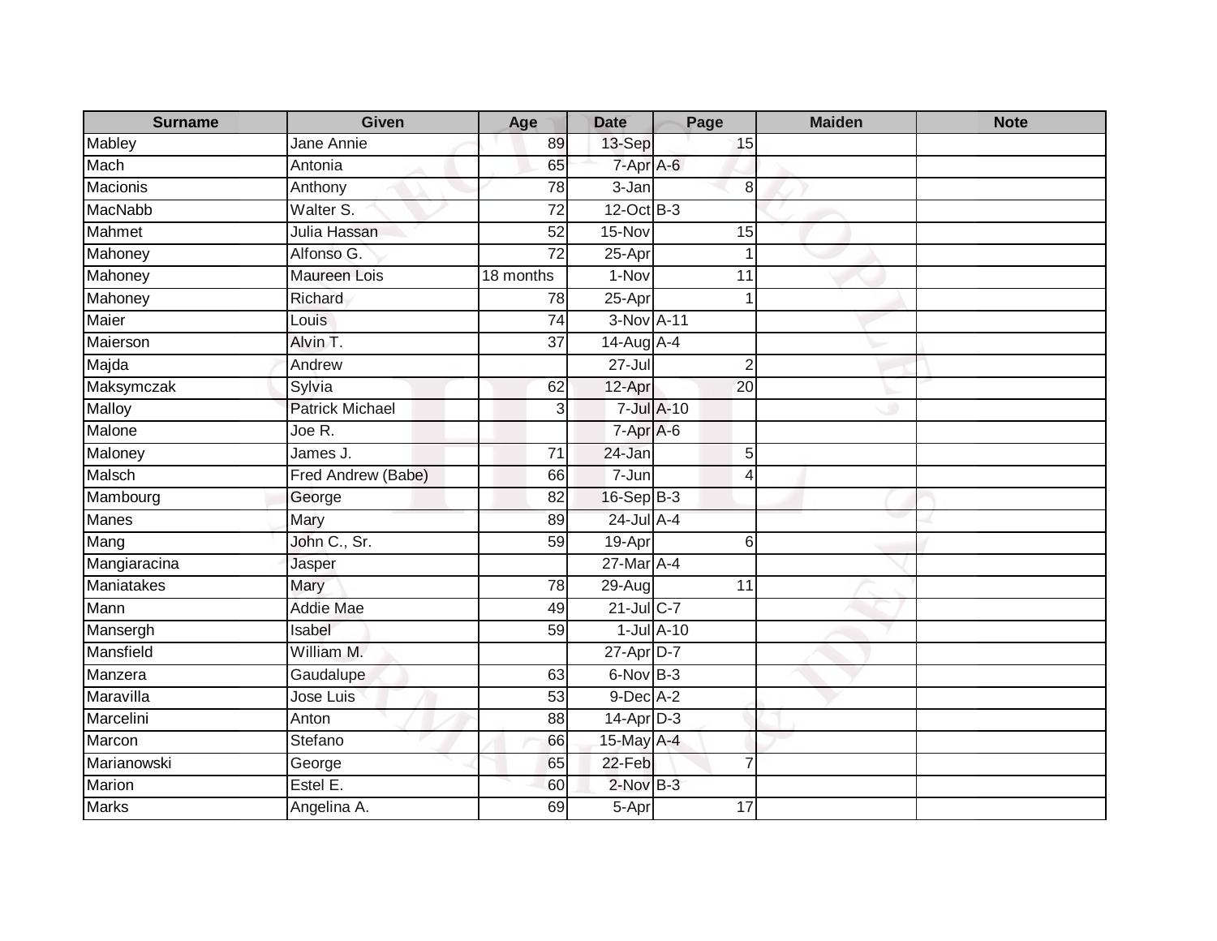| Surname | Given | Age | Date | Page | Maiden | Note |
|---|---|---|---|---|---|---|
| Mabley | Jane Annie | 89 | 13-Sep | 15 | | |
| Mach | Antonia | 65 | 7-Apr | A-6 | | |
| Macionis | Anthony | 78 | 3-Jan | 8 | | |
| MacNabb | Walter S. | 72 | 12-Oct | B-3 | | |
| Mahmet | Julia Hassan | 52 | 15-Nov | 15 | | |
| Mahoney | Alfonso G. | 72 | 25-Apr | 1 | | |
| Mahoney | Maureen Lois | 18 months | 1-Nov | 11 | | |
| Mahoney | Richard | 78 | 25-Apr | 1 | | |
| Maier | Louis | 74 | 3-Nov | A-11 | | |
| Maierson | Alvin T. | 37 | 14-Aug | A-4 | | |
| Majda | Andrew | | 27-Jul | 2 | | |
| Maksymczak | Sylvia | 62 | 12-Apr | 20 | | |
| Malloy | Patrick Michael | 3 | 7-Jul | A-10 | | |
| Malone | Joe R. | | 7-Apr | A-6 | | |
| Maloney | James J. | 71 | 24-Jan | 5 | | |
| Malsch | Fred Andrew (Babe) | 66 | 7-Jun | 4 | | |
| Mambourg | George | 82 | 16-Sep | B-3 | | |
| Manes | Mary | 89 | 24-Jul | A-4 | | |
| Mang | John C., Sr. | 59 | 19-Apr | 6 | | |
| Mangiaracina | Jasper | | 27-Mar | A-4 | | |
| Maniatakes | Mary | 78 | 29-Aug | 11 | | |
| Mann | Addie Mae | 49 | 21-Jul | C-7 | | |
| Mansergh | Isabel | 59 | 1-Jul | A-10 | | |
| Mansfield | William M. | | 27-Apr | D-7 | | |
| Manzera | Gaudalupe | 63 | 6-Nov | B-3 | | |
| Maravilla | Jose Luis | 53 | 9-Dec | A-2 | | |
| Marcelini | Anton | 88 | 14-Apr | D-3 | | |
| Marcon | Stefano | 66 | 15-May | A-4 | | |
| Marianowski | George | 65 | 22-Feb | 7 | | |
| Marion | Estel E. | 60 | 2-Nov | B-3 | | |
| Marks | Angelina A. | 69 | 5-Apr | 17 | | |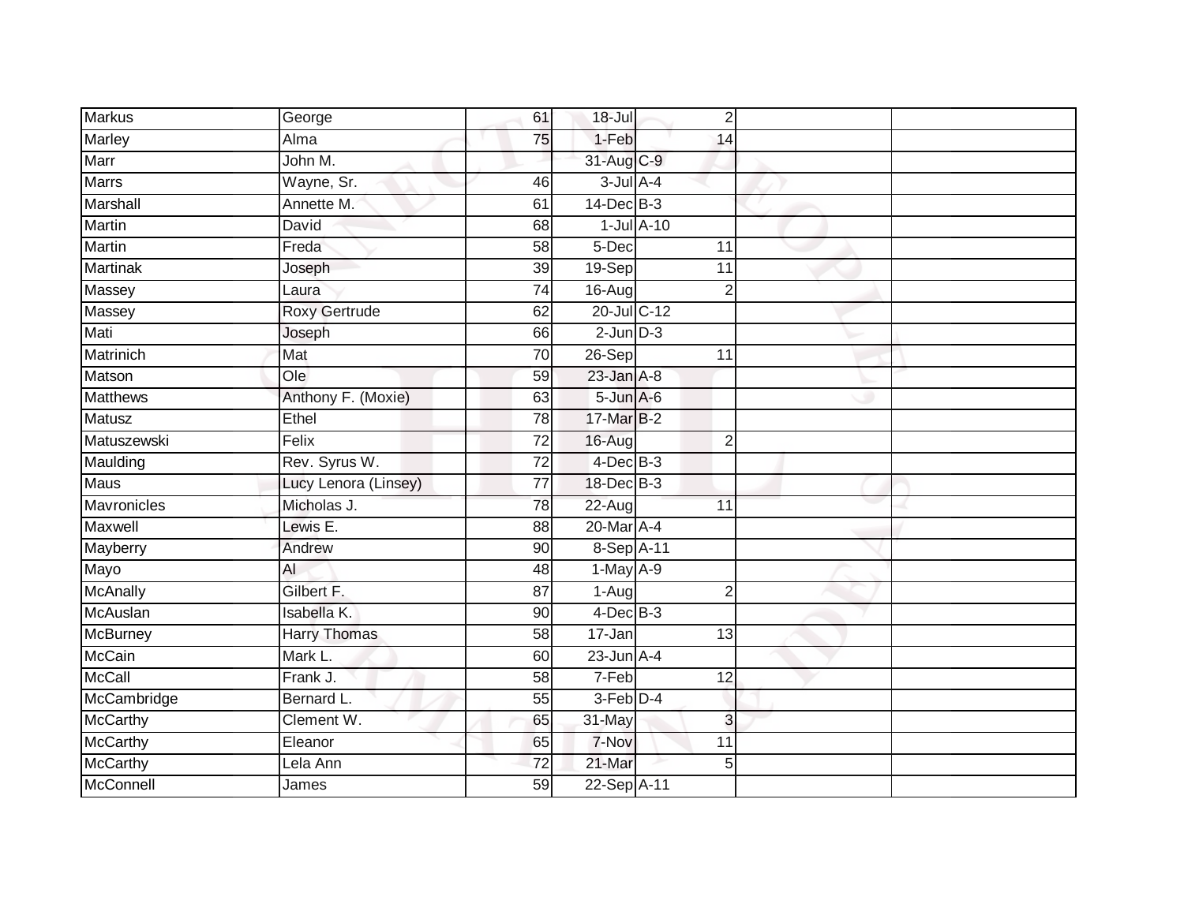| | | | | | | |
|---|---|---|---|---|---|---|
| Markus | George | 61 | 18-Jul | 2 | | |
| Marley | Alma | 75 | 1-Feb | 14 | | |
| Marr | John M. | | 31-Aug | C-9 | | |
| Marrs | Wayne, Sr. | 46 | 3-Jul | A-4 | | |
| Marshall | Annette M. | 61 | 14-Dec | B-3 | | |
| Martin | David | 68 | 1-Jul | A-10 | | |
| Martin | Freda | 58 | 5-Dec | 11 | | |
| Martinak | Joseph | 39 | 19-Sep | 11 | | |
| Massey | Laura | 74 | 16-Aug | 2 | | |
| Massey | Roxy Gertrude | 62 | 20-Jul | C-12 | | |
| Mati | Joseph | 66 | 2-Jun | D-3 | | |
| Matrinich | Mat | 70 | 26-Sep | 11 | | |
| Matson | Ole | 59 | 23-Jan | A-8 | | |
| Matthews | Anthony F. (Moxie) | 63 | 5-Jun | A-6 | | |
| Matusz | Ethel | 78 | 17-Mar | B-2 | | |
| Matuszewski | Felix | 72 | 16-Aug | 2 | | |
| Maulding | Rev. Syrus W. | 72 | 4-Dec | B-3 | | |
| Maus | Lucy Lenora (Linsey) | 77 | 18-Dec | B-3 | | |
| Mavronicles | Micholas J. | 78 | 22-Aug | 11 | | |
| Maxwell | Lewis E. | 88 | 20-Mar | A-4 | | |
| Mayberry | Andrew | 90 | 8-Sep | A-11 | | |
| Mayo | Al | 48 | 1-May | A-9 | | |
| McAnally | Gilbert F. | 87 | 1-Aug | 2 | | |
| McAuslan | Isabella K. | 90 | 4-Dec | B-3 | | |
| McBurney | Harry Thomas | 58 | 17-Jan | 13 | | |
| McCain | Mark L. | 60 | 23-Jun | A-4 | | |
| McCall | Frank J. | 58 | 7-Feb | 12 | | |
| McCambridge | Bernard L. | 55 | 3-Feb | D-4 | | |
| McCarthy | Clement W. | 65 | 31-May | 3 | | |
| McCarthy | Eleanor | 65 | 7-Nov | 11 | | |
| McCarthy | Lela Ann | 72 | 21-Mar | 5 | | |
| McConnell | James | 59 | 22-Sep | A-11 | | |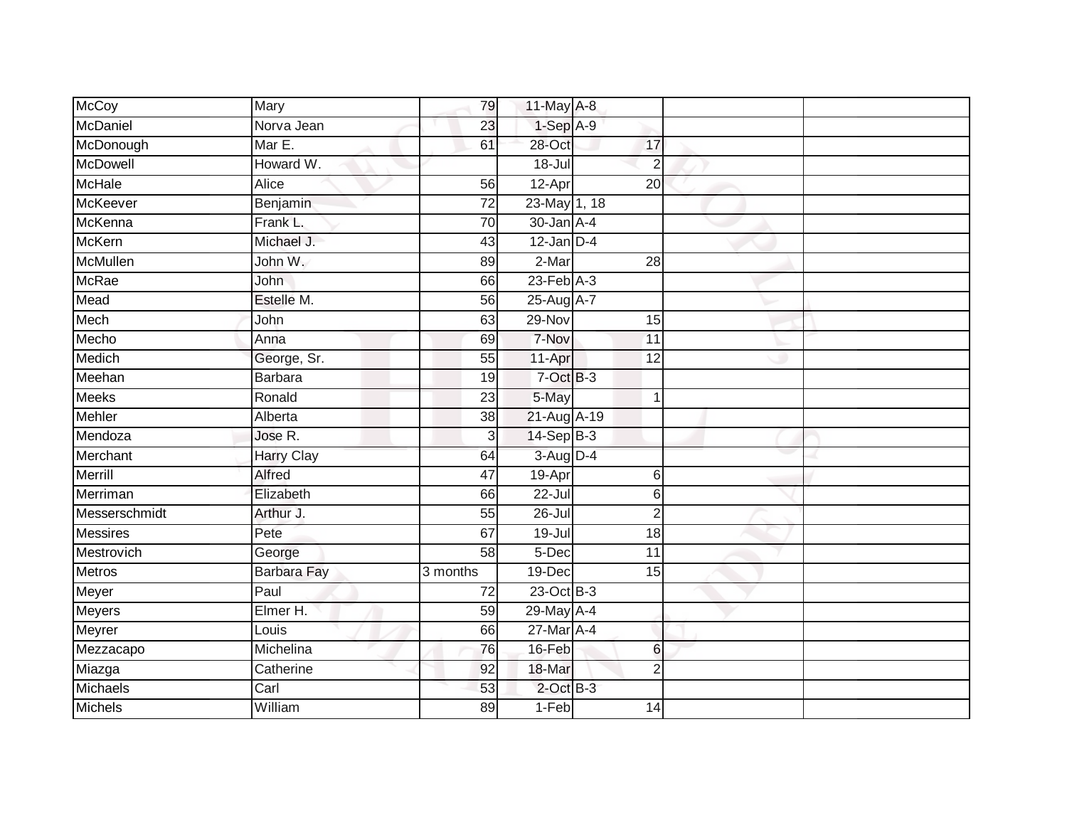| | | | | | | |
|---|---|---|---|---|---|---|
| McCoy | Mary | 79 | 11-May | A-8 | | |
| McDaniel | Norva Jean | 23 | 1-Sep | A-9 | | |
| McDonough | Mar E. | 61 | 28-Oct | 17 | | |
| McDowell | Howard W. | | 18-Jul | 2 | | |
| McHale | Alice | 56 | 12-Apr | 20 | | |
| McKeever | Benjamin | 72 | 23-May | 1, 18 | | |
| McKenna | Frank L. | 70 | 30-Jan | A-4 | | |
| McKern | Michael J. | 43 | 12-Jan | D-4 | | |
| McMullen | John W. | 89 | 2-Mar | 28 | | |
| McRae | John | 66 | 23-Feb | A-3 | | |
| Mead | Estelle M. | 56 | 25-Aug | A-7 | | |
| Mech | John | 63 | 29-Nov | 15 | | |
| Mecho | Anna | 69 | 7-Nov | 11 | | |
| Medich | George, Sr. | 55 | 11-Apr | 12 | | |
| Meehan | Barbara | 19 | 7-Oct | B-3 | | |
| Meeks | Ronald | 23 | 5-May | 1 | | |
| Mehler | Alberta | 38 | 21-Aug | A-19 | | |
| Mendoza | Jose R. | 3 | 14-Sep | B-3 | | |
| Merchant | Harry Clay | 64 | 3-Aug | D-4 | | |
| Merrill | Alfred | 47 | 19-Apr | 6 | | |
| Merriman | Elizabeth | 66 | 22-Jul | 6 | | |
| Messerschmidt | Arthur J. | 55 | 26-Jul | 2 | | |
| Messires | Pete | 67 | 19-Jul | 18 | | |
| Mestrovich | George | 58 | 5-Dec | 11 | | |
| Metros | Barbara Fay | 3 months | 19-Dec | 15 | | |
| Meyer | Paul | 72 | 23-Oct | B-3 | | |
| Meyers | Elmer H. | 59 | 29-May | A-4 | | |
| Meyrer | Louis | 66 | 27-Mar | A-4 | | |
| Mezzacapo | Michelina | 76 | 16-Feb | 6 | | |
| Miazga | Catherine | 92 | 18-Mar | 2 | | |
| Michaels | Carl | 53 | 2-Oct | B-3 | | |
| Michels | William | 89 | 1-Feb | 14 | | |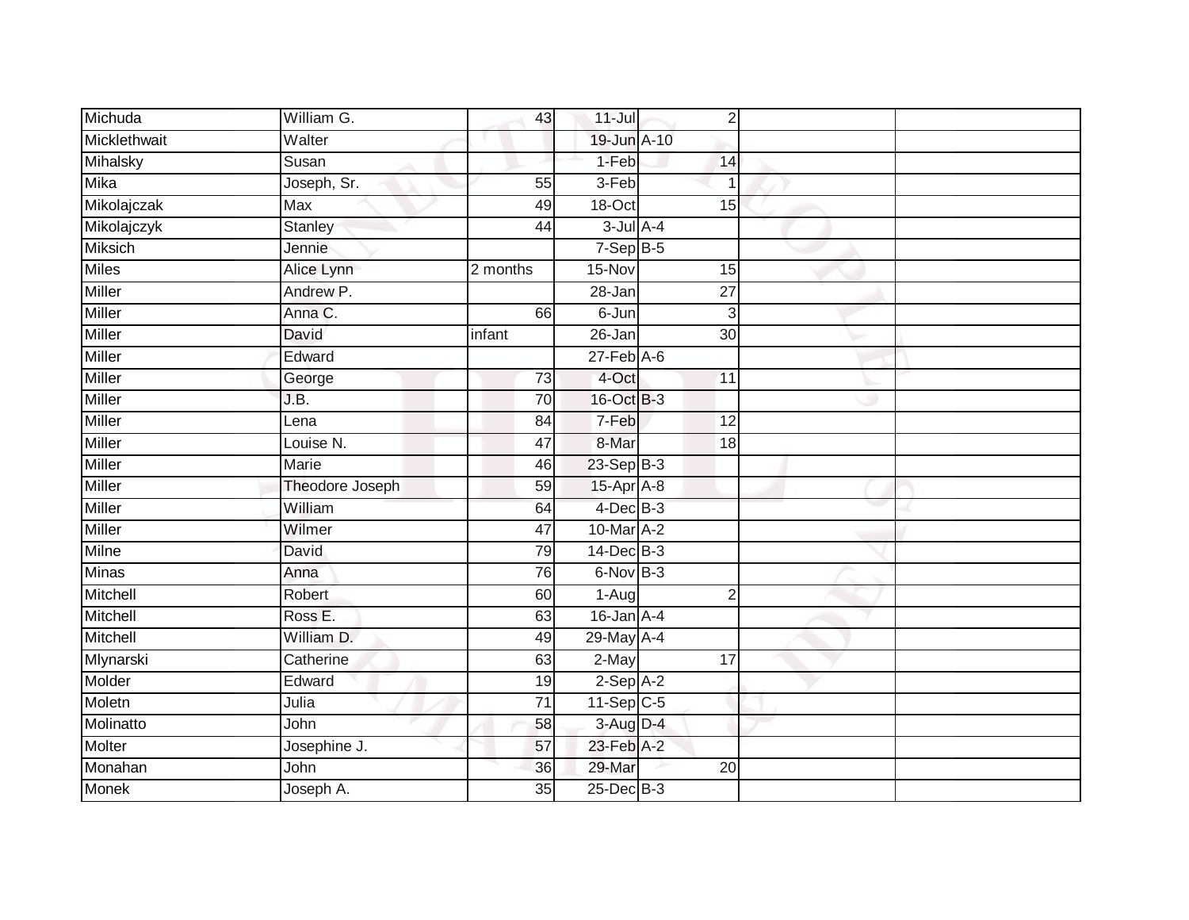| | | | | | | |
|---|---|---|---|---|---|---|
| Michuda | William G. | 43 | 11-Jul | 2 | | |
| Micklethwait | Walter | | 19-Jun | A-10 | | |
| Mihalsky | Susan | | 1-Feb | 14 | | |
| Mika | Joseph, Sr. | 55 | 3-Feb | 1 | | |
| Mikolajczak | Max | 49 | 18-Oct | 15 | | |
| Mikolajczyk | Stanley | 44 | 3-Jul | A-4 | | |
| Miksich | Jennie | | 7-Sep | B-5 | | |
| Miles | Alice Lynn | 2 months | 15-Nov | 15 | | |
| Miller | Andrew P. | | 28-Jan | 27 | | |
| Miller | Anna C. | 66 | 6-Jun | 3 | | |
| Miller | David | infant | 26-Jan | 30 | | |
| Miller | Edward | | 27-Feb | A-6 | | |
| Miller | George | 73 | 4-Oct | 11 | | |
| Miller | J.B. | 70 | 16-Oct | B-3 | | |
| Miller | Lena | 84 | 7-Feb | 12 | | |
| Miller | Louise N. | 47 | 8-Mar | 18 | | |
| Miller | Marie | 46 | 23-Sep | B-3 | | |
| Miller | Theodore Joseph | 59 | 15-Apr | A-8 | | |
| Miller | William | 64 | 4-Dec | B-3 | | |
| Miller | Wilmer | 47 | 10-Mar | A-2 | | |
| Milne | David | 79 | 14-Dec | B-3 | | |
| Minas | Anna | 76 | 6-Nov | B-3 | | |
| Mitchell | Robert | 60 | 1-Aug | 2 | | |
| Mitchell | Ross E. | 63 | 16-Jan | A-4 | | |
| Mitchell | William D. | 49 | 29-May | A-4 | | |
| Mlynarski | Catherine | 63 | 2-May | 17 | | |
| Molder | Edward | 19 | 2-Sep | A-2 | | |
| Moletn | Julia | 71 | 11-Sep | C-5 | | |
| Molinatto | John | 58 | 3-Aug | D-4 | | |
| Molter | Josephine J. | 57 | 23-Feb | A-2 | | |
| Monahan | John | 36 | 29-Mar | 20 | | |
| Monek | Joseph A. | 35 | 25-Dec | B-3 | | |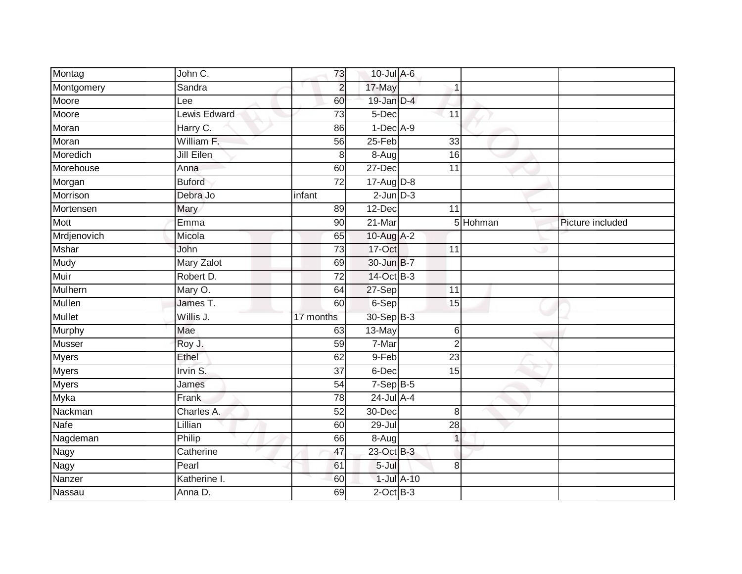| Montag | John C. | 73 | 10-Jul | A-6 | | |
|---|---|---|---|---|---|---|
| Montgomery | Sandra | 2 | 17-May | 1 | | |
| Moore | Lee | 60 | 19-Jan | D-4 | | |
| Moore | Lewis Edward | 73 | 5-Dec | 11 | | |
| Moran | Harry C. | 86 | 1-Dec | A-9 | | |
| Moran | William F. | 56 | 25-Feb | 33 | | |
| Moredich | Jill Eilen | 8 | 8-Aug | 16 | | |
| Morehouse | Anna | 60 | 27-Dec | 11 | | |
| Morgan | Buford | 72 | 17-Aug | D-8 | | |
| Morrison | Debra Jo | infant | 2-Jun | D-3 | | |
| Mortensen | Mary | 89 | 12-Dec | 11 | | |
| Mott | Emma | 90 | 21-Mar | 5 | Hohman | Picture included |
| Mrdjenovich | Micola | 65 | 10-Aug | A-2 | | |
| Mshar | John | 73 | 17-Oct | 11 | | |
| Mudy | Mary Zalot | 69 | 30-Jun | B-7 | | |
| Muir | Robert D. | 72 | 14-Oct | B-3 | | |
| Mulhern | Mary O. | 64 | 27-Sep | 11 | | |
| Mullen | James T. | 60 | 6-Sep | 15 | | |
| Mullet | Willis J. | 17 months | 30-Sep | B-3 | | |
| Murphy | Mae | 63 | 13-May | 6 | | |
| Musser | Roy J. | 59 | 7-Mar | 2 | | |
| Myers | Ethel | 62 | 9-Feb | 23 | | |
| Myers | Irvin S. | 37 | 6-Dec | 15 | | |
| Myers | James | 54 | 7-Sep | B-5 | | |
| Myka | Frank | 78 | 24-Jul | A-4 | | |
| Nackman | Charles A. | 52 | 30-Dec | 8 | | |
| Nafe | Lillian | 60 | 29-Jul | 28 | | |
| Nagdeman | Philip | 66 | 8-Aug | 1 | | |
| Nagy | Catherine | 47 | 23-Oct | B-3 | | |
| Nagy | Pearl | 61 | 5-Jul | 8 | | |
| Nanzer | Katherine I. | 60 | 1-Jul | A-10 | | |
| Nassau | Anna D. | 69 | 2-Oct | B-3 | | |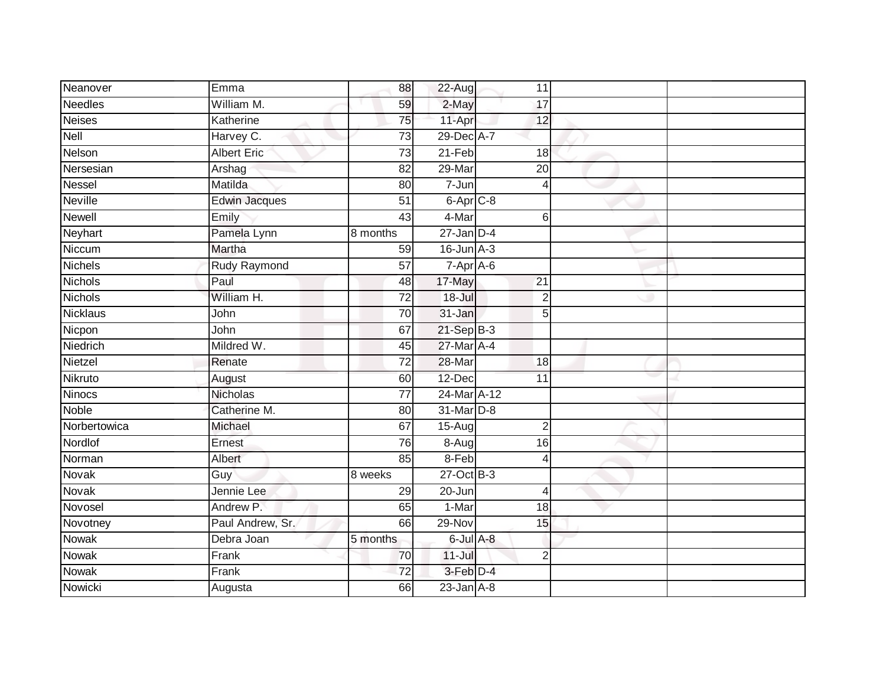| | | | | | | |
|---|---|---|---|---|---|---|
| Neanover | Emma | 88 | 22-Aug | 11 | | |
| Needles | William M. | 59 | 2-May | 17 | | |
| Neises | Katherine | 75 | 11-Apr | 12 | | |
| Nell | Harvey C. | 73 | 29-Dec | A-7 | | |
| Nelson | Albert Eric | 73 | 21-Feb | 18 | | |
| Nersesian | Arshag | 82 | 29-Mar | 20 | | |
| Nessel | Matilda | 80 | 7-Jun | 4 | | |
| Neville | Edwin Jacques | 51 | 6-Apr | C-8 | | |
| Newell | Emily | 43 | 4-Mar | 6 | | |
| Neyhart | Pamela Lynn | 8 months | 27-Jan | D-4 | | |
| Niccum | Martha | 59 | 16-Jun | A-3 | | |
| Nichels | Rudy Raymond | 57 | 7-Apr | A-6 | | |
| Nichols | Paul | 48 | 17-May | 21 | | |
| Nichols | William H. | 72 | 18-Jul | 2 | | |
| Nicklaus | John | 70 | 31-Jan | 5 | | |
| Nicpon | John | 67 | 21-Sep | B-3 | | |
| Niedrich | Mildred W. | 45 | 27-Mar | A-4 | | |
| Nietzel | Renate | 72 | 28-Mar | 18 | | |
| Nikruto | August | 60 | 12-Dec | 11 | | |
| Ninocs | Nicholas | 77 | 24-Mar | A-12 | | |
| Noble | Catherine M. | 80 | 31-Mar | D-8 | | |
| Norbertowica | Michael | 67 | 15-Aug | 2 | | |
| Nordlof | Ernest | 76 | 8-Aug | 16 | | |
| Norman | Albert | 85 | 8-Feb | 4 | | |
| Novak | Guy | 8 weeks | 27-Oct | B-3 | | |
| Novak | Jennie Lee | 29 | 20-Jun | 4 | | |
| Novosel | Andrew P. | 65 | 1-Mar | 18 | | |
| Novotney | Paul Andrew, Sr. | 66 | 29-Nov | 15 | | |
| Nowak | Debra Joan | 5 months | 6-Jul | A-8 | | |
| Nowak | Frank | 70 | 11-Jul | 2 | | |
| Nowak | Frank | 72 | 3-Feb | D-4 | | |
| Nowicki | Augusta | 66 | 23-Jan | A-8 | | |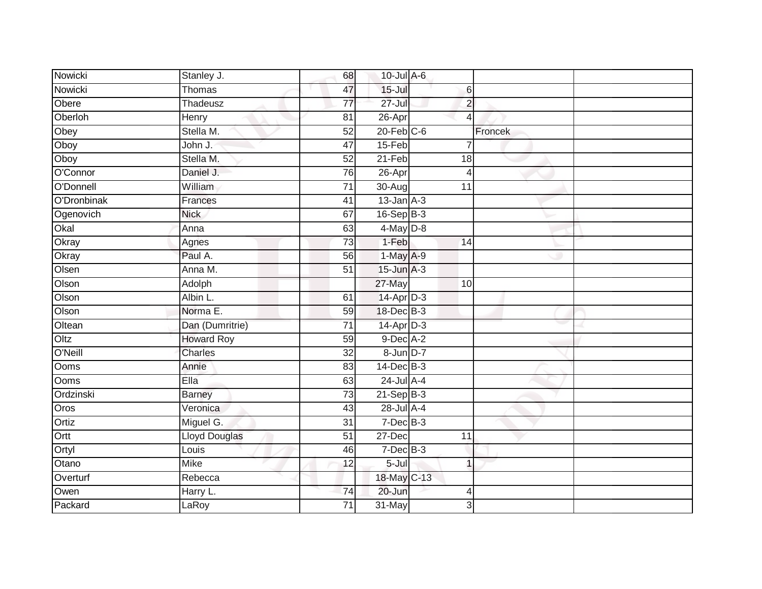| | | | | | | | |
|---|---|---|---|---|---|---|---|
| Nowicki | Stanley J. | 68 | 10-Jul | A-6 | | | |
| Nowicki | Thomas | 47 | 15-Jul | | 6 | | |
| Obere | Thadeusz | 77 | 27-Jul | | 2 | | |
| Oberloh | Henry | 81 | 26-Apr | | 4 | | |
| Obey | Stella M. | 52 | 20-Feb | C-6 | | Froncek | |
| Oboy | John J. | 47 | 15-Feb | | 7 | | |
| Oboy | Stella M. | 52 | 21-Feb | | 18 | | |
| O'Connor | Daniel J. | 76 | 26-Apr | | 4 | | |
| O'Donnell | William | 71 | 30-Aug | | 11 | | |
| O'Dronbinak | Frances | 41 | 13-Jan | A-3 | | | |
| Ogenovich | Nick | 67 | 16-Sep | B-3 | | | |
| Okal | Anna | 63 | 4-May | D-8 | | | |
| Okray | Agnes | 73 | 1-Feb | | 14 | | |
| Okray | Paul A. | 56 | 1-May | A-9 | | | |
| Olsen | Anna M. | 51 | 15-Jun | A-3 | | | |
| Olson | Adolph | | 27-May | | 10 | | |
| Olson | Albin L. | 61 | 14-Apr | D-3 | | | |
| Olson | Norma E. | 59 | 18-Dec | B-3 | | | |
| Oltean | Dan (Dumritrie) | 71 | 14-Apr | D-3 | | | |
| Oltz | Howard Roy | 59 | 9-Dec | A-2 | | | |
| O'Neill | Charles | 32 | 8-Jun | D-7 | | | |
| Ooms | Annie | 83 | 14-Dec | B-3 | | | |
| Ooms | Ella | 63 | 24-Jul | A-4 | | | |
| Ordzinski | Barney | 73 | 21-Sep | B-3 | | | |
| Oros | Veronica | 43 | 28-Jul | A-4 | | | |
| Ortiz | Miguel G. | 31 | 7-Dec | B-3 | | | |
| Ortt | Lloyd Douglas | 51 | 27-Dec | | 11 | | |
| Ortyl | Louis | 46 | 7-Dec | B-3 | | | |
| Otano | Mike | 12 | 5-Jul | | 1 | | |
| Overturf | Rebecca | | 18-May | C-13 | | | |
| Owen | Harry L. | 74 | 20-Jun | | 4 | | |
| Packard | LaRoy | 71 | 31-May | | 3 | | |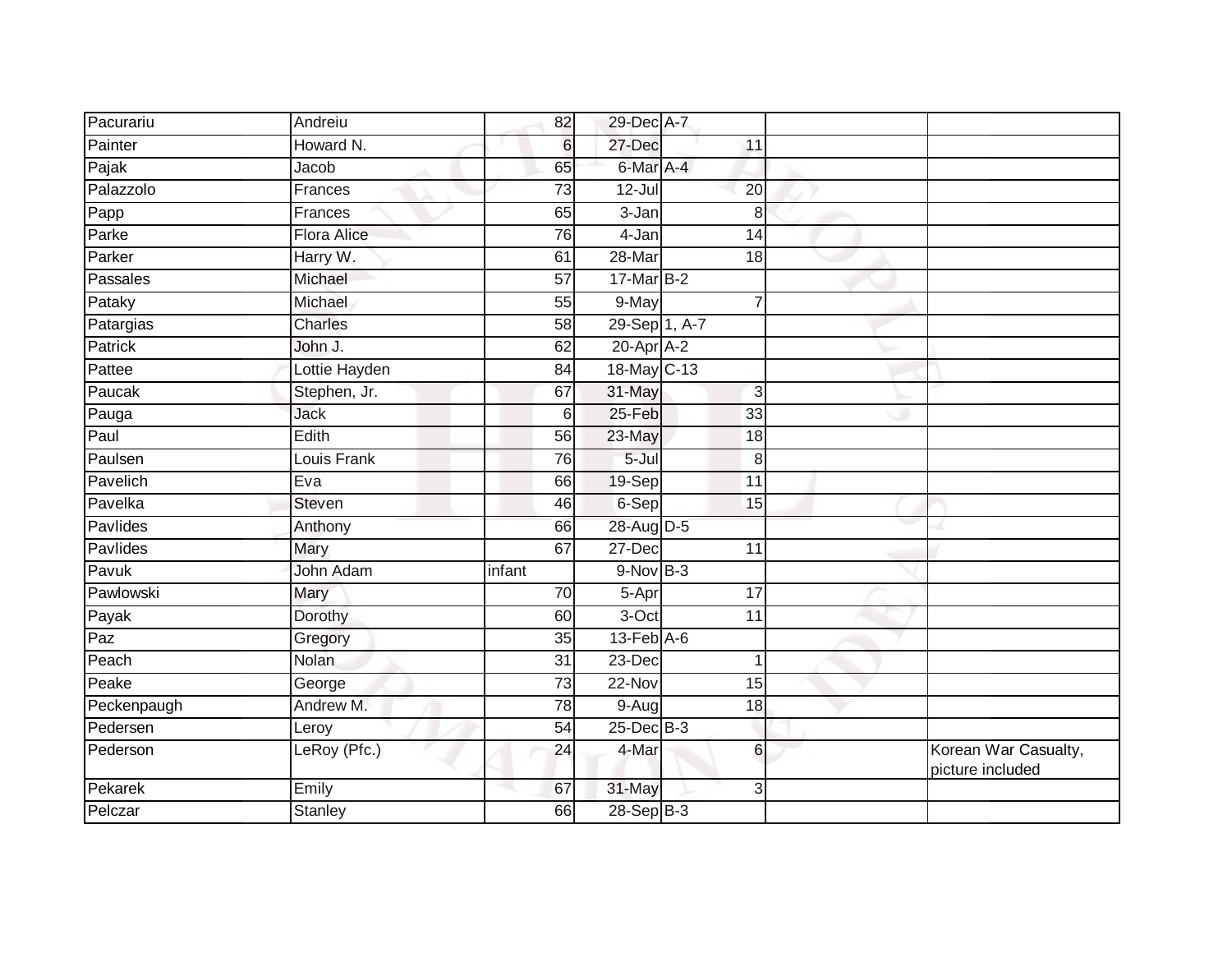| | | | | | | |
|---|---|---|---|---|---|---|
| Pacurariu | Andreiu | 82 | 29-Dec | A-7 | | |
| Painter | Howard N. | 6 | 27-Dec | 11 | | |
| Pajak | Jacob | 65 | 6-Mar | A-4 | | |
| Palazzolo | Frances | 73 | 12-Jul | 20 | | |
| Papp | Frances | 65 | 3-Jan | 8 | | |
| Parke | Flora Alice | 76 | 4-Jan | 14 | | |
| Parker | Harry W. | 61 | 28-Mar | 18 | | |
| Passales | Michael | 57 | 17-Mar | B-2 | | |
| Pataky | Michael | 55 | 9-May | 7 | | |
| Patargias | Charles | 58 | 29-Sep | 1, A-7 | | |
| Patrick | John J. | 62 | 20-Apr | A-2 | | |
| Pattee | Lottie Hayden | 84 | 18-May | C-13 | | |
| Paucak | Stephen, Jr. | 67 | 31-May | 3 | | |
| Pauga | Jack | 6 | 25-Feb | 33 | | |
| Paul | Edith | 56 | 23-May | 18 | | |
| Paulsen | Louis Frank | 76 | 5-Jul | 8 | | |
| Pavelich | Eva | 66 | 19-Sep | 11 | | |
| Pavelka | Steven | 46 | 6-Sep | 15 | | |
| Pavlides | Anthony | 66 | 28-Aug | D-5 | | |
| Pavlides | Mary | 67 | 27-Dec | 11 | | |
| Pavuk | John Adam | infant | 9-Nov | B-3 | | |
| Pawlowski | Mary | 70 | 5-Apr | 17 | | |
| Payak | Dorothy | 60 | 3-Oct | 11 | | |
| Paz | Gregory | 35 | 13-Feb | A-6 | | |
| Peach | Nolan | 31 | 23-Dec | 1 | | |
| Peake | George | 73 | 22-Nov | 15 | | |
| Peckenpaugh | Andrew M. | 78 | 9-Aug | 18 | | |
| Pedersen | Leroy | 54 | 25-Dec | B-3 | | |
| Pederson | LeRoy (Pfc.) | 24 | 4-Mar | 6 | | Korean War Casualty, picture included |
| Pekarek | Emily | 67 | 31-May | 3 | | |
| Pelczar | Stanley | 66 | 28-Sep | B-3 | | |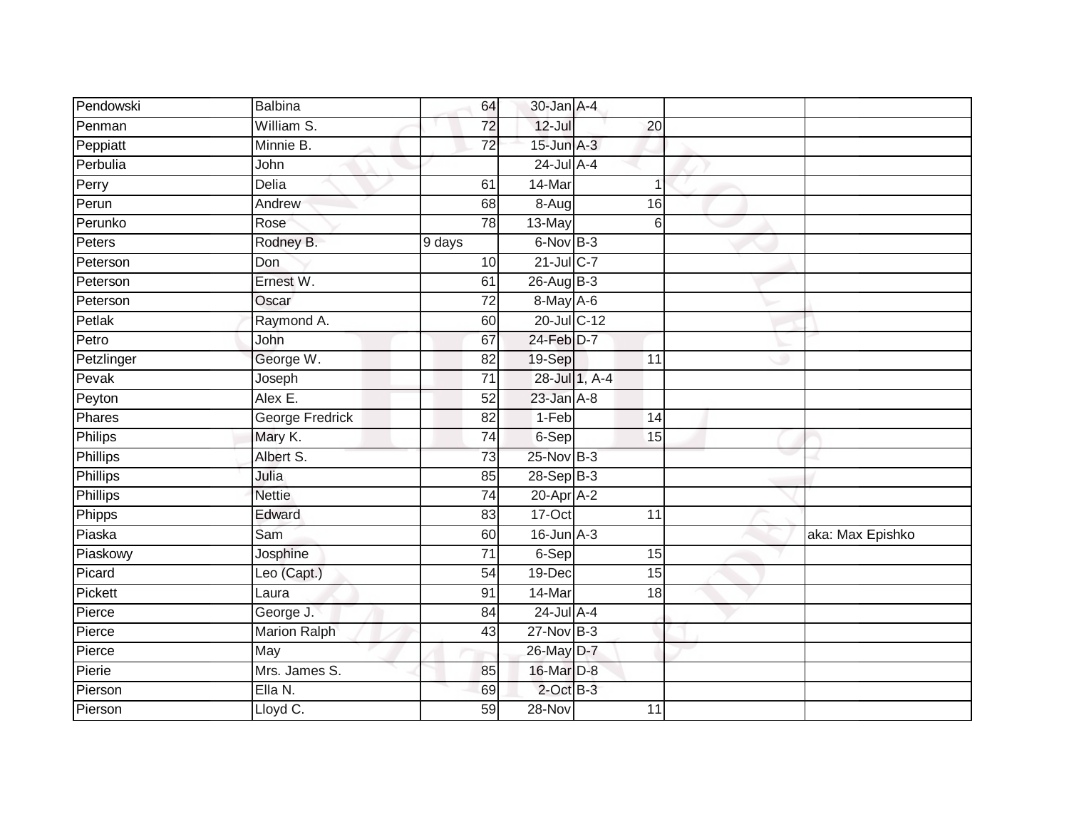| | | | | | | | |
|---|---|---|---|---|---|---|---|
| Pendowski | Balbina | 64 | 30-Jan | A-4 | | | |
| Penman | William S. | 72 | 12-Jul | | 20 | | |
| Peppiatt | Minnie B. | 72 | 15-Jun | A-3 | | | |
| Perbulia | John | | 24-Jul | A-4 | | | |
| Perry | Delia | 61 | 14-Mar | | 1 | | |
| Perun | Andrew | 68 | 8-Aug | | 16 | | |
| Perunko | Rose | 78 | 13-May | | 6 | | |
| Peters | Rodney B. | 9 days | 6-Nov | B-3 | | | |
| Peterson | Don | 10 | 21-Jul | C-7 | | | |
| Peterson | Ernest W. | 61 | 26-Aug | B-3 | | | |
| Peterson | Oscar | 72 | 8-May | A-6 | | | |
| Petlak | Raymond A. | 60 | 20-Jul | C-12 | | | |
| Petro | John | 67 | 24-Feb | D-7 | | | |
| Petzlinger | George W. | 82 | 19-Sep | | 11 | | |
| Pevak | Joseph | 71 | 28-Jul | 1, A-4 | | | |
| Peyton | Alex E. | 52 | 23-Jan | A-8 | | | |
| Phares | George Fredrick | 82 | 1-Feb | | 14 | | |
| Philips | Mary K. | 74 | 6-Sep | | 15 | | |
| Phillips | Albert S. | 73 | 25-Nov | B-3 | | | |
| Phillips | Julia | 85 | 28-Sep | B-3 | | | |
| Phillips | Nettie | 74 | 20-Apr | A-2 | | | |
| Phipps | Edward | 83 | 17-Oct | | 11 | | |
| Piaska | Sam | 60 | 16-Jun | A-3 | | | aka: Max Epishko |
| Piaskowy | Josphine | 71 | 6-Sep | | 15 | | |
| Picard | Leo (Capt.) | 54 | 19-Dec | | 15 | | |
| Pickett | Laura | 91 | 14-Mar | | 18 | | |
| Pierce | George J. | 84 | 24-Jul | A-4 | | | |
| Pierce | Marion Ralph | 43 | 27-Nov | B-3 | | | |
| Pierce | May | | 26-May | D-7 | | | |
| Pierie | Mrs. James S. | 85 | 16-Mar | D-8 | | | |
| Pierson | Ella N. | 69 | 2-Oct | B-3 | | | |
| Pierson | Lloyd C. | 59 | 28-Nov | | 11 | | |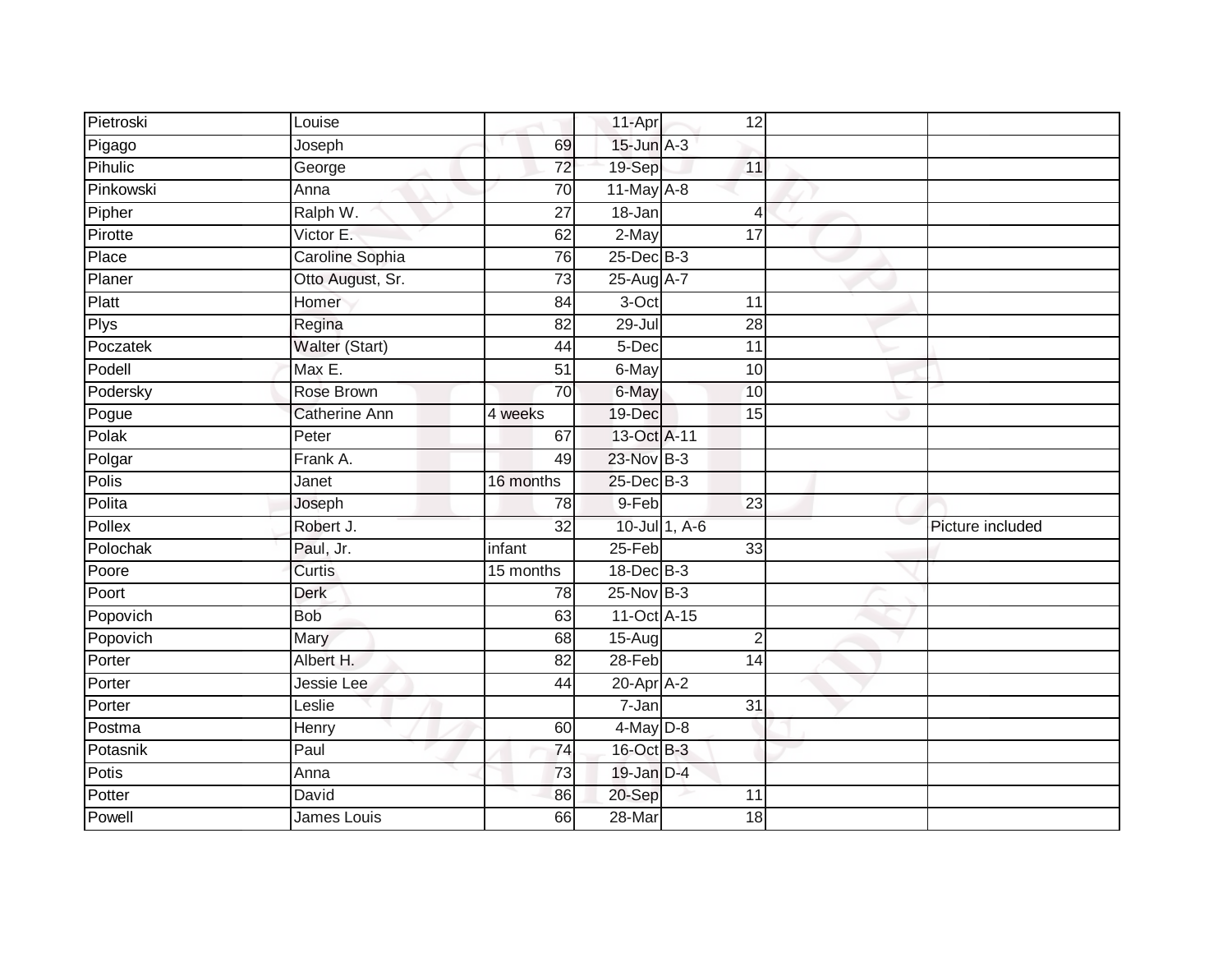| Pietroski | Louise | | 11-Apr | 12 | | |
|---|---|---|---|---|---|---|
| Pigago | Joseph | 69 | 15-Jun | A-3 | | |
| Pihulic | George | 72 | 19-Sep | 11 | | |
| Pinkowski | Anna | 70 | 11-May | A-8 | | |
| Pipher | Ralph W. | 27 | 18-Jan | 4 | | |
| Pirotte | Victor E. | 62 | 2-May | 17 | | |
| Place | Caroline Sophia | 76 | 25-Dec | B-3 | | |
| Planer | Otto August, Sr. | 73 | 25-Aug | A-7 | | |
| Platt | Homer | 84 | 3-Oct | 11 | | |
| Plys | Regina | 82 | 29-Jul | 28 | | |
| Poczatek | Walter (Start) | 44 | 5-Dec | 11 | | |
| Podell | Max E. | 51 | 6-May | 10 | | |
| Podersky | Rose Brown | 70 | 6-May | 10 | | |
| Pogue | Catherine Ann | 4 weeks | 19-Dec | 15 | | |
| Polak | Peter | 67 | 13-Oct | A-11 | | |
| Polgar | Frank A. | 49 | 23-Nov | B-3 | | |
| Polis | Janet | 16 months | 25-Dec | B-3 | | |
| Polita | Joseph | 78 | 9-Feb | 23 | | |
| Pollex | Robert J. | 32 | 10-Jul | 1, A-6 | | Picture included |
| Polochak | Paul, Jr. | infant | 25-Feb | 33 | | |
| Poore | Curtis | 15 months | 18-Dec | B-3 | | |
| Poort | Derk | 78 | 25-Nov | B-3 | | |
| Popovich | Bob | 63 | 11-Oct | A-15 | | |
| Popovich | Mary | 68 | 15-Aug | 2 | | |
| Porter | Albert H. | 82 | 28-Feb | 14 | | |
| Porter | Jessie Lee | 44 | 20-Apr | A-2 | | |
| Porter | Leslie | | 7-Jan | 31 | | |
| Postma | Henry | 60 | 4-May | D-8 | | |
| Potasnik | Paul | 74 | 16-Oct | B-3 | | |
| Potis | Anna | 73 | 19-Jan | D-4 | | |
| Potter | David | 86 | 20-Sep | 11 | | |
| Powell | James Louis | 66 | 28-Mar | 18 | | |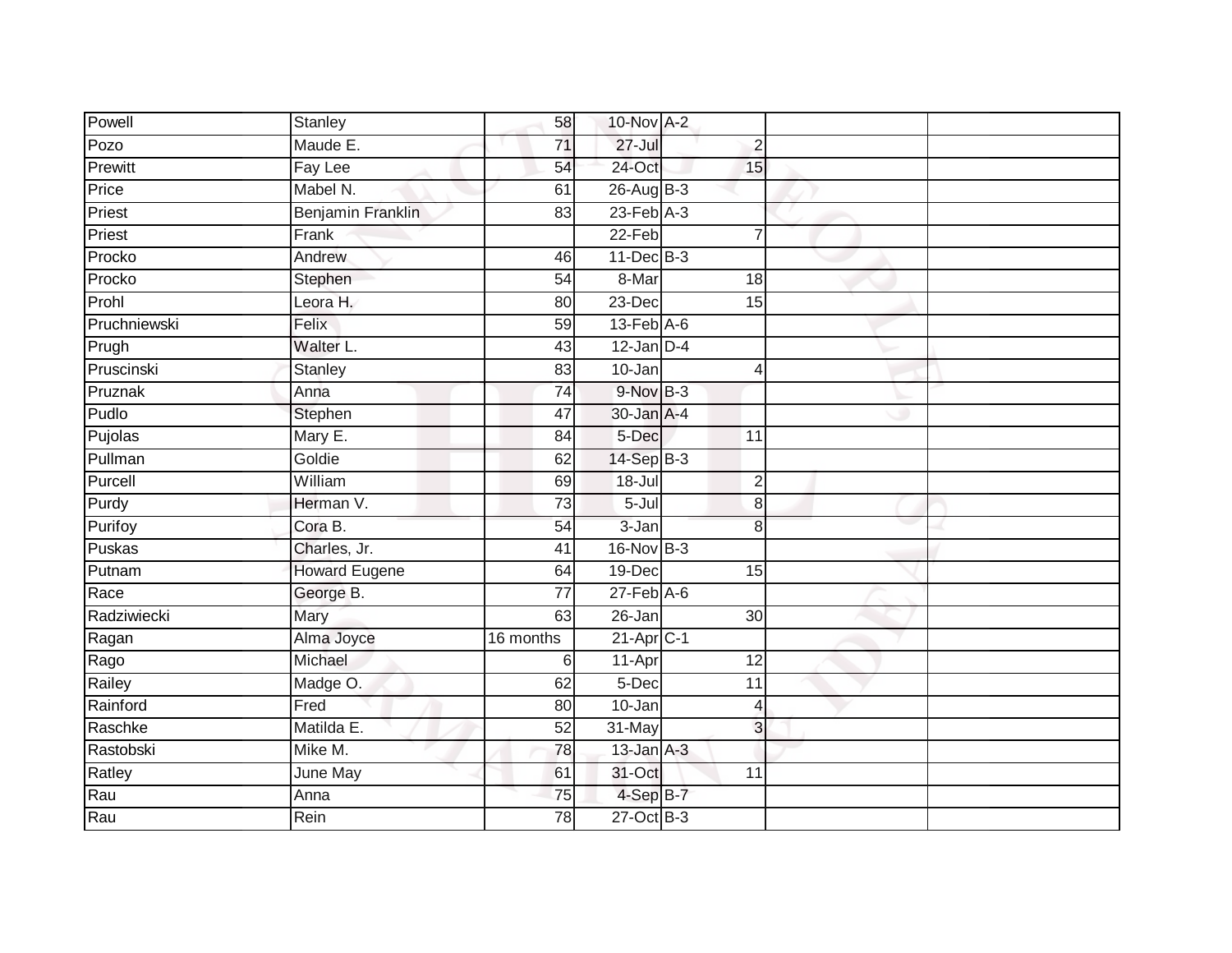| | | | | | | | |
|---|---|---|---|---|---|---|---|
| Powell | Stanley | 58 | 10-Nov | A-2 | | | |
| Pozo | Maude E. | 71 | 27-Jul | | 2 | | |
| Prewitt | Fay Lee | 54 | 24-Oct | | 15 | | |
| Price | Mabel N. | 61 | 26-Aug | B-3 | | | |
| Priest | Benjamin Franklin | 83 | 23-Feb | A-3 | | | |
| Priest | Frank | | 22-Feb | | 7 | | |
| Procko | Andrew | 46 | 11-Dec | B-3 | | | |
| Procko | Stephen | 54 | 8-Mar | | 18 | | |
| Prohl | Leora H. | 80 | 23-Dec | | 15 | | |
| Pruchniewski | Felix | 59 | 13-Feb | A-6 | | | |
| Prugh | Walter L. | 43 | 12-Jan | D-4 | | | |
| Pruscinski | Stanley | 83 | 10-Jan | | 4 | | |
| Pruznak | Anna | 74 | 9-Nov | B-3 | | | |
| Pudlo | Stephen | 47 | 30-Jan | A-4 | | | |
| Pujolas | Mary E. | 84 | 5-Dec | | 11 | | |
| Pullman | Goldie | 62 | 14-Sep | B-3 | | | |
| Purcell | William | 69 | 18-Jul | | 2 | | |
| Purdy | Herman V. | 73 | 5-Jul | | 8 | | |
| Purifoy | Cora B. | 54 | 3-Jan | | 8 | | |
| Puskas | Charles, Jr. | 41 | 16-Nov | B-3 | | | |
| Putnam | Howard Eugene | 64 | 19-Dec | | 15 | | |
| Race | George B. | 77 | 27-Feb | A-6 | | | |
| Radziwiecki | Mary | 63 | 26-Jan | | 30 | | |
| Ragan | Alma Joyce | 16 months | 21-Apr | C-1 | | | |
| Rago | Michael | 6 | 11-Apr | | 12 | | |
| Railey | Madge O. | 62 | 5-Dec | | 11 | | |
| Rainford | Fred | 80 | 10-Jan | | 4 | | |
| Raschke | Matilda E. | 52 | 31-May | | 3 | | |
| Rastobski | Mike M. | 78 | 13-Jan | A-3 | | | |
| Ratley | June May | 61 | 31-Oct | | 11 | | |
| Rau | Anna | 75 | 4-Sep | B-7 | | | |
| Rau | Rein | 78 | 27-Oct | B-3 | | | |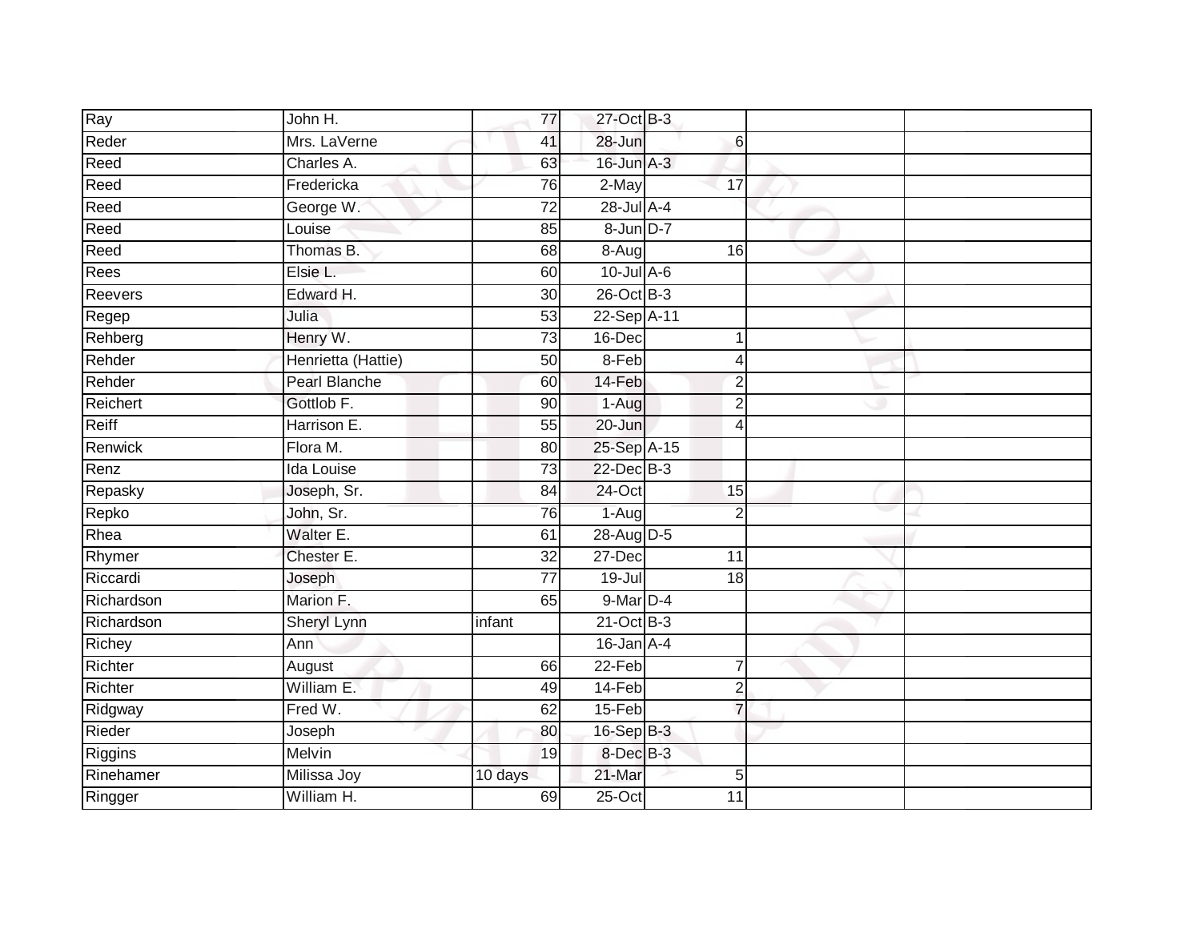| Ray | John H. | 77 | 27-Oct | B-3 | | |
|---|---|---|---|---|---|---|
| Reder | Mrs. LaVerne | 41 | 28-Jun | 6 | | |
| Reed | Charles A. | 63 | 16-Jun | A-3 | | |
| Reed | Fredericka | 76 | 2-May | 17 | | |
| Reed | George W. | 72 | 28-Jul | A-4 | | |
| Reed | Louise | 85 | 8-Jun | D-7 | | |
| Reed | Thomas B. | 68 | 8-Aug | 16 | | |
| Rees | Elsie L. | 60 | 10-Jul | A-6 | | |
| Reevers | Edward H. | 30 | 26-Oct | B-3 | | |
| Regep | Julia | 53 | 22-Sep | A-11 | | |
| Rehberg | Henry W. | 73 | 16-Dec | 1 | | |
| Rehder | Henrietta (Hattie) | 50 | 8-Feb | 4 | | |
| Rehder | Pearl Blanche | 60 | 14-Feb | 2 | | |
| Reichert | Gottlob F. | 90 | 1-Aug | 2 | | |
| Reiff | Harrison E. | 55 | 20-Jun | 4 | | |
| Renwick | Flora M. | 80 | 25-Sep | A-15 | | |
| Renz | Ida Louise | 73 | 22-Dec | B-3 | | |
| Repasky | Joseph, Sr. | 84 | 24-Oct | 15 | | |
| Repko | John, Sr. | 76 | 1-Aug | 2 | | |
| Rhea | Walter E. | 61 | 28-Aug | D-5 | | |
| Rhymer | Chester E. | 32 | 27-Dec | 11 | | |
| Riccardi | Joseph | 77 | 19-Jul | 18 | | |
| Richardson | Marion F. | 65 | 9-Mar | D-4 | | |
| Richardson | Sheryl Lynn | infant | 21-Oct | B-3 | | |
| Richey | Ann | | 16-Jan | A-4 | | |
| Richter | August | 66 | 22-Feb | 7 | | |
| Richter | William E. | 49 | 14-Feb | 2 | | |
| Ridgway | Fred W. | 62 | 15-Feb | 7 | | |
| Rieder | Joseph | 80 | 16-Sep | B-3 | | |
| Riggins | Melvin | 19 | 8-Dec | B-3 | | |
| Rinehamer | Milissa Joy | 10 days | 21-Mar | 5 | | |
| Ringger | William H. | 69 | 25-Oct | 11 | | |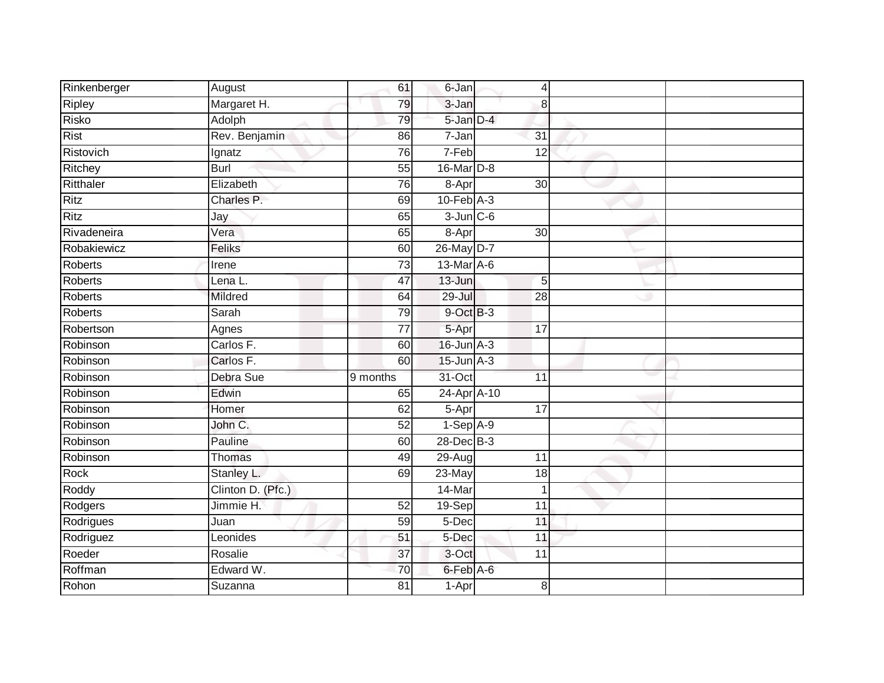| | | | | | | |
|---|---|---|---|---|---|---|
| Rinkenberger | August | 61 | 6-Jan | 4 | | |
| Ripley | Margaret H. | 79 | 3-Jan | 8 | | |
| Risko | Adolph | 79 | 5-Jan | D-4 | | |
| Rist | Rev. Benjamin | 86 | 7-Jan | 31 | | |
| Ristovich | Ignatz | 76 | 7-Feb | 12 | | |
| Ritchey | Burl | 55 | 16-Mar | D-8 | | |
| Ritthaler | Elizabeth | 76 | 8-Apr | 30 | | |
| Ritz | Charles P. | 69 | 10-Feb | A-3 | | |
| Ritz | Jay | 65 | 3-Jun | C-6 | | |
| Rivadeneira | Vera | 65 | 8-Apr | 30 | | |
| Robakiewicz | Feliks | 60 | 26-May | D-7 | | |
| Roberts | Irene | 73 | 13-Mar | A-6 | | |
| Roberts | Lena L. | 47 | 13-Jun | 5 | | |
| Roberts | Mildred | 64 | 29-Jul | 28 | | |
| Roberts | Sarah | 79 | 9-Oct | B-3 | | |
| Robertson | Agnes | 77 | 5-Apr | 17 | | |
| Robinson | Carlos F. | 60 | 16-Jun | A-3 | | |
| Robinson | Carlos F. | 60 | 15-Jun | A-3 | | |
| Robinson | Debra Sue | 9 months | 31-Oct | 11 | | |
| Robinson | Edwin | 65 | 24-Apr | A-10 | | |
| Robinson | Homer | 62 | 5-Apr | 17 | | |
| Robinson | John C. | 52 | 1-Sep | A-9 | | |
| Robinson | Pauline | 60 | 28-Dec | B-3 | | |
| Robinson | Thomas | 49 | 29-Aug | 11 | | |
| Rock | Stanley L. | 69 | 23-May | 18 | | |
| Roddy | Clinton D. (Pfc.) | | 14-Mar | 1 | | |
| Rodgers | Jimmie H. | 52 | 19-Sep | 11 | | |
| Rodrigues | Juan | 59 | 5-Dec | 11 | | |
| Rodriguez | Leonides | 51 | 5-Dec | 11 | | |
| Roeder | Rosalie | 37 | 3-Oct | 11 | | |
| Roffman | Edward W. | 70 | 6-Feb | A-6 | | |
| Rohon | Suzanna | 81 | 1-Apr | 8 | | |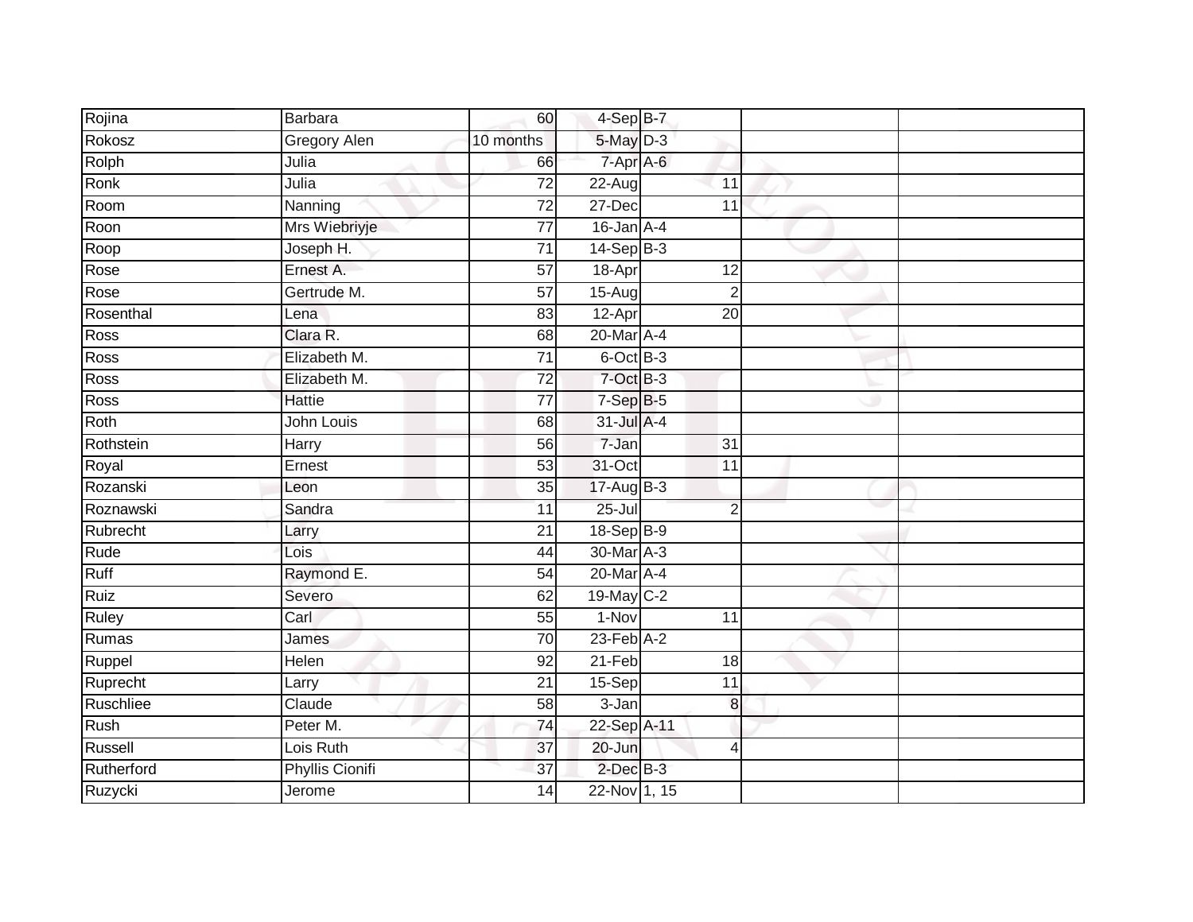| | | | | | | | |
|---|---|---|---|---|---|---|---|
| Rojina | Barbara | 60 | 4-Sep | B-7 | | | |
| Rokosz | Gregory Alen | 10 months | 5-May | D-3 | | | |
| Rolph | Julia | 66 | 7-Apr | A-6 | | | |
| Ronk | Julia | 72 | 22-Aug | | 11 | | |
| Room | Nanning | 72 | 27-Dec | | 11 | | |
| Roon | Mrs Wiebriyje | 77 | 16-Jan | A-4 | | | |
| Roop | Joseph H. | 71 | 14-Sep | B-3 | | | |
| Rose | Ernest A. | 57 | 18-Apr | | 12 | | |
| Rose | Gertrude M. | 57 | 15-Aug | | 2 | | |
| Rosenthal | Lena | 83 | 12-Apr | | 20 | | |
| Ross | Clara R. | 68 | 20-Mar | A-4 | | | |
| Ross | Elizabeth M. | 71 | 6-Oct | B-3 | | | |
| Ross | Elizabeth M. | 72 | 7-Oct | B-3 | | | |
| Ross | Hattie | 77 | 7-Sep | B-5 | | | |
| Roth | John Louis | 68 | 31-Jul | A-4 | | | |
| Rothstein | Harry | 56 | 7-Jan | | 31 | | |
| Royal | Ernest | 53 | 31-Oct | | 11 | | |
| Rozanski | Leon | 35 | 17-Aug | B-3 | | | |
| Roznawski | Sandra | 11 | 25-Jul | | 2 | | |
| Rubrecht | Larry | 21 | 18-Sep | B-9 | | | |
| Rude | Lois | 44 | 30-Mar | A-3 | | | |
| Ruff | Raymond E. | 54 | 20-Mar | A-4 | | | |
| Ruiz | Severo | 62 | 19-May | C-2 | | | |
| Ruley | Carl | 55 | 1-Nov | | 11 | | |
| Rumas | James | 70 | 23-Feb | A-2 | | | |
| Ruppel | Helen | 92 | 21-Feb | | 18 | | |
| Ruprecht | Larry | 21 | 15-Sep | | 11 | | |
| Ruschliee | Claude | 58 | 3-Jan | | 8 | | |
| Rush | Peter M. | 74 | 22-Sep | A-11 | | | |
| Russell | Lois Ruth | 37 | 20-Jun | | 4 | | |
| Rutherford | Phyllis Cionifi | 37 | 2-Dec | B-3 | | | |
| Ruzycki | Jerome | 14 | 22-Nov | 1, 15 | | | |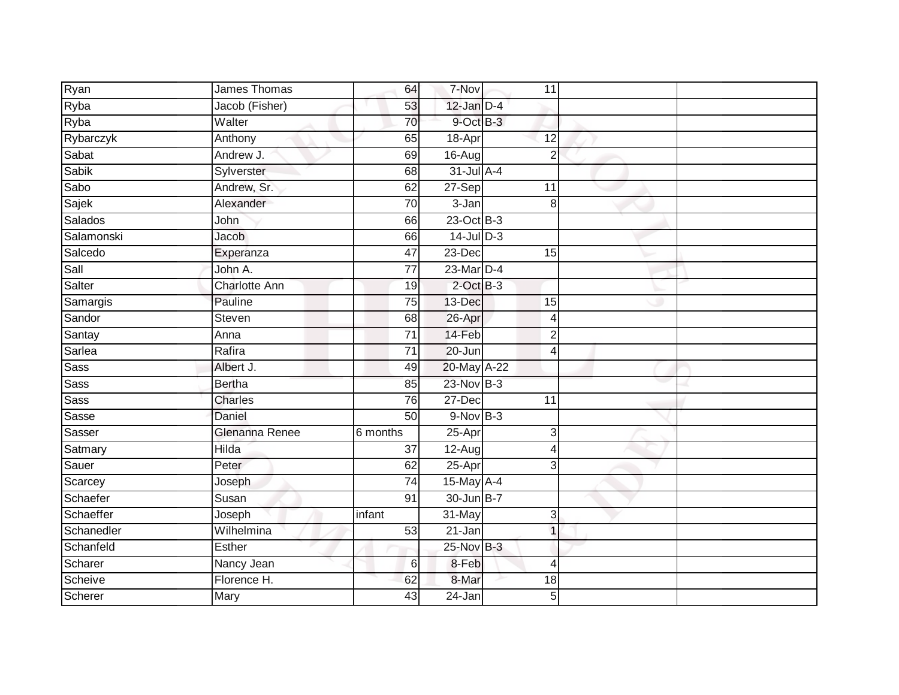| | | | | | | | |
|---|---|---|---|---|---|---|---|
| Ryan | James Thomas | 64 | 7-Nov | | 11 | | |
| Ryba | Jacob (Fisher) | 53 | 12-Jan | D-4 | | | |
| Ryba | Walter | 70 | 9-Oct | B-3 | | | |
| Rybarczyk | Anthony | 65 | 18-Apr | | 12 | | |
| Sabat | Andrew J. | 69 | 16-Aug | | 2 | | |
| Sabik | Sylverster | 68 | 31-Jul | A-4 | | | |
| Sabo | Andrew, Sr. | 62 | 27-Sep | | 11 | | |
| Sajek | Alexander | 70 | 3-Jan | | 8 | | |
| Salados | John | 66 | 23-Oct | B-3 | | | |
| Salamonski | Jacob | 66 | 14-Jul | D-3 | | | |
| Salcedo | Experanza | 47 | 23-Dec | | 15 | | |
| Sall | John A. | 77 | 23-Mar | D-4 | | | |
| Salter | Charlotte Ann | 19 | 2-Oct | B-3 | | | |
| Samargis | Pauline | 75 | 13-Dec | | 15 | | |
| Sandor | Steven | 68 | 26-Apr | | 4 | | |
| Santay | Anna | 71 | 14-Feb | | 2 | | |
| Sarlea | Rafira | 71 | 20-Jun | | 4 | | |
| Sass | Albert J. | 49 | 20-May | A-22 | | | |
| Sass | Bertha | 85 | 23-Nov | B-3 | | | |
| Sass | Charles | 76 | 27-Dec | | 11 | | |
| Sasse | Daniel | 50 | 9-Nov | B-3 | | | |
| Sasser | Glenanna Renee | 6 months | 25-Apr | | 3 | | |
| Satmary | Hilda | 37 | 12-Aug | | 4 | | |
| Sauer | Peter | 62 | 25-Apr | | 3 | | |
| Scarcey | Joseph | 74 | 15-May | A-4 | | | |
| Schaefer | Susan | 91 | 30-Jun | B-7 | | | |
| Schaeffer | Joseph | infant | 31-May | | 3 | | |
| Schanedler | Wilhelmina | 53 | 21-Jan | | 1 | | |
| Schanfeld | Esther | | 25-Nov | B-3 | | | |
| Scharer | Nancy Jean | 6 | 8-Feb | | 4 | | |
| Scheive | Florence H. | 62 | 8-Mar | | 18 | | |
| Scherer | Mary | 43 | 24-Jan | | 5 | | |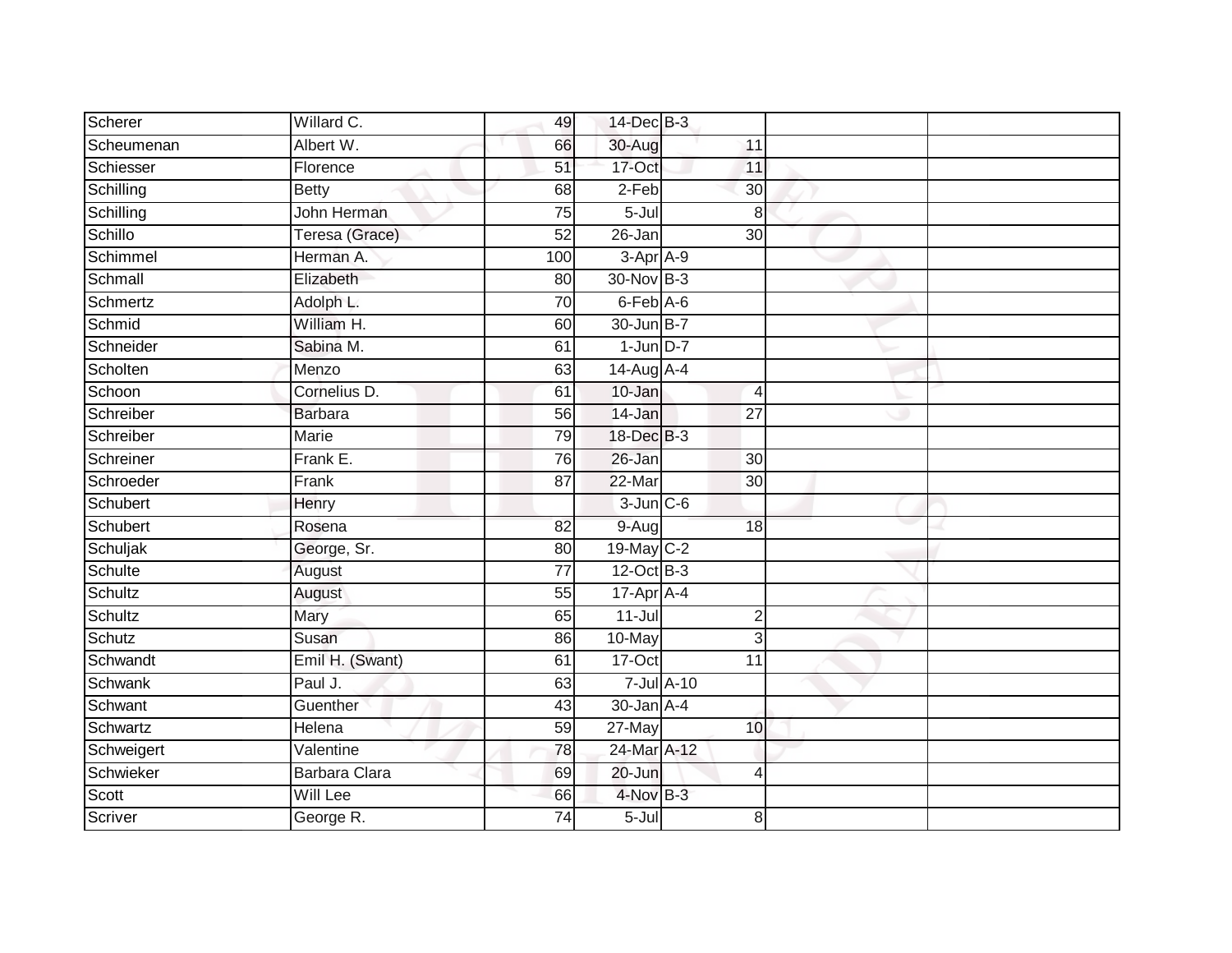| | | | | | | |
|---|---|---|---|---|---|---|
| Scherer | Willard C. | 49 | 14-Dec | B-3 | | |
| Scheumenan | Albert W. | 66 | 30-Aug | 11 | | |
| Schiesser | Florence | 51 | 17-Oct | 11 | | |
| Schilling | Betty | 68 | 2-Feb | 30 | | |
| Schilling | John Herman | 75 | 5-Jul | 8 | | |
| Schillo | Teresa (Grace) | 52 | 26-Jan | 30 | | |
| Schimmel | Herman A. | 100 | 3-Apr | A-9 | | |
| Schmall | Elizabeth | 80 | 30-Nov | B-3 | | |
| Schmertz | Adolph L. | 70 | 6-Feb | A-6 | | |
| Schmid | William H. | 60 | 30-Jun | B-7 | | |
| Schneider | Sabina M. | 61 | 1-Jun | D-7 | | |
| Scholten | Menzo | 63 | 14-Aug | A-4 | | |
| Schoon | Cornelius D. | 61 | 10-Jan | 4 | | |
| Schreiber | Barbara | 56 | 14-Jan | 27 | | |
| Schreiber | Marie | 79 | 18-Dec | B-3 | | |
| Schreiner | Frank E. | 76 | 26-Jan | 30 | | |
| Schroeder | Frank | 87 | 22-Mar | 30 | | |
| Schubert | Henry | | 3-Jun | C-6 | | |
| Schubert | Rosena | 82 | 9-Aug | 18 | | |
| Schuljak | George, Sr. | 80 | 19-May | C-2 | | |
| Schulte | August | 77 | 12-Oct | B-3 | | |
| Schultz | August | 55 | 17-Apr | A-4 | | |
| Schultz | Mary | 65 | 11-Jul | 2 | | |
| Schutz | Susan | 86 | 10-May | 3 | | |
| Schwandt | Emil H. (Swant) | 61 | 17-Oct | 11 | | |
| Schwank | Paul J. | 63 | 7-Jul | A-10 | | |
| Schwant | Guenther | 43 | 30-Jan | A-4 | | |
| Schwartz | Helena | 59 | 27-May | 10 | | |
| Schweigert | Valentine | 78 | 24-Mar | A-12 | | |
| Schwieker | Barbara Clara | 69 | 20-Jun | 4 | | |
| Scott | Will Lee | 66 | 4-Nov | B-3 | | |
| Scriver | George R. | 74 | 5-Jul | 8 | | |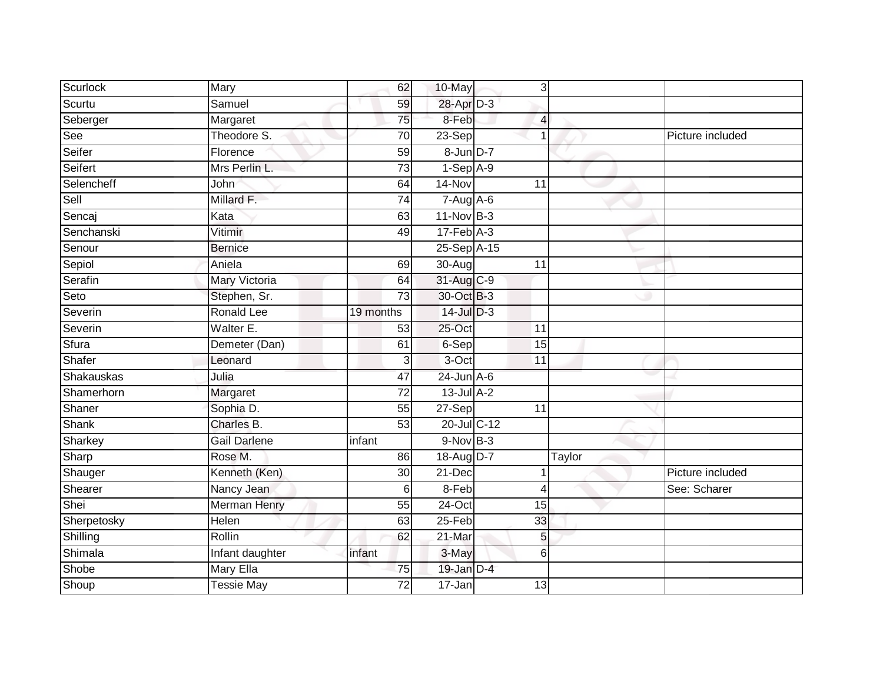| | | | | | | |
|---|---|---|---|---|---|---|
| Scurlock | Mary | 62 | 10-May | 3 | | |
| Scurtu | Samuel | 59 | 28-Apr | D-3 | | |
| Seberger | Margaret | 75 | 8-Feb | 4 | | |
| See | Theodore S. | 70 | 23-Sep | 1 | | Picture included |
| Seifer | Florence | 59 | 8-Jun | D-7 | | |
| Seifert | Mrs Perlin L. | 73 | 1-Sep | A-9 | | |
| Selencheff | John | 64 | 14-Nov | 11 | | |
| Sell | Millard F. | 74 | 7-Aug | A-6 | | |
| Sencaj | Kata | 63 | 11-Nov | B-3 | | |
| Senchanski | Vitimir | 49 | 17-Feb | A-3 | | |
| Senour | Bernice | | 25-Sep | A-15 | | |
| Sepiol | Aniela | 69 | 30-Aug | 11 | | |
| Serafin | Mary Victoria | 64 | 31-Aug | C-9 | | |
| Seto | Stephen, Sr. | 73 | 30-Oct | B-3 | | |
| Severin | Ronald Lee | 19 months | 14-Jul | D-3 | | |
| Severin | Walter E. | 53 | 25-Oct | 11 | | |
| Sfura | Demeter (Dan) | 61 | 6-Sep | 15 | | |
| Shafer | Leonard | 3 | 3-Oct | 11 | | |
| Shakauskas | Julia | 47 | 24-Jun | A-6 | | |
| Shamerhorn | Margaret | 72 | 13-Jul | A-2 | | |
| Shaner | Sophia D. | 55 | 27-Sep | 11 | | |
| Shank | Charles B. | 53 | 20-Jul | C-12 | | |
| Sharkey | Gail Darlene | infant | 9-Nov | B-3 | | |
| Sharp | Rose M. | 86 | 18-Aug | D-7 | Taylor | |
| Shauger | Kenneth (Ken) | 30 | 21-Dec | 1 | | Picture included |
| Shearer | Nancy Jean | 6 | 8-Feb | 4 | | See: Scharer |
| Shei | Merman Henry | 55 | 24-Oct | 15 | | |
| Sherpetosky | Helen | 63 | 25-Feb | 33 | | |
| Shilling | Rollin | 62 | 21-Mar | 5 | | |
| Shimala | Infant daughter | infant | 3-May | 6 | | |
| Shobe | Mary Ella | 75 | 19-Jan | D-4 | | |
| Shoup | Tessie May | 72 | 17-Jan | 13 | | |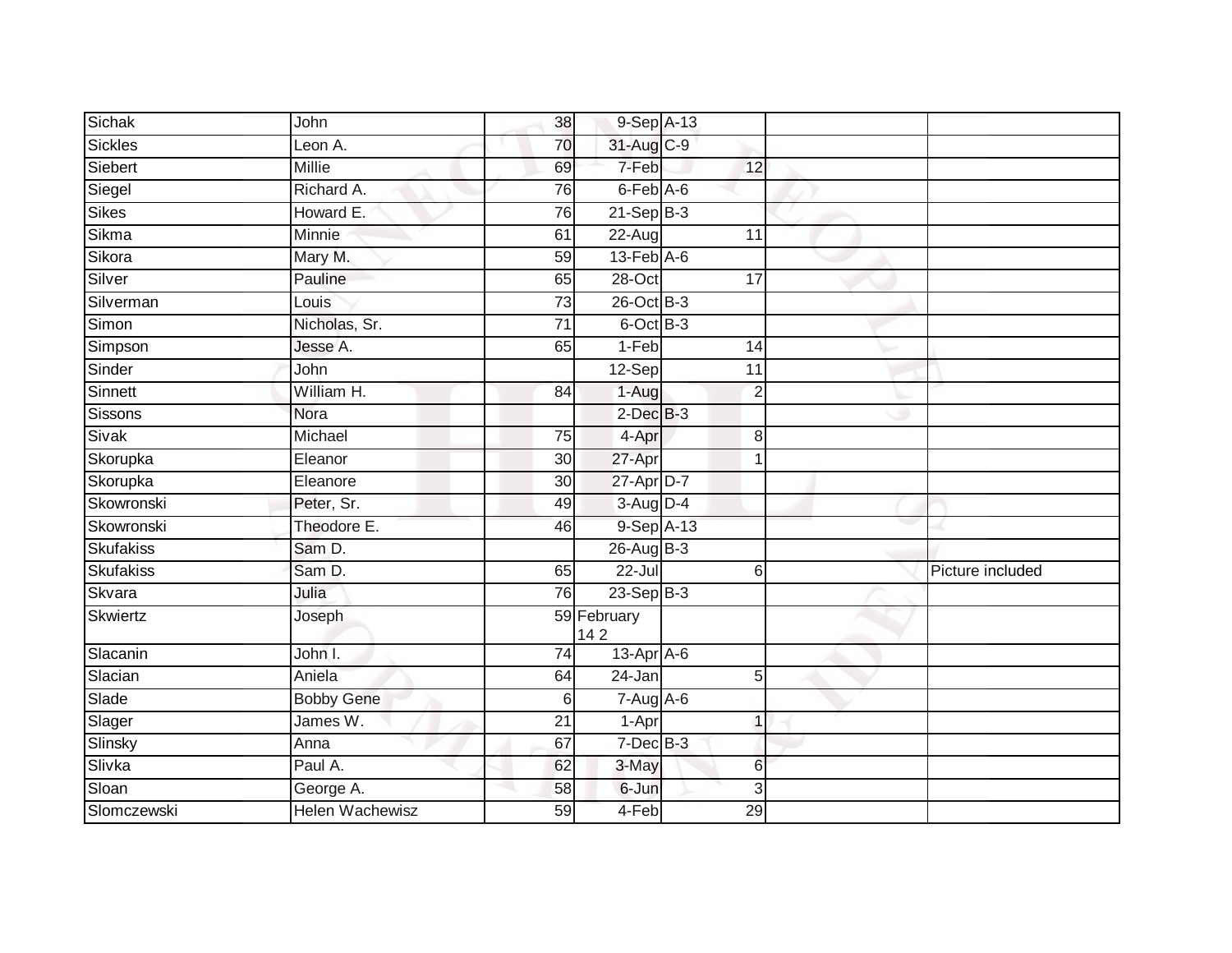| | | | | | | |
|---|---|---|---|---|---|---|
| Sichak | John | 38 | 9-Sep | A-13 | | |
| Sickles | Leon A. | 70 | 31-Aug | C-9 | | |
| Siebert | Millie | 69 | 7-Feb | 12 | | |
| Siegel | Richard A. | 76 | 6-Feb | A-6 | | |
| Sikes | Howard E. | 76 | 21-Sep | B-3 | | |
| Sikma | Minnie | 61 | 22-Aug | 11 | | |
| Sikora | Mary M. | 59 | 13-Feb | A-6 | | |
| Silver | Pauline | 65 | 28-Oct | 17 | | |
| Silverman | Louis | 73 | 26-Oct | B-3 | | |
| Simon | Nicholas, Sr. | 71 | 6-Oct | B-3 | | |
| Simpson | Jesse A. | 65 | 1-Feb | 14 | | |
| Sinder | John | | 12-Sep | 11 | | |
| Sinnett | William H. | 84 | 1-Aug | 2 | | |
| Sissons | Nora | | 2-Dec | B-3 | | |
| Sivak | Michael | 75 | 4-Apr | 8 | | |
| Skorupka | Eleanor | 30 | 27-Apr | 1 | | |
| Skorupka | Eleanore | 30 | 27-Apr | D-7 | | |
| Skowronski | Peter, Sr. | 49 | 3-Aug | D-4 | | |
| Skowronski | Theodore E. | 46 | 9-Sep | A-13 | | |
| Skufakiss | Sam D. | | 26-Aug | B-3 | | |
| Skufakiss | Sam D. | 65 | 22-Jul | 6 | | Picture included |
| Skvara | Julia | 76 | 23-Sep | B-3 | | |
| Skwiertz | Joseph | 59 | February 14 2 | | | |
| Slacanin | John I. | 74 | 13-Apr | A-6 | | |
| Slacian | Aniela | 64 | 24-Jan | 5 | | |
| Slade | Bobby Gene | 6 | 7-Aug | A-6 | | |
| Slager | James W. | 21 | 1-Apr | 1 | | |
| Slinsky | Anna | 67 | 7-Dec | B-3 | | |
| Slivka | Paul A. | 62 | 3-May | 6 | | |
| Sloan | George A. | 58 | 6-Jun | 3 | | |
| Slomczewski | Helen Wachewisz | 59 | 4-Feb | 29 | | |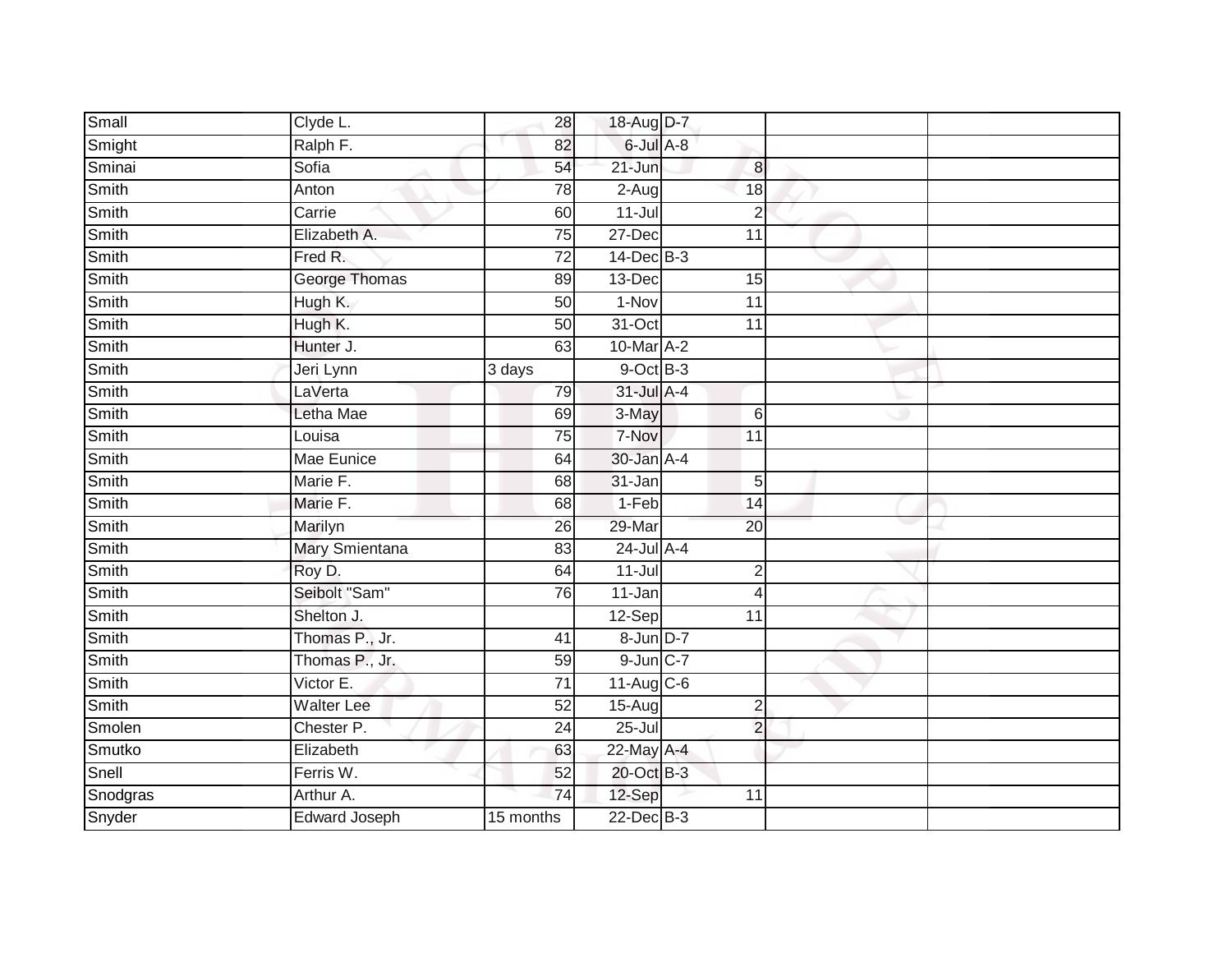| | | | | | | | |
|---|---|---|---|---|---|---|---|
| Small | Clyde L. | 28 | 18-Aug | D-7 | | | |
| Smight | Ralph F. | 82 | 6-Jul | A-8 | | | |
| Sminai | Sofia | 54 | 21-Jun | | 8 | | |
| Smith | Anton | 78 | 2-Aug | | 18 | | |
| Smith | Carrie | 60 | 11-Jul | | 2 | | |
| Smith | Elizabeth A. | 75 | 27-Dec | | 11 | | |
| Smith | Fred R. | 72 | 14-Dec | B-3 | | | |
| Smith | George Thomas | 89 | 13-Dec | | 15 | | |
| Smith | Hugh K. | 50 | 1-Nov | | 11 | | |
| Smith | Hugh K. | 50 | 31-Oct | | 11 | | |
| Smith | Hunter J. | 63 | 10-Mar | A-2 | | | |
| Smith | Jeri Lynn | 3 days | 9-Oct | B-3 | | | |
| Smith | LaVerta | 79 | 31-Jul | A-4 | | | |
| Smith | Letha Mae | 69 | 3-May | | 6 | | |
| Smith | Louisa | 75 | 7-Nov | | 11 | | |
| Smith | Mae Eunice | 64 | 30-Jan | A-4 | | | |
| Smith | Marie F. | 68 | 31-Jan | | 5 | | |
| Smith | Marie F. | 68 | 1-Feb | | 14 | | |
| Smith | Marilyn | 26 | 29-Mar | | 20 | | |
| Smith | Mary Smientana | 83 | 24-Jul | A-4 | | | |
| Smith | Roy D. | 64 | 11-Jul | | 2 | | |
| Smith | Seibolt "Sam" | 76 | 11-Jan | | 4 | | |
| Smith | Shelton J. | | 12-Sep | | 11 | | |
| Smith | Thomas P., Jr. | 41 | 8-Jun | D-7 | | | |
| Smith | Thomas P., Jr. | 59 | 9-Jun | C-7 | | | |
| Smith | Victor E. | 71 | 11-Aug | C-6 | | | |
| Smith | Walter Lee | 52 | 15-Aug | | 2 | | |
| Smolen | Chester P. | 24 | 25-Jul | | 2 | | |
| Smutko | Elizabeth | 63 | 22-May | A-4 | | | |
| Snell | Ferris W. | 52 | 20-Oct | B-3 | | | |
| Snodgras | Arthur A. | 74 | 12-Sep | | 11 | | |
| Snyder | Edward Joseph | 15 months | 22-Dec | B-3 | | | |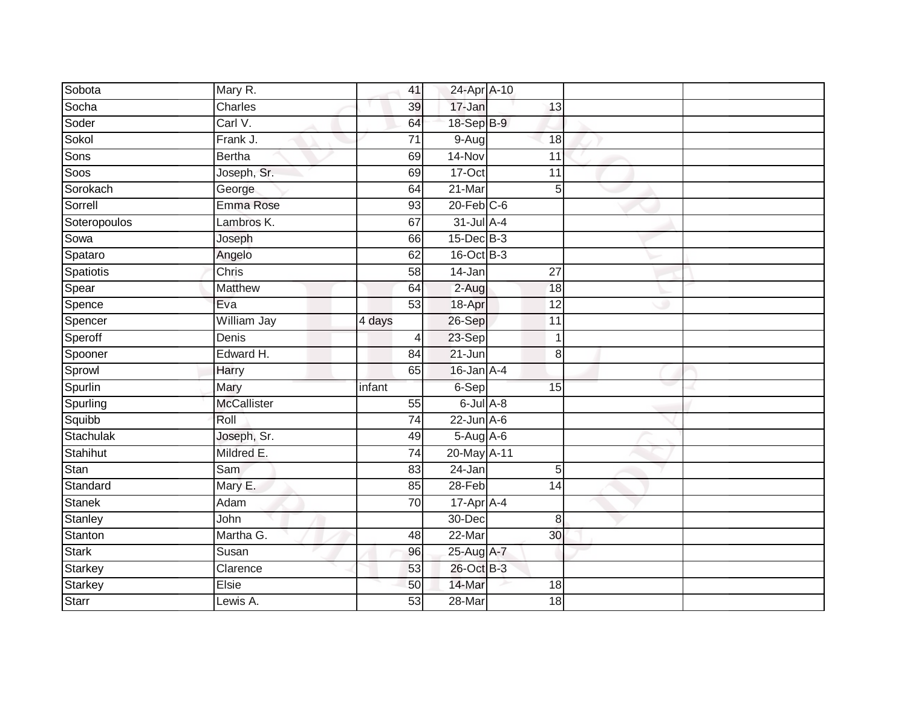| | | | | | | |
|---|---|---|---|---|---|---|
| Sobota | Mary R. | 41 | 24-Apr | A-10 | | |
| Socha | Charles | 39 | 17-Jan | 13 | | |
| Soder | Carl V. | 64 | 18-Sep | B-9 | | |
| Sokol | Frank J. | 71 | 9-Aug | 18 | | |
| Sons | Bertha | 69 | 14-Nov | 11 | | |
| Soos | Joseph, Sr. | 69 | 17-Oct | 11 | | |
| Sorokach | George | 64 | 21-Mar | 5 | | |
| Sorrell | Emma Rose | 93 | 20-Feb | C-6 | | |
| Soteropoulos | Lambros K. | 67 | 31-Jul | A-4 | | |
| Sowa | Joseph | 66 | 15-Dec | B-3 | | |
| Spataro | Angelo | 62 | 16-Oct | B-3 | | |
| Spatiotis | Chris | 58 | 14-Jan | 27 | | |
| Spear | Matthew | 64 | 2-Aug | 18 | | |
| Spence | Eva | 53 | 18-Apr | 12 | | |
| Spencer | William Jay | 4 days | 26-Sep | 11 | | |
| Speroff | Denis | 4 | 23-Sep | 1 | | |
| Spooner | Edward H. | 84 | 21-Jun | 8 | | |
| Sprowl | Harry | 65 | 16-Jan | A-4 | | |
| Spurlin | Mary | infant | 6-Sep | 15 | | |
| Spurling | McCallister | 55 | 6-Jul | A-8 | | |
| Squibb | Roll | 74 | 22-Jun | A-6 | | |
| Stachulak | Joseph, Sr. | 49 | 5-Aug | A-6 | | |
| Stahihut | Mildred E. | 74 | 20-May | A-11 | | |
| Stan | Sam | 83 | 24-Jan | 5 | | |
| Standard | Mary E. | 85 | 28-Feb | 14 | | |
| Stanek | Adam | 70 | 17-Apr | A-4 | | |
| Stanley | John | | 30-Dec | 8 | | |
| Stanton | Martha G. | 48 | 22-Mar | 30 | | |
| Stark | Susan | 96 | 25-Aug | A-7 | | |
| Starkey | Clarence | 53 | 26-Oct | B-3 | | |
| Starkey | Elsie | 50 | 14-Mar | 18 | | |
| Starr | Lewis A. | 53 | 28-Mar | 18 | | |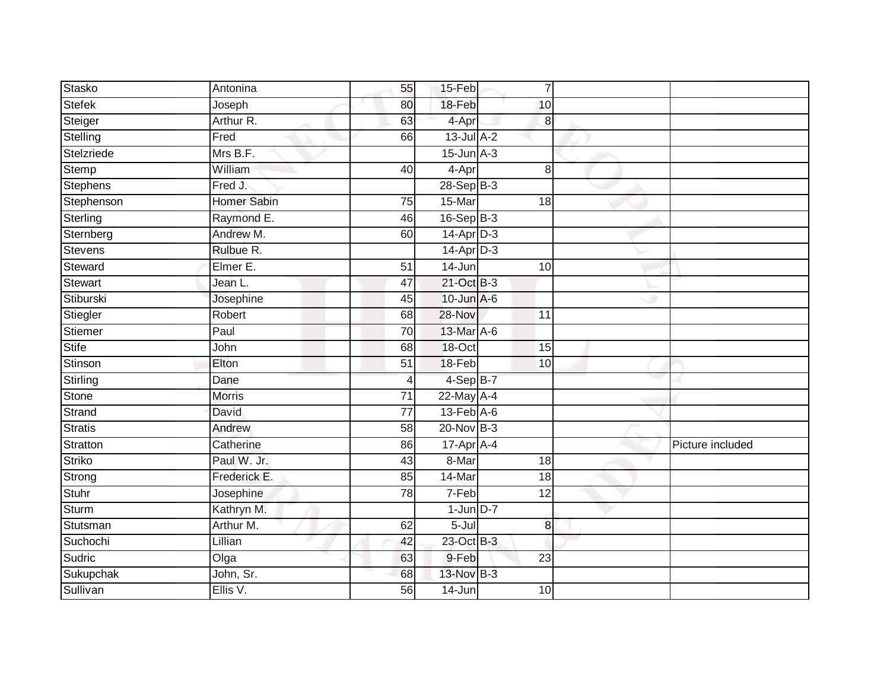| Stasko | Antonina | 55 | 15-Feb | 7 | | |
|---|---|---|---|---|---|---|
| Stefek | Joseph | 80 | 18-Feb | 10 | | |
| Steiger | Arthur R. | 63 | 4-Apr | 8 | | |
| Stelling | Fred | 66 | 13-Jul | A-2 | | |
| Stelzriede | Mrs B.F. | | 15-Jun | A-3 | | |
| Stemp | William | 40 | 4-Apr | 8 | | |
| Stephens | Fred J. | | 28-Sep | B-3 | | |
| Stephenson | Homer Sabin | 75 | 15-Mar | 18 | | |
| Sterling | Raymond E. | 46 | 16-Sep | B-3 | | |
| Sternberg | Andrew M. | 60 | 14-Apr | D-3 | | |
| Stevens | Rulbue R. | | 14-Apr | D-3 | | |
| Steward | Elmer E. | 51 | 14-Jun | 10 | | |
| Stewart | Jean L. | 47 | 21-Oct | B-3 | | |
| Stiburski | Josephine | 45 | 10-Jun | A-6 | | |
| Stiegler | Robert | 68 | 28-Nov | 11 | | |
| Stiemer | Paul | 70 | 13-Mar | A-6 | | |
| Stife | John | 68 | 18-Oct | 15 | | |
| Stinson | Elton | 51 | 18-Feb | 10 | | |
| Stirling | Dane | 4 | 4-Sep | B-7 | | |
| Stone | Morris | 71 | 22-May | A-4 | | |
| Strand | David | 77 | 13-Feb | A-6 | | |
| Stratis | Andrew | 58 | 20-Nov | B-3 | | |
| Stratton | Catherine | 86 | 17-Apr | A-4 | | Picture included |
| Striko | Paul W. Jr. | 43 | 8-Mar | 18 | | |
| Strong | Frederick E. | 85 | 14-Mar | 18 | | |
| Stuhr | Josephine | 78 | 7-Feb | 12 | | |
| Sturm | Kathryn M. | | 1-Jun | D-7 | | |
| Stutsman | Arthur M. | 62 | 5-Jul | 8 | | |
| Suchochi | Lillian | 42 | 23-Oct | B-3 | | |
| Sudric | Olga | 63 | 9-Feb | 23 | | |
| Sukupchak | John, Sr. | 68 | 13-Nov | B-3 | | |
| Sullivan | Ellis V. | 56 | 14-Jun | 10 | | |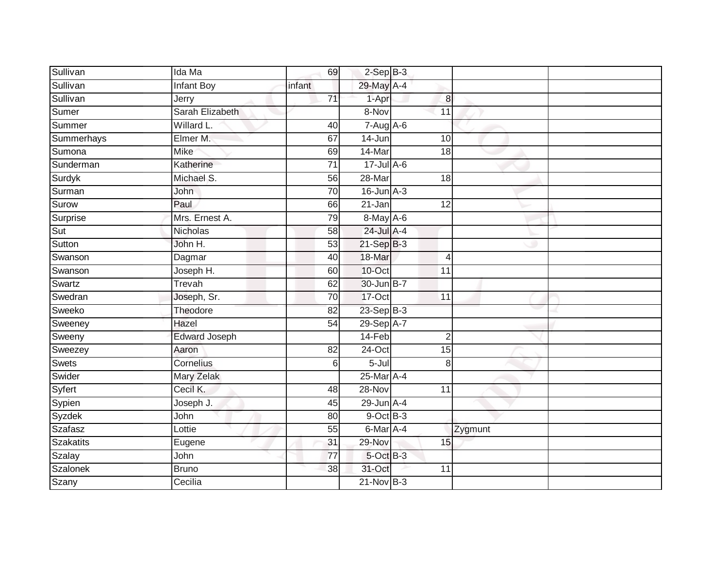| | | | | | | | |
|---|---|---|---|---|---|---|---|
| Sullivan | Ida Ma | 69 | 2-Sep | B-3 | | | |
| Sullivan | Infant Boy | infant | 29-May | A-4 | | | |
| Sullivan | Jerry | 71 | 1-Apr | | 8 | | |
| Sumer | Sarah Elizabeth | | 8-Nov | | 11 | | |
| Summer | Willard L. | 40 | 7-Aug | A-6 | | | |
| Summerhays | Elmer M. | 67 | 14-Jun | | 10 | | |
| Sumona | Mike | 69 | 14-Mar | | 18 | | |
| Sunderman | Katherine | 71 | 17-Jul | A-6 | | | |
| Surdyk | Michael S. | 56 | 28-Mar | | 18 | | |
| Surman | John | 70 | 16-Jun | A-3 | | | |
| Surow | Paul | 66 | 21-Jan | | 12 | | |
| Surprise | Mrs. Ernest A. | 79 | 8-May | A-6 | | | |
| Sut | Nicholas | 58 | 24-Jul | A-4 | | | |
| Sutton | John H. | 53 | 21-Sep | B-3 | | | |
| Swanson | Dagmar | 40 | 18-Mar | | 4 | | |
| Swanson | Joseph H. | 60 | 10-Oct | | 11 | | |
| Swartz | Trevah | 62 | 30-Jun | B-7 | | | |
| Swedran | Joseph, Sr. | 70 | 17-Oct | | 11 | | |
| Sweeko | Theodore | 82 | 23-Sep | B-3 | | | |
| Sweeney | Hazel | 54 | 29-Sep | A-7 | | | |
| Sweeny | Edward Joseph | | 14-Feb | | 2 | | |
| Sweezey | Aaron | 82 | 24-Oct | | 15 | | |
| Swets | Cornelius | 6 | 5-Jul | | 8 | | |
| Swider | Mary Zelak | | 25-Mar | A-4 | | | |
| Syfert | Cecil K. | 48 | 28-Nov | | 11 | | |
| Sypien | Joseph J. | 45 | 29-Jun | A-4 | | | |
| Syzdek | John | 80 | 9-Oct | B-3 | | | |
| Szafasz | Lottie | 55 | 6-Mar | A-4 | | Zygmunt | |
| Szakatits | Eugene | 31 | 29-Nov | | 15 | | |
| Szalay | John | 77 | 5-Oct | B-3 | | | |
| Szalonek | Bruno | 38 | 31-Oct | | 11 | | |
| Szany | Cecilia | | 21-Nov | B-3 | | | |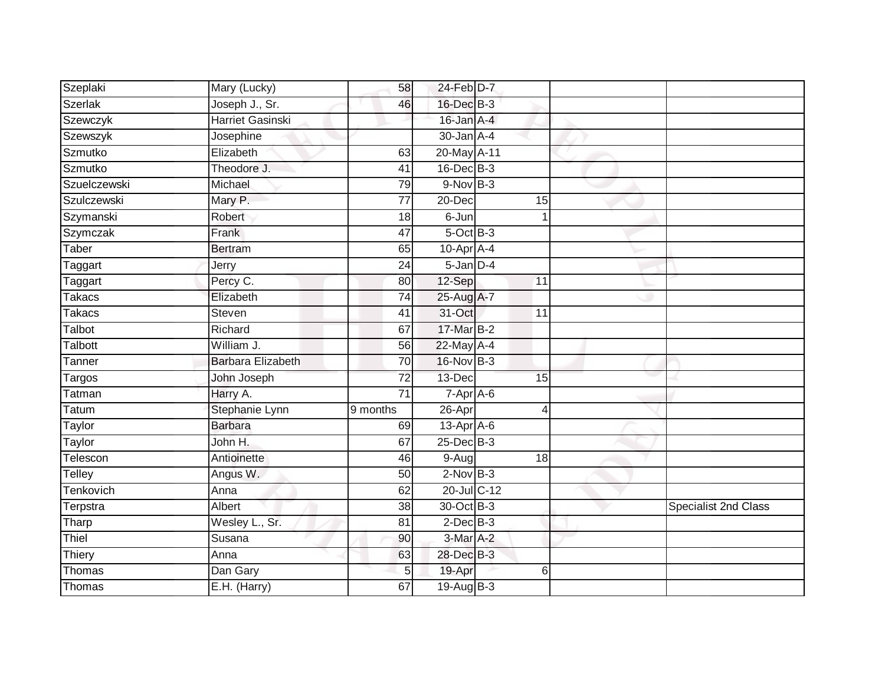| | | | | | | | |
|---|---|---|---|---|---|---|---|
| Szeplaki | Mary (Lucky) | 58 | 24-Feb | D-7 | | | |
| Szerlak | Joseph J., Sr. | 46 | 16-Dec | B-3 | | | |
| Szewczyk | Harriet Gasinski | | 16-Jan | A-4 | | | |
| Szewszyk | Josephine | | 30-Jan | A-4 | | | |
| Szmutko | Elizabeth | 63 | 20-May | A-11 | | | |
| Szmutko | Theodore J. | 41 | 16-Dec | B-3 | | | |
| Szuelczewski | Michael | 79 | 9-Nov | B-3 | | | |
| Szulczewski | Mary P. | 77 | 20-Dec | | 15 | | |
| Szymanski | Robert | 18 | 6-Jun | | 1 | | |
| Szymczak | Frank | 47 | 5-Oct | B-3 | | | |
| Taber | Bertram | 65 | 10-Apr | A-4 | | | |
| Taggart | Jerry | 24 | 5-Jan | D-4 | | | |
| Taggart | Percy C. | 80 | 12-Sep | | 11 | | |
| Takacs | Elizabeth | 74 | 25-Aug | A-7 | | | |
| Takacs | Steven | 41 | 31-Oct | | 11 | | |
| Talbot | Richard | 67 | 17-Mar | B-2 | | | |
| Talbott | William J. | 56 | 22-May | A-4 | | | |
| Tanner | Barbara Elizabeth | 70 | 16-Nov | B-3 | | | |
| Targos | John Joseph | 72 | 13-Dec | | 15 | | |
| Tatman | Harry A. | 71 | 7-Apr | A-6 | | | |
| Tatum | Stephanie Lynn | 9 months | 26-Apr | | 4 | | |
| Taylor | Barbara | 69 | 13-Apr | A-6 | | | |
| Taylor | John H. | 67 | 25-Dec | B-3 | | | |
| Telescon | Antioinette | 46 | 9-Aug | | 18 | | |
| Telley | Angus W. | 50 | 2-Nov | B-3 | | | |
| Tenkovich | Anna | 62 | 20-Jul | C-12 | | | |
| Terpstra | Albert | 38 | 30-Oct | B-3 | | | Specialist 2nd Class |
| Tharp | Wesley L., Sr. | 81 | 2-Dec | B-3 | | | |
| Thiel | Susana | 90 | 3-Mar | A-2 | | | |
| Thiery | Anna | 63 | 28-Dec | B-3 | | | |
| Thomas | Dan Gary | 5 | 19-Apr | | 6 | | |
| Thomas | E.H. (Harry) | 67 | 19-Aug | B-3 | | | |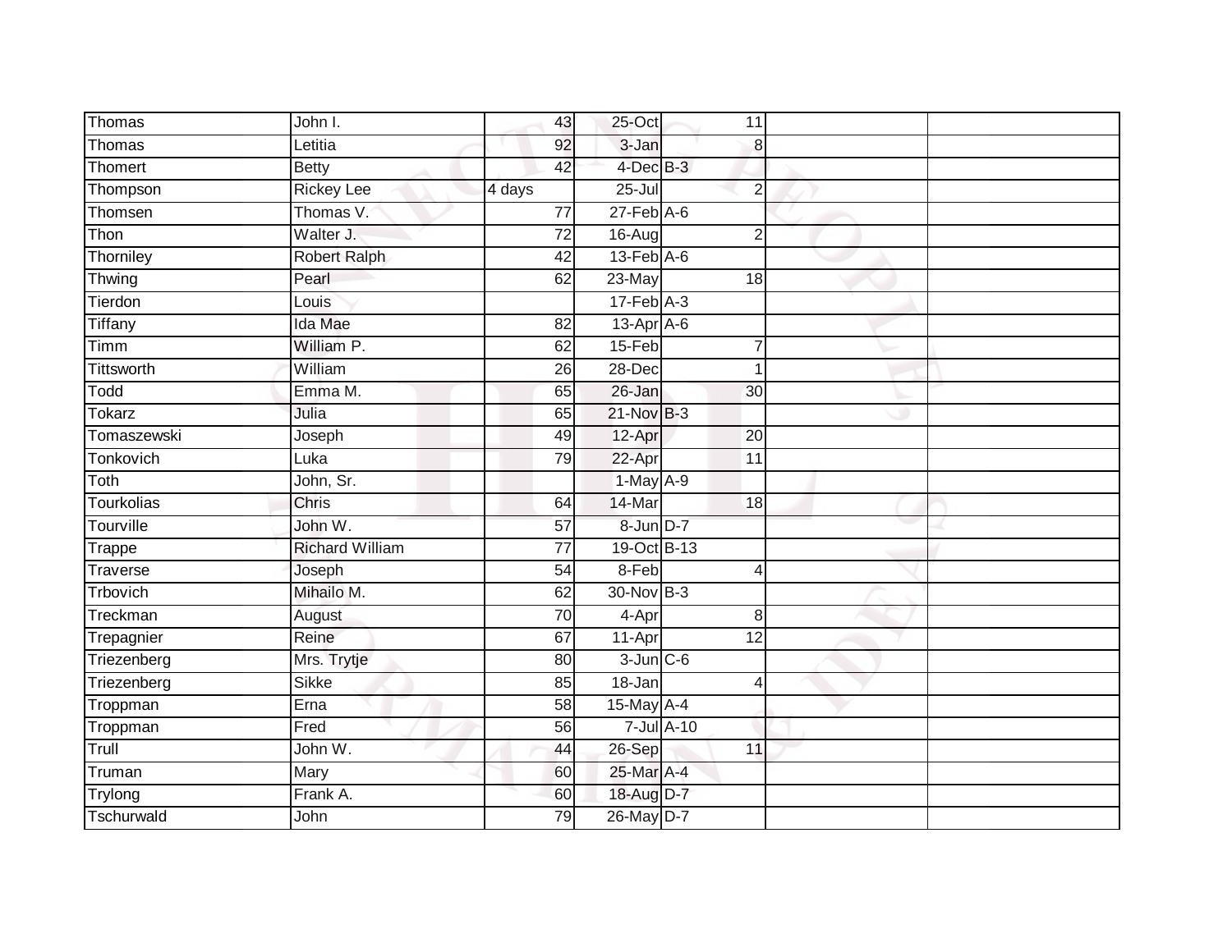| Thomas | John I. | 43 | 25-Oct | 11 | | |
|---|---|---|---|---|---|---|
| Thomas | Letitia | 92 | 3-Jan | 8 | | |
| Thomert | Betty | 42 | 4-Dec | B-3 | | |
| Thompson | Rickey Lee | 4 days | 25-Jul | 2 | | |
| Thomsen | Thomas V. | 77 | 27-Feb | A-6 | | |
| Thon | Walter J. | 72 | 16-Aug | 2 | | |
| Thorniley | Robert Ralph | 42 | 13-Feb | A-6 | | |
| Thwing | Pearl | 62 | 23-May | 18 | | |
| Tierdon | Louis | | 17-Feb | A-3 | | |
| Tiffany | Ida Mae | 82 | 13-Apr | A-6 | | |
| Timm | William P. | 62 | 15-Feb | 7 | | |
| Tittsworth | William | 26 | 28-Dec | 1 | | |
| Todd | Emma M. | 65 | 26-Jan | 30 | | |
| Tokarz | Julia | 65 | 21-Nov | B-3 | | |
| Tomaszewski | Joseph | 49 | 12-Apr | 20 | | |
| Tonkovich | Luka | 79 | 22-Apr | 11 | | |
| Toth | John, Sr. | | 1-May | A-9 | | |
| Tourkolias | Chris | 64 | 14-Mar | 18 | | |
| Tourville | John W. | 57 | 8-Jun | D-7 | | |
| Trappe | Richard William | 77 | 19-Oct | B-13 | | |
| Traverse | Joseph | 54 | 8-Feb | 4 | | |
| Trbovich | Mihailo M. | 62 | 30-Nov | B-3 | | |
| Treckman | August | 70 | 4-Apr | 8 | | |
| Trepagnier | Reine | 67 | 11-Apr | 12 | | |
| Triezenberg | Mrs. Trytje | 80 | 3-Jun | C-6 | | |
| Triezenberg | Sikke | 85 | 18-Jan | 4 | | |
| Troppman | Erna | 58 | 15-May | A-4 | | |
| Troppman | Fred | 56 | 7-Jul | A-10 | | |
| Trull | John W. | 44 | 26-Sep | 11 | | |
| Truman | Mary | 60 | 25-Mar | A-4 | | |
| Trylong | Frank A. | 60 | 18-Aug | D-7 | | |
| Tschurwald | John | 79 | 26-May | D-7 | | |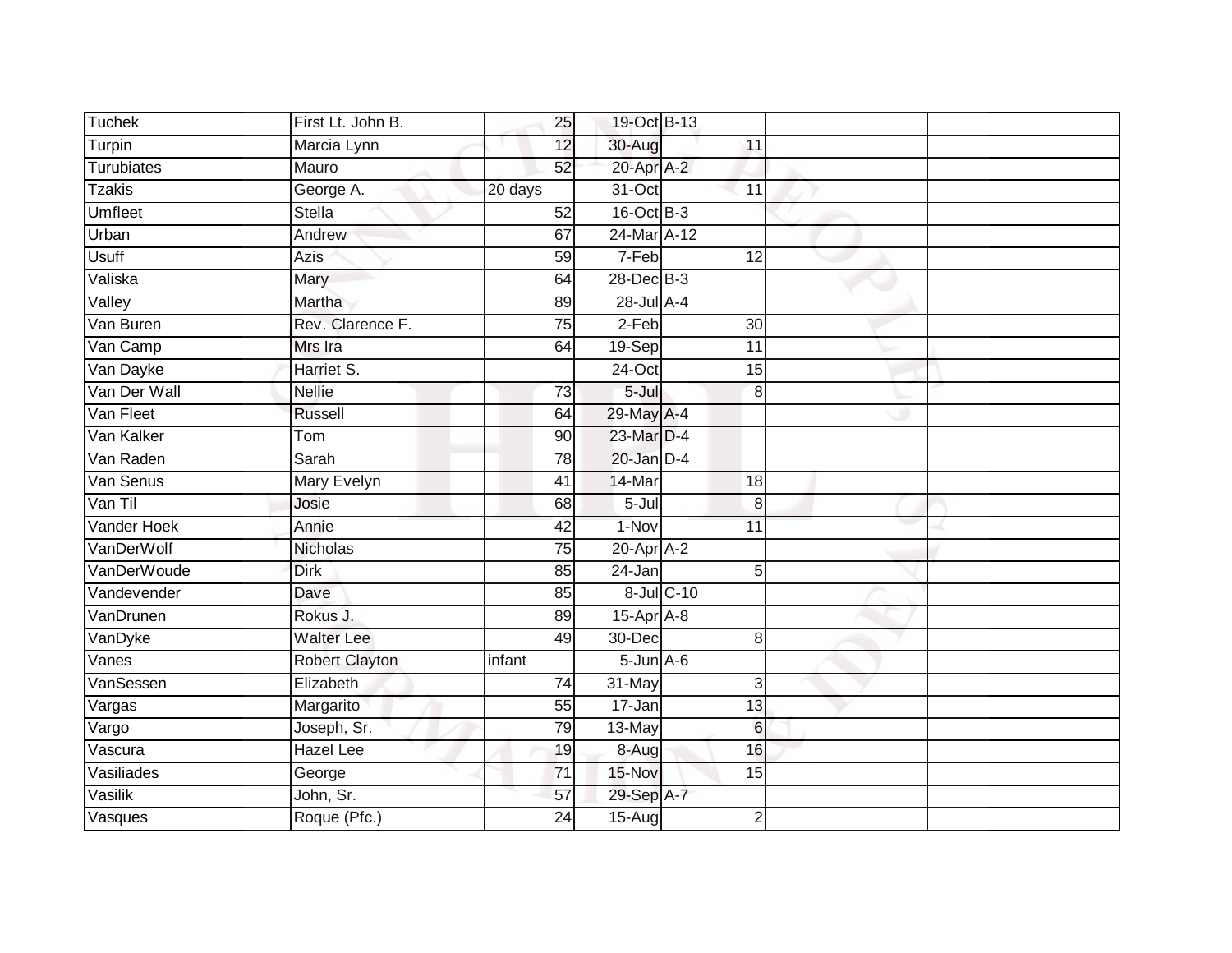| | | | | | | | |
|---|---|---|---|---|---|---|---|
| Tuchek | First Lt. John B. | 25 | 19-Oct | B-13 | | | |
| Turpin | Marcia Lynn | 12 | 30-Aug | 11 | | | |
| Turubiates | Mauro | 52 | 20-Apr | A-2 | | | |
| Tzakis | George A. | 20 days | 31-Oct | 11 | | | |
| Umfleet | Stella | 52 | 16-Oct | B-3 | | | |
| Urban | Andrew | 67 | 24-Mar | A-12 | | | |
| Usuff | Azis | 59 | 7-Feb | 12 | | | |
| Valiska | Mary | 64 | 28-Dec | B-3 | | | |
| Valley | Martha | 89 | 28-Jul | A-4 | | | |
| Van Buren | Rev. Clarence F. | 75 | 2-Feb | 30 | | | |
| Van Camp | Mrs Ira | 64 | 19-Sep | 11 | | | |
| Van Dayke | Harriet S. | | 24-Oct | 15 | | | |
| Van Der Wall | Nellie | 73 | 5-Jul | 8 | | | |
| Van Fleet | Russell | 64 | 29-May | A-4 | | | |
| Van Kalker | Tom | 90 | 23-Mar | D-4 | | | |
| Van Raden | Sarah | 78 | 20-Jan | D-4 | | | |
| Van Senus | Mary Evelyn | 41 | 14-Mar | 18 | | | |
| Van Til | Josie | 68 | 5-Jul | 8 | | | |
| Vander Hoek | Annie | 42 | 1-Nov | 11 | | | |
| VanDerWolf | Nicholas | 75 | 20-Apr | A-2 | | | |
| VanDerWoude | Dirk | 85 | 24-Jan | 5 | | | |
| Vandevender | Dave | 85 | 8-Jul | C-10 | | | |
| VanDrunen | Rokus J. | 89 | 15-Apr | A-8 | | | |
| VanDyke | Walter Lee | 49 | 30-Dec | 8 | | | |
| Vanes | Robert Clayton | infant | 5-Jun | A-6 | | | |
| VanSessen | Elizabeth | 74 | 31-May | 3 | | | |
| Vargas | Margarito | 55 | 17-Jan | 13 | | | |
| Vargo | Joseph, Sr. | 79 | 13-May | 6 | | | |
| Vascura | Hazel Lee | 19 | 8-Aug | 16 | | | |
| Vasiliades | George | 71 | 15-Nov | 15 | | | |
| Vasilik | John, Sr. | 57 | 29-Sep | A-7 | | | |
| Vasques | Roque (Pfc.) | 24 | 15-Aug | 2 | | | |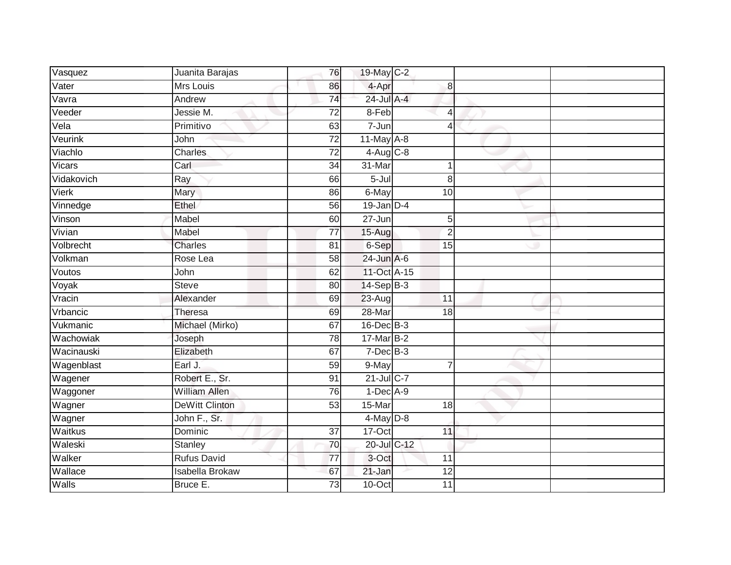| | | | | | | |
|---|---|---|---|---|---|---|
| Vasquez | Juanita Barajas | 76 | 19-May | C-2 | | |
| Vater | Mrs Louis | 86 | 4-Apr | 8 | | |
| Vavra | Andrew | 74 | 24-Jul | A-4 | | |
| Veeder | Jessie M. | 72 | 8-Feb | 4 | | |
| Vela | Primitivo | 63 | 7-Jun | 4 | | |
| Veurink | John | 72 | 11-May | A-8 | | |
| Viachlo | Charles | 72 | 4-Aug | C-8 | | |
| Vicars | Carl | 34 | 31-Mar | 1 | | |
| Vidakovich | Ray | 66 | 5-Jul | 8 | | |
| Vierk | Mary | 86 | 6-May | 10 | | |
| Vinnedge | Ethel | 56 | 19-Jan | D-4 | | |
| Vinson | Mabel | 60 | 27-Jun | 5 | | |
| Vivian | Mabel | 77 | 15-Aug | 2 | | |
| Volbrecht | Charles | 81 | 6-Sep | 15 | | |
| Volkman | Rose Lea | 58 | 24-Jun | A-6 | | |
| Voutos | John | 62 | 11-Oct | A-15 | | |
| Voyak | Steve | 80 | 14-Sep | B-3 | | |
| Vracin | Alexander | 69 | 23-Aug | 11 | | |
| Vrbancic | Theresa | 69 | 28-Mar | 18 | | |
| Vukmanic | Michael (Mirko) | 67 | 16-Dec | B-3 | | |
| Wachowiak | Joseph | 78 | 17-Mar | B-2 | | |
| Wacinauski | Elizabeth | 67 | 7-Dec | B-3 | | |
| Wagenblast | Earl J. | 59 | 9-May | 7 | | |
| Wagener | Robert E., Sr. | 91 | 21-Jul | C-7 | | |
| Waggoner | William Allen | 76 | 1-Dec | A-9 | | |
| Wagner | DeWitt Clinton | 53 | 15-Mar | 18 | | |
| Wagner | John F., Sr. | | 4-May | D-8 | | |
| Waitkus | Dominic | 37 | 17-Oct | 11 | | |
| Waleski | Stanley | 70 | 20-Jul | C-12 | | |
| Walker | Rufus David | 77 | 3-Oct | 11 | | |
| Wallace | Isabella Brokaw | 67 | 21-Jan | 12 | | |
| Walls | Bruce E. | 73 | 10-Oct | 11 | | |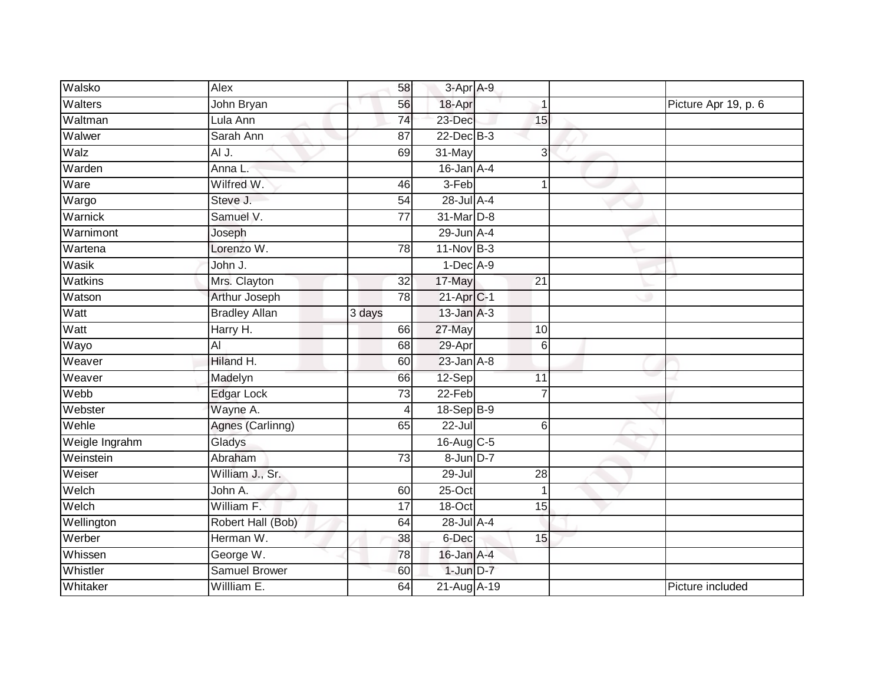| Walsko | Alex | 58 | 3-Apr | A-9 | | | |
|---|---|---|---|---|---|---|---|
| Walters | John Bryan | 56 | 18-Apr | | 1 | | Picture Apr 19, p. 6 |
| Waltman | Lula Ann | 74 | 23-Dec | | 15 | | |
| Walwer | Sarah Ann | 87 | 22-Dec | B-3 | | | |
| Walz | Al J. | 69 | 31-May | | 3 | | |
| Warden | Anna L. | | 16-Jan | A-4 | | | |
| Ware | Wilfred W. | 46 | 3-Feb | | 1 | | |
| Wargo | Steve J. | 54 | 28-Jul | A-4 | | | |
| Warnick | Samuel V. | 77 | 31-Mar | D-8 | | | |
| Warnimont | Joseph | | 29-Jun | A-4 | | | |
| Wartena | Lorenzo W. | 78 | 11-Nov | B-3 | | | |
| Wasik | John J. | | 1-Dec | A-9 | | | |
| Watkins | Mrs. Clayton | 32 | 17-May | | 21 | | |
| Watson | Arthur Joseph | 78 | 21-Apr | C-1 | | | |
| Watt | Bradley Allan | 3 days | 13-Jan | A-3 | | | |
| Watt | Harry H. | 66 | 27-May | | 10 | | |
| Wayo | Al | 68 | 29-Apr | | 6 | | |
| Weaver | Hiland H. | 60 | 23-Jan | A-8 | | | |
| Weaver | Madelyn | 66 | 12-Sep | | 11 | | |
| Webb | Edgar Lock | 73 | 22-Feb | | 7 | | |
| Webster | Wayne A. | 4 | 18-Sep | B-9 | | | |
| Wehle | Agnes (Carlinng) | 65 | 22-Jul | | 6 | | |
| Weigle Ingrahm | Gladys | | 16-Aug | C-5 | | | |
| Weinstein | Abraham | 73 | 8-Jun | D-7 | | | |
| Weiser | William J., Sr. | | 29-Jul | | 28 | | |
| Welch | John A. | 60 | 25-Oct | | 1 | | |
| Welch | William F. | 17 | 18-Oct | | 15 | | |
| Wellington | Robert Hall (Bob) | 64 | 28-Jul | A-4 | | | |
| Werber | Herman W. | 38 | 6-Dec | | 15 | | |
| Whissen | George W. | 78 | 16-Jan | A-4 | | | |
| Whistler | Samuel Brower | 60 | 1-Jun | D-7 | | | |
| Whitaker | Willliam E. | 64 | 21-Aug | A-19 | | | Picture included |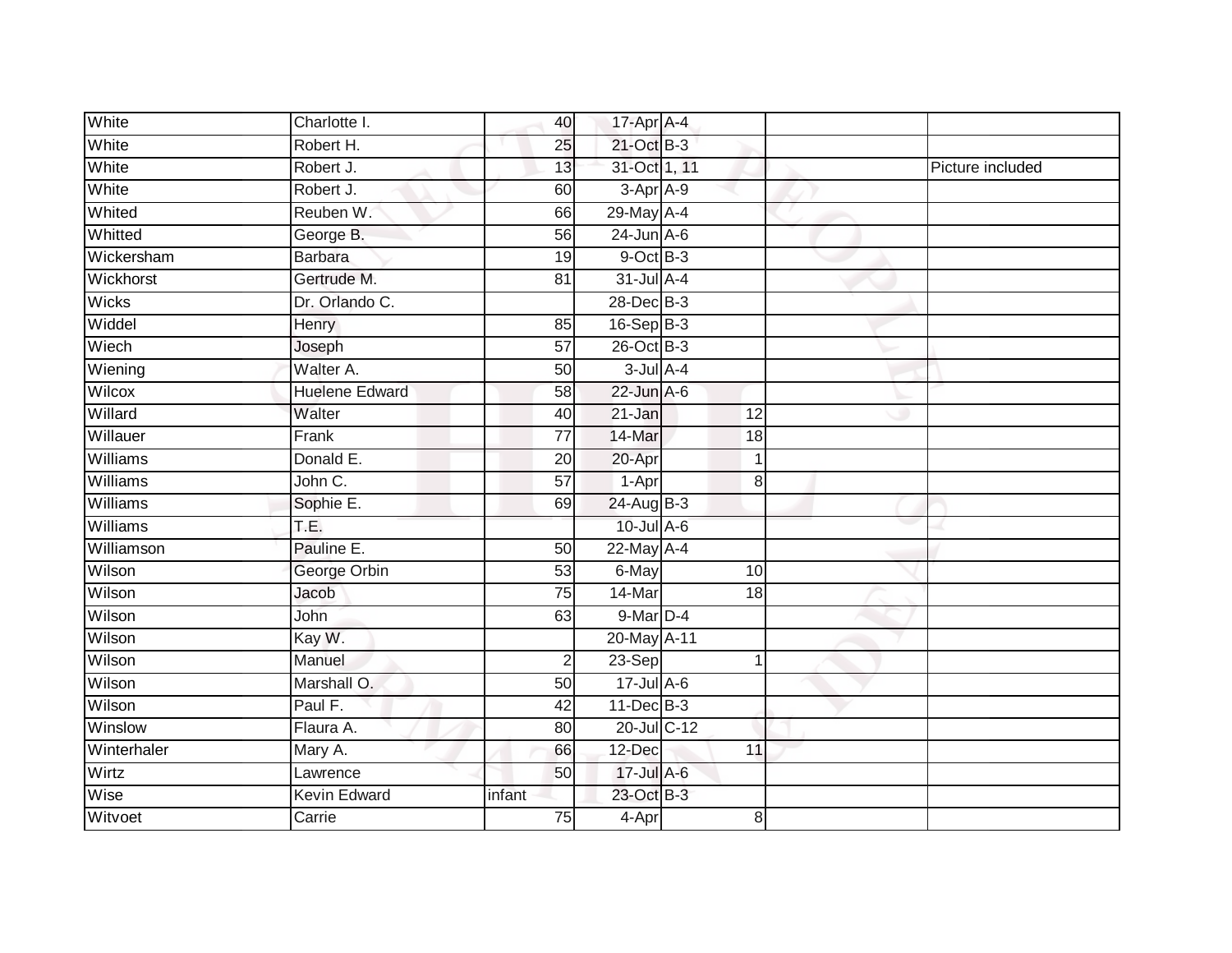| | | | | | | | |
|---|---|---|---|---|---|---|---|
| White | Charlotte I. | 40 | 17-Apr | A-4 | | | |
| White | Robert H. | 25 | 21-Oct | B-3 | | | |
| White | Robert J. | 13 | 31-Oct | 1, 11 | | | Picture included |
| White | Robert J. | 60 | 3-Apr | A-9 | | | |
| Whited | Reuben W. | 66 | 29-May | A-4 | | | |
| Whitted | George B. | 56 | 24-Jun | A-6 | | | |
| Wickersham | Barbara | 19 | 9-Oct | B-3 | | | |
| Wickhorst | Gertrude M. | 81 | 31-Jul | A-4 | | | |
| Wicks | Dr. Orlando C. | | 28-Dec | B-3 | | | |
| Widdel | Henry | 85 | 16-Sep | B-3 | | | |
| Wiech | Joseph | 57 | 26-Oct | B-3 | | | |
| Wiening | Walter A. | 50 | 3-Jul | A-4 | | | |
| Wilcox | Huelene Edward | 58 | 22-Jun | A-6 | | | |
| Willard | Walter | 40 | 21-Jan | | 12 | | |
| Willauer | Frank | 77 | 14-Mar | | 18 | | |
| Williams | Donald E. | 20 | 20-Apr | | 1 | | |
| Williams | John C. | 57 | 1-Apr | | 8 | | |
| Williams | Sophie E. | 69 | 24-Aug | B-3 | | | |
| Williams | T.E. | | 10-Jul | A-6 | | | |
| Williamson | Pauline E. | 50 | 22-May | A-4 | | | |
| Wilson | George Orbin | 53 | 6-May | | 10 | | |
| Wilson | Jacob | 75 | 14-Mar | | 18 | | |
| Wilson | John | 63 | 9-Mar | D-4 | | | |
| Wilson | Kay W. | | 20-May | A-11 | | | |
| Wilson | Manuel | 2 | 23-Sep | | 1 | | |
| Wilson | Marshall O. | 50 | 17-Jul | A-6 | | | |
| Wilson | Paul F. | 42 | 11-Dec | B-3 | | | |
| Winslow | Flaura A. | 80 | 20-Jul | C-12 | | | |
| Winterhaler | Mary A. | 66 | 12-Dec | | 11 | | |
| Wirtz | Lawrence | 50 | 17-Jul | A-6 | | | |
| Wise | Kevin Edward | infant | 23-Oct | B-3 | | | |
| Witvoet | Carrie | 75 | 4-Apr | | 8 | | |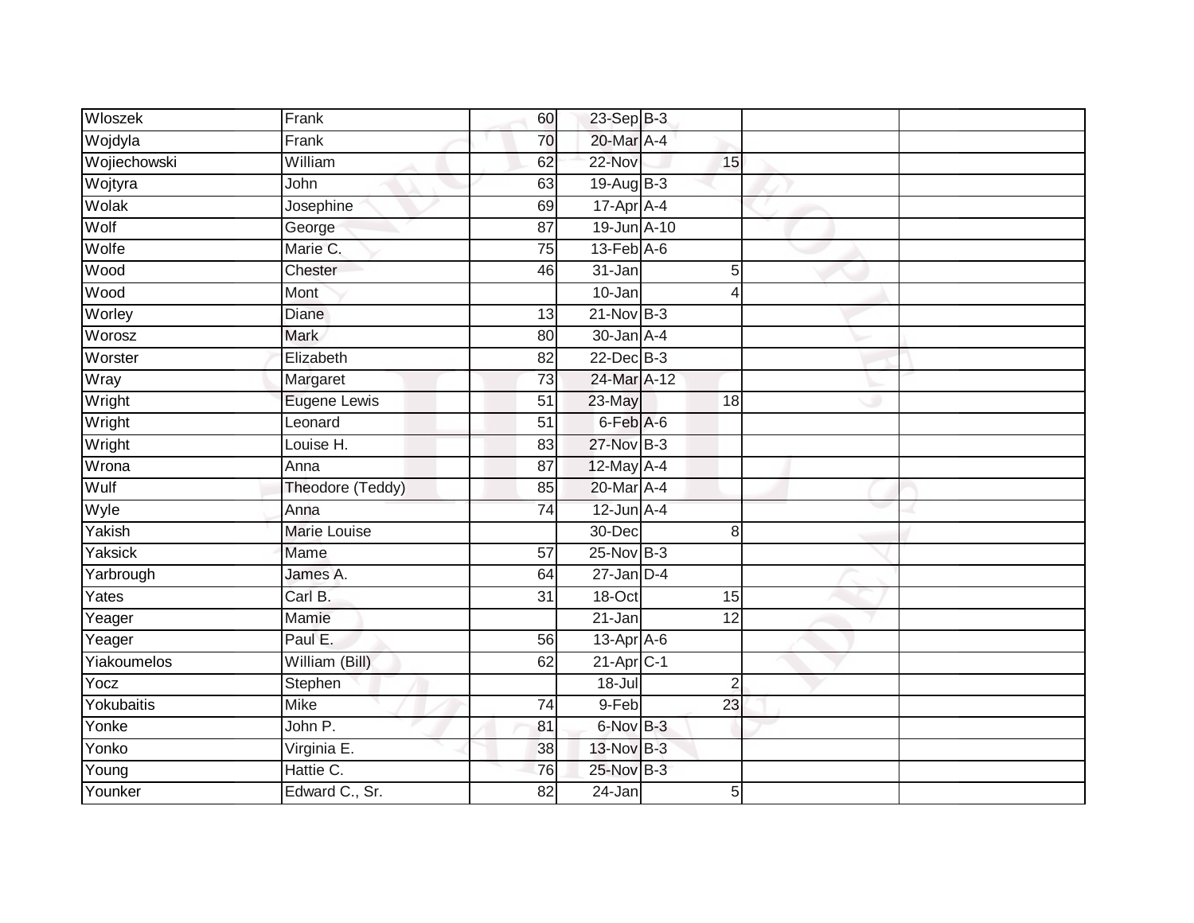| | | | | | | | |
|---|---|---|---|---|---|---|---|
| Wloszek | Frank | 60 | 23-Sep | B-3 | | | |
| Wojdyla | Frank | 70 | 20-Mar | A-4 | | | |
| Wojiechowski | William | 62 | 22-Nov | | 15 | | |
| Wojtyra | John | 63 | 19-Aug | B-3 | | | |
| Wolak | Josephine | 69 | 17-Apr | A-4 | | | |
| Wolf | George | 87 | 19-Jun | A-10 | | | |
| Wolfe | Marie C. | 75 | 13-Feb | A-6 | | | |
| Wood | Chester | 46 | 31-Jan | | 5 | | |
| Wood | Mont | | 10-Jan | | 4 | | |
| Worley | Diane | 13 | 21-Nov | B-3 | | | |
| Worosz | Mark | 80 | 30-Jan | A-4 | | | |
| Worster | Elizabeth | 82 | 22-Dec | B-3 | | | |
| Wray | Margaret | 73 | 24-Mar | A-12 | | | |
| Wright | Eugene Lewis | 51 | 23-May | | 18 | | |
| Wright | Leonard | 51 | 6-Feb | A-6 | | | |
| Wright | Louise H. | 83 | 27-Nov | B-3 | | | |
| Wrona | Anna | 87 | 12-May | A-4 | | | |
| Wulf | Theodore (Teddy) | 85 | 20-Mar | A-4 | | | |
| Wyle | Anna | 74 | 12-Jun | A-4 | | | |
| Yakish | Marie Louise | | 30-Dec | | 8 | | |
| Yaksick | Mame | 57 | 25-Nov | B-3 | | | |
| Yarbrough | James A. | 64 | 27-Jan | D-4 | | | |
| Yates | Carl B. | 31 | 18-Oct | | 15 | | |
| Yeager | Mamie | | 21-Jan | | 12 | | |
| Yeager | Paul E. | 56 | 13-Apr | A-6 | | | |
| Yiakoumelos | William (Bill) | 62 | 21-Apr | C-1 | | | |
| Yocz | Stephen | | 18-Jul | | 2 | | |
| Yokubaitis | Mike | 74 | 9-Feb | | 23 | | |
| Yonke | John P. | 81 | 6-Nov | B-3 | | | |
| Yonko | Virginia E. | 38 | 13-Nov | B-3 | | | |
| Young | Hattie C. | 76 | 25-Nov | B-3 | | | |
| Younker | Edward C., Sr. | 82 | 24-Jan | | 5 | | |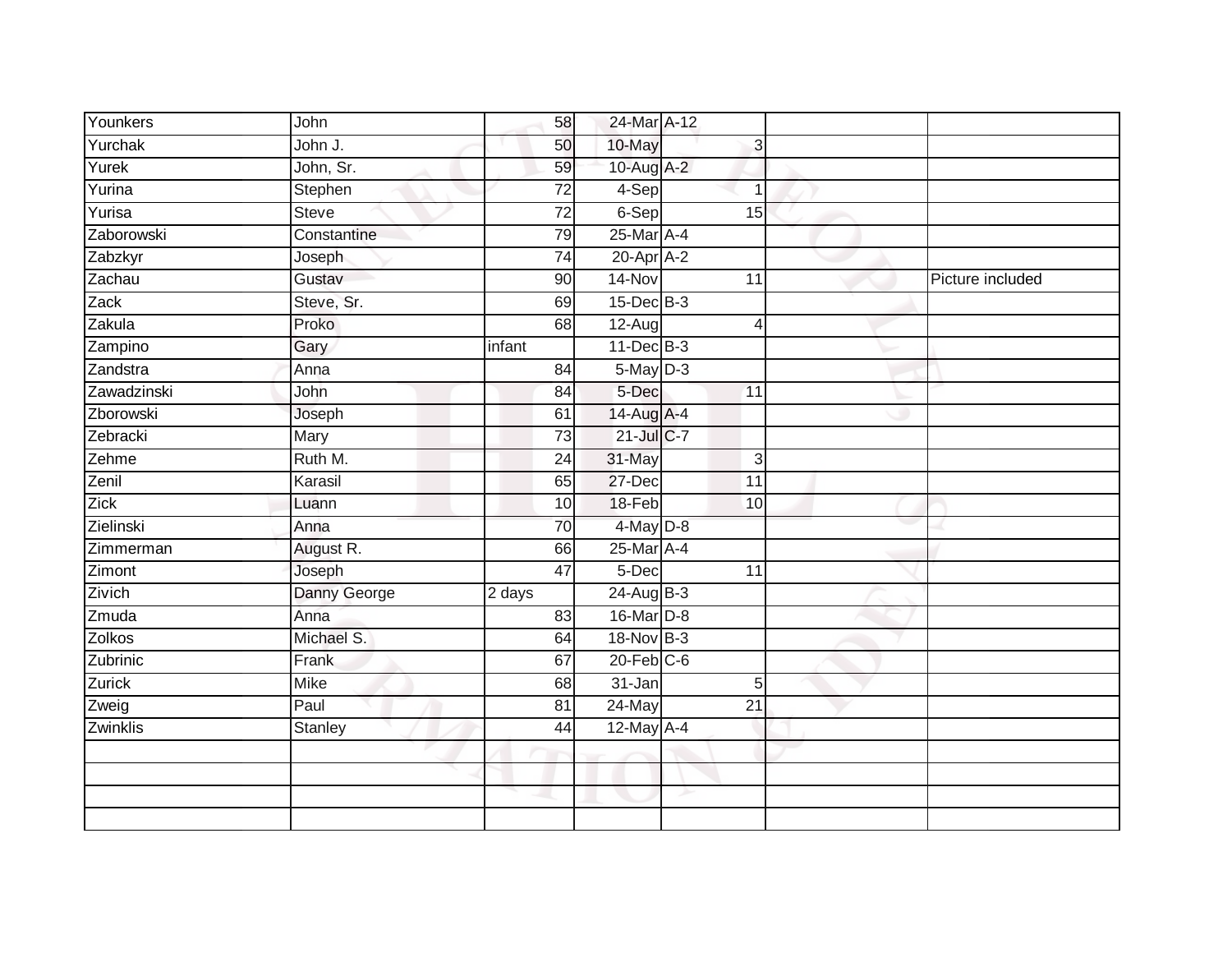| | | | | | | |
|---|---|---|---|---|---|---|
| Younkers | John | 58 | 24-Mar | A-12 | | |
| Yurchak | John J. | 50 | 10-May | 3 | | |
| Yurek | John, Sr. | 59 | 10-Aug | A-2 | | |
| Yurina | Stephen | 72 | 4-Sep | 1 | | |
| Yurisa | Steve | 72 | 6-Sep | 15 | | |
| Zaborowski | Constantine | 79 | 25-Mar | A-4 | | |
| Zabzkyr | Joseph | 74 | 20-Apr | A-2 | | |
| Zachau | Gustav | 90 | 14-Nov | 11 | | Picture included |
| Zack | Steve, Sr. | 69 | 15-Dec | B-3 | | |
| Zakula | Proko | 68 | 12-Aug | 4 | | |
| Zampino | Gary | infant | 11-Dec | B-3 | | |
| Zandstra | Anna | 84 | 5-May | D-3 | | |
| Zawadzinski | John | 84 | 5-Dec | 11 | | |
| Zborowski | Joseph | 61 | 14-Aug | A-4 | | |
| Zebracki | Mary | 73 | 21-Jul | C-7 | | |
| Zehme | Ruth M. | 24 | 31-May | 3 | | |
| Zenil | Karasil | 65 | 27-Dec | 11 | | |
| Zick | Luann | 10 | 18-Feb | 10 | | |
| Zielinski | Anna | 70 | 4-May | D-8 | | |
| Zimmerman | August R. | 66 | 25-Mar | A-4 | | |
| Zimont | Joseph | 47 | 5-Dec | 11 | | |
| Zivich | Danny George | 2 days | 24-Aug | B-3 | | |
| Zmuda | Anna | 83 | 16-Mar | D-8 | | |
| Zolkos | Michael S. | 64 | 18-Nov | B-3 | | |
| Zubrinic | Frank | 67 | 20-Feb | C-6 | | |
| Zurick | Mike | 68 | 31-Jan | 5 | | |
| Zweig | Paul | 81 | 24-May | 21 | | |
| Zwinklis | Stanley | 44 | 12-May | A-4 | | |
| | | | | | | |
| | | | | | | |
| | | | | | | |
| | | | | | | |